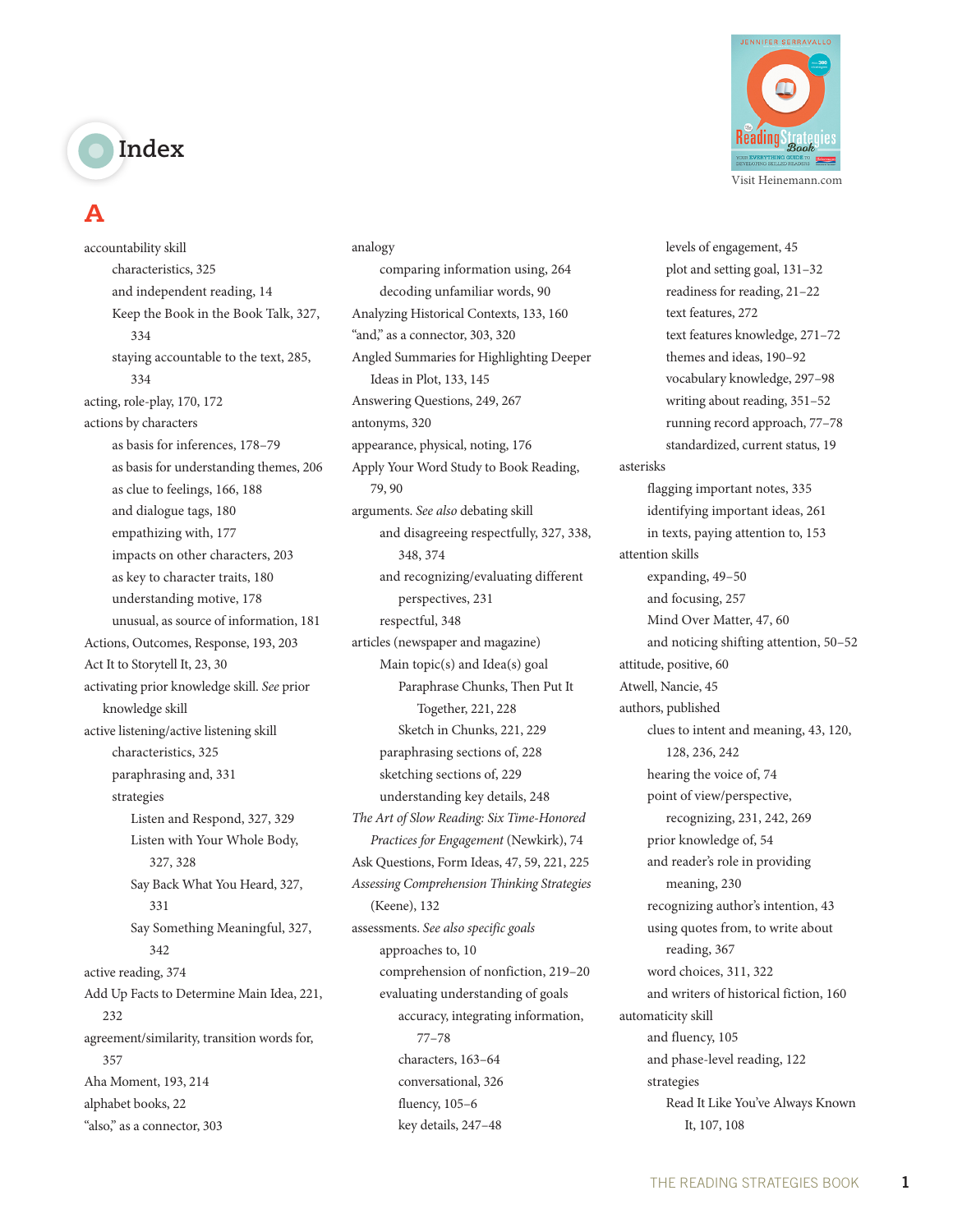# Index

Visit Heinemann.com

## A

- accountability skill
  - characteristics, 325
  - and independent reading, 14
  - Keep the Book in the Book Talk, 327, 334
  - staying accountable to the text, 285, 334
- acting, role-play, 170, 172
- actions by characters
  - as basis for inferences, 178–79
  - as basis for understanding themes, 206
  - as clue to feelings, 166, 188
  - and dialogue tags, 180
  - empathizing with, 177
  - impacts on other characters, 203
  - as key to character traits, 180
  - understanding motive, 178
  - unusual, as source of information, 181
- Actions, Outcomes, Response, 193, 203
- Act It to Storytell It, 23, 30
- activating prior knowledge skill. *See* prior knowledge skill
- active listening/active listening skill
  - characteristics, 325
  - paraphrasing and, 331
  - strategies
    - Listen and Respond, 327, 329
    - Listen with Your Whole Body, 327, 328
    - Say Back What You Heard, 327, 331
    - Say Something Meaningful, 327, 342
- active reading, 374
- Add Up Facts to Determine Main Idea, 221, 232
- agreement/similarity, transition words for, 357
- Aha Moment, 193, 214
- alphabet books, 22
- "also," as a connector, 303
- analogy
  - comparing information using, 264
  - decoding unfamiliar words, 90
- Analyzing Historical Contexts, 133, 160
- "and," as a connector, 303, 320
- Angled Summaries for Highlighting Deeper Ideas in Plot, 133, 145
- Answering Questions, 249, 267
- antonyms, 320
- appearance, physical, noting, 176
- Apply Your Word Study to Book Reading, 79, 90
- arguments. *See also* debating skill
  - and disagreeing respectfully, 327, 338, 348, 374
  - and recognizing/evaluating different perspectives, 231
  - respectful, 348
- articles (newspaper and magazine)
  - Main topic(s) and Idea(s) goal
    - Paraphrase Chunks, Then Put It Together, 221, 228
    - Sketch in Chunks, 221, 229
  - paraphrasing sections of, 228
  - sketching sections of, 229
  - understanding key details, 248
- *The Art of Slow Reading: Six Time-Honored Practices for Engagement* (Newkirk), 74
- Ask Questions, Form Ideas, 47, 59, 221, 225
- *Assessing Comprehension Thinking Strategies* (Keene), 132
- assessments. *See also specific goals*
  - approaches to, 10
  - comprehension of nonfiction, 219–20
  - evaluating understanding of goals
    - accuracy, integrating information, 77–78
    - characters, 163–64
    - conversational, 326
    - fluency, 105–6
    - key details, 247–48
    - levels of engagement, 45
    - plot and setting goal, 131–32
    - readiness for reading, 21–22
    - text features, 272
    - text features knowledge, 271–72
    - themes and ideas, 190–92
    - vocabulary knowledge, 297–98
    - writing about reading, 351–52
  - running record approach, 77–78
  - standardized, current status, 19
- asterisks
  - flagging important notes, 335
  - identifying important ideas, 261
  - in texts, paying attention to, 153
- attention skills
  - expanding, 49–50
  - and focusing, 257
  - Mind Over Matter, 47, 60
  - and noticing shifting attention, 50–52
- attitude, positive, 60
- Atwell, Nancie, 45
- authors, published
  - clues to intent and meaning, 43, 120, 128, 236, 242
  - hearing the voice of, 74
  - point of view/perspective, recognizing, 231, 242, 269
  - prior knowledge of, 54
  - and reader's role in providing meaning, 230
  - recognizing author's intention, 43
  - using quotes from, to write about reading, 367
  - word choices, 311, 322
  - and writers of historical fiction, 160
- automaticity skill
  - and fluency, 105
  - and phase-level reading, 122
  - strategies
    - Read It Like You've Always Known It, 107, 108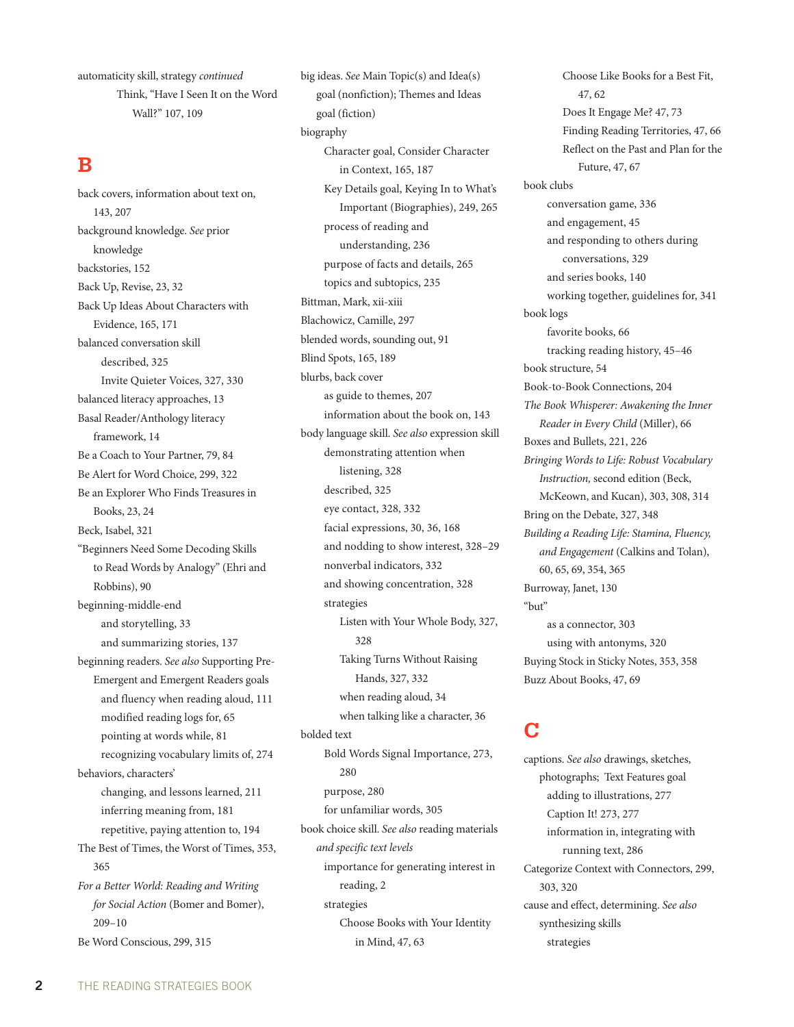automaticity skill, strategy *continued*
- Think, "Have I Seen It on the Word Wall?" 107, 109

## B

back covers, information about text on, 143, 207
background knowledge. *See* prior knowledge
backstories, 152
Back Up, Revise, 23, 32
Back Up Ideas About Characters with Evidence, 165, 171
balanced conversation skill
- described, 325
- Invite Quieter Voices, 327, 330

balanced literacy approaches, 13
Basal Reader/Anthology literacy framework, 14
Be a Coach to Your Partner, 79, 84
Be Alert for Word Choice, 299, 322
Be an Explorer Who Finds Treasures in Books, 23, 24
Beck, Isabel, 321
"Beginners Need Some Decoding Skills to Read Words by Analogy" (Ehri and Robbins), 90
beginning-middle-end
- and storytelling, 33
- and summarizing stories, 137

beginning readers. *See also* Supporting Pre-Emergent and Emergent Readers goals
- and fluency when reading aloud, 111
- modified reading logs for, 65
- pointing at words while, 81
- recognizing vocabulary limits of, 274

behaviors, characters'
- changing, and lessons learned, 211
- inferring meaning from, 181
- repetitive, paying attention to, 194

The Best of Times, the Worst of Times, 353, 365
*For a Better World: Reading and Writing for Social Action* (Bomer and Bomer), 209–10
Be Word Conscious, 299, 315
big ideas. *See* Main Topic(s) and Idea(s) goal (nonfiction); Themes and Ideas goal (fiction)
biography
- Character goal, Consider Character in Context, 165, 187
- Key Details goal, Keying In to What's Important (Biographies), 249, 265
- process of reading and understanding, 236
- purpose of facts and details, 265
- topics and subtopics, 235

Bittman, Mark, xii-xiii
Blachowicz, Camille, 297
blended words, sounding out, 91
Blind Spots, 165, 189
blurbs, back cover
- as guide to themes, 207
- information about the book on, 143

body language skill. *See also* expression skill
- demonstrating attention when listening, 328
- described, 325
- eye contact, 328, 332
- facial expressions, 30, 36, 168
- and nodding to show interest, 328–29
- nonverbal indicators, 332
- and showing concentration, 328
- strategies
  - Listen with Your Whole Body, 327, 328
  - Taking Turns Without Raising Hands, 327, 332
  - when reading aloud, 34
  - when talking like a character, 36

bolded text
- Bold Words Signal Importance, 273, 280
- purpose, 280
- for unfamiliar words, 305

book choice skill. *See also* reading materials *and specific text levels*
- importance for generating interest in reading, 2
- strategies
  - Choose Books with Your Identity in Mind, 47, 63
  - Choose Like Books for a Best Fit, 47, 62
  - Does It Engage Me? 47, 73
  - Finding Reading Territories, 47, 66
  - Reflect on the Past and Plan for the Future, 47, 67

book clubs
- conversation game, 336
- and engagement, 45
- and responding to others during conversations, 329
- and series books, 140
- working together, guidelines for, 341

book logs
- favorite books, 66
- tracking reading history, 45–46

book structure, 54
Book-to-Book Connections, 204
*The Book Whisperer: Awakening the Inner Reader in Every Child* (Miller), 66
Boxes and Bullets, 221, 226
*Bringing Words to Life: Robust Vocabulary Instruction,* second edition (Beck, McKeown, and Kucan), 303, 308, 314
Bring on the Debate, 327, 348
*Building a Reading Life: Stamina, Fluency, and Engagement* (Calkins and Tolan), 60, 65, 69, 354, 365
Burroway, Janet, 130
"but"
- as a connector, 303
- using with antonyms, 320

Buying Stock in Sticky Notes, 353, 358
Buzz About Books, 47, 69

## C

captions. *See also* drawings, sketches, photographs; Text Features goal
- adding to illustrations, 277
- Caption It! 273, 277
- information in, integrating with running text, 286

Categorize Context with Connectors, 299, 303, 320
cause and effect, determining. *See also* synthesizing skills
- strategies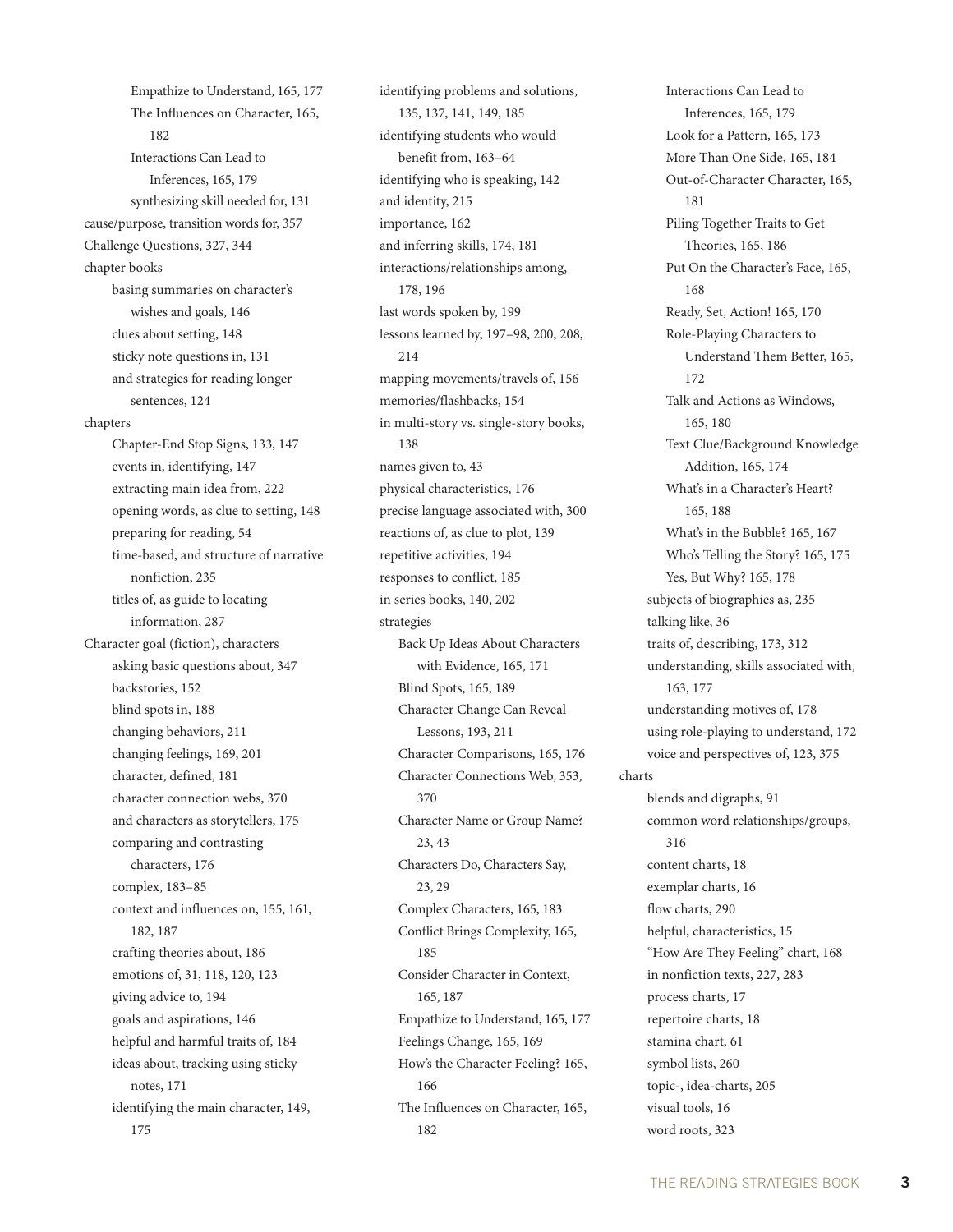- Empathize to Understand, 165, 177
- The Influences on Character, 165, 182
- Interactions Can Lead to Inferences, 165, 179
- synthesizing skill needed for, 131

cause/purpose, transition words for, 357

Challenge Questions, 327, 344

chapter books
- basing summaries on character's wishes and goals, 146
- clues about setting, 148
- sticky note questions in, 131
- and strategies for reading longer sentences, 124

chapters
- Chapter-End Stop Signs, 133, 147
- events in, identifying, 147
- extracting main idea from, 222
- opening words, as clue to setting, 148
- preparing for reading, 54
- time-based, and structure of narrative nonfiction, 235
- titles of, as guide to locating information, 287

Character goal (fiction), characters
- asking basic questions about, 347
- backstories, 152
- blind spots in, 188
- changing behaviors, 211
- changing feelings, 169, 201
- character, defined, 181
- character connection webs, 370
- and characters as storytellers, 175
- comparing and contrasting characters, 176
- complex, 183–85
- context and influences on, 155, 161, 182, 187
- crafting theories about, 186
- emotions of, 31, 118, 120, 123
- giving advice to, 194
- goals and aspirations, 146
- helpful and harmful traits of, 184
- ideas about, tracking using sticky notes, 171
- identifying the main character, 149, 175
- identifying problems and solutions, 135, 137, 141, 149, 185
- identifying students who would benefit from, 163–64
- identifying who is speaking, 142
- and identity, 215
- importance, 162
- and inferring skills, 174, 181
- interactions/relationships among, 178, 196
- last words spoken by, 199
- lessons learned by, 197–98, 200, 208, 214
- mapping movements/travels of, 156
- memories/flashbacks, 154
- in multi-story vs. single-story books, 138
- names given to, 43
- physical characteristics, 176
- precise language associated with, 300
- reactions of, as clue to plot, 139
- repetitive activities, 194
- responses to conflict, 185
- in series books, 140, 202
- strategies
  - Back Up Ideas About Characters with Evidence, 165, 171
  - Blind Spots, 165, 189
  - Character Change Can Reveal Lessons, 193, 211
  - Character Comparisons, 165, 176
  - Character Connections Web, 353, 370
  - Character Name or Group Name? 23, 43
  - Characters Do, Characters Say, 23, 29
  - Complex Characters, 165, 183
  - Conflict Brings Complexity, 165, 185
  - Consider Character in Context, 165, 187
  - Empathize to Understand, 165, 177
  - Feelings Change, 165, 169
  - How's the Character Feeling? 165, 166
  - The Influences on Character, 165, 182
  - Interactions Can Lead to Inferences, 165, 179
  - Look for a Pattern, 165, 173
  - More Than One Side, 165, 184
  - Out-of-Character Character, 165, 181
  - Piling Together Traits to Get Theories, 165, 186
  - Put On the Character's Face, 165, 168
  - Ready, Set, Action! 165, 170
  - Role-Playing Characters to Understand Them Better, 165, 172
  - Talk and Actions as Windows, 165, 180
  - Text Clue/Background Knowledge Addition, 165, 174
  - What's in a Character's Heart? 165, 188
  - What's in the Bubble? 165, 167
  - Who's Telling the Story? 165, 175
  - Yes, But Why? 165, 178
- subjects of biographies as, 235
- talking like, 36
- traits of, describing, 173, 312
- understanding, skills associated with, 163, 177
- understanding motives of, 178
- using role-playing to understand, 172
- voice and perspectives of, 123, 375

charts
- blends and digraphs, 91
- common word relationships/groups, 316
- content charts, 18
- exemplar charts, 16
- flow charts, 290
- helpful, characteristics, 15
- "How Are They Feeling" chart, 168
- in nonfiction texts, 227, 283
- process charts, 17
- repertoire charts, 18
- stamina chart, 61
- symbol lists, 260
- topic-, idea-charts, 205
- visual tools, 16
- word roots, 323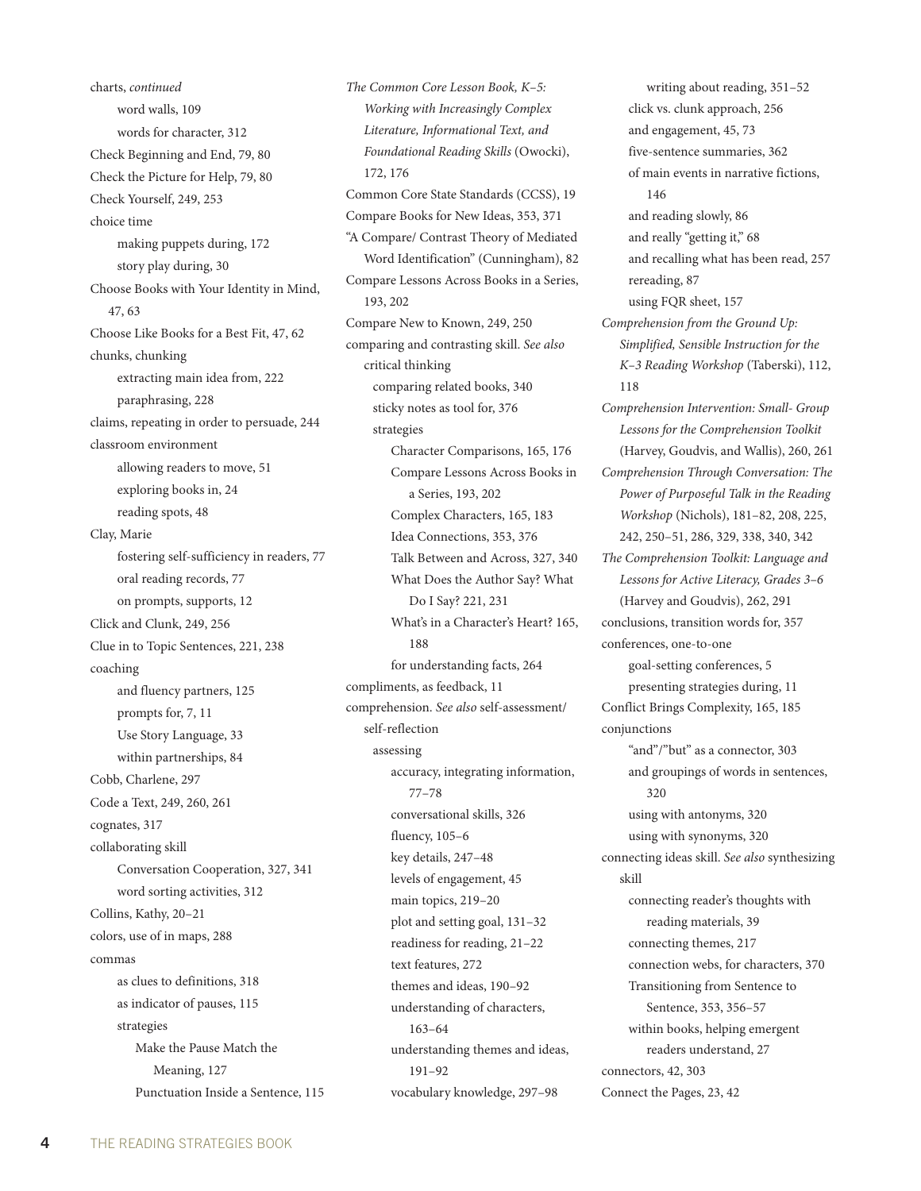charts, *continued*
  word walls, 109
  words for character, 312
Check Beginning and End, 79, 80
Check the Picture for Help, 79, 80
Check Yourself, 249, 253
choice time
  making puppets during, 172
  story play during, 30
Choose Books with Your Identity in Mind, 47, 63
Choose Like Books for a Best Fit, 47, 62
chunks, chunking
  extracting main idea from, 222
  paraphrasing, 228
claims, repeating in order to persuade, 244
classroom environment
  allowing readers to move, 51
  exploring books in, 24
  reading spots, 48
Clay, Marie
  fostering self-sufficiency in readers, 77
  oral reading records, 77
  on prompts, supports, 12
Click and Clunk, 249, 256
Clue in to Topic Sentences, 221, 238
coaching
  and fluency partners, 125
  prompts for, 7, 11
  Use Story Language, 33
  within partnerships, 84
Cobb, Charlene, 297
Code a Text, 249, 260, 261
cognates, 317
collaborating skill
  Conversation Cooperation, 327, 341
  word sorting activities, 312
Collins, Kathy, 20–21
colors, use of in maps, 288
commas
  as clues to definitions, 318
  as indicator of pauses, 115
  strategies
    Make the Pause Match the Meaning, 127
    Punctuation Inside a Sentence, 115
*The Common Core Lesson Book, K–5: Working with Increasingly Complex Literature, Informational Text, and Foundational Reading Skills* (Owocki), 172, 176
Common Core State Standards (CCSS), 19
Compare Books for New Ideas, 353, 371
"A Compare/ Contrast Theory of Mediated Word Identification" (Cunningham), 82
Compare Lessons Across Books in a Series, 193, 202
Compare New to Known, 249, 250
comparing and contrasting skill. *See also* critical thinking
  comparing related books, 340
  sticky notes as tool for, 376
  strategies
    Character Comparisons, 165, 176
    Compare Lessons Across Books in a Series, 193, 202
    Complex Characters, 165, 183
    Idea Connections, 353, 376
    Talk Between and Across, 327, 340
    What Does the Author Say? What Do I Say? 221, 231
    What's in a Character's Heart? 165, 188
    for understanding facts, 264
compliments, as feedback, 11
comprehension. *See also* self-assessment/self-reflection
  assessing
    accuracy, integrating information, 77–78
    conversational skills, 326
    fluency, 105–6
    key details, 247–48
    levels of engagement, 45
    main topics, 219–20
    plot and setting goal, 131–32
    readiness for reading, 21–22
    text features, 272
    themes and ideas, 190–92
    understanding of characters, 163–64
    understanding themes and ideas, 191–92
    vocabulary knowledge, 297–98
    writing about reading, 351–52
  click vs. clunk approach, 256
  and engagement, 45, 73
  five-sentence summaries, 362
  of main events in narrative fictions, 146
  and reading slowly, 86
  and really "getting it," 68
  and recalling what has been read, 257
  rereading, 87
  using FQR sheet, 157
*Comprehension from the Ground Up: Simplified, Sensible Instruction for the K–3 Reading Workshop* (Taberski), 112, 118
*Comprehension Intervention: Small- Group Lessons for the Comprehension Toolkit* (Harvey, Goudvis, and Wallis), 260, 261
*Comprehension Through Conversation: The Power of Purposeful Talk in the Reading Workshop* (Nichols), 181–82, 208, 225, 242, 250–51, 286, 329, 338, 340, 342
*The Comprehension Toolkit: Language and Lessons for Active Literacy, Grades 3–6* (Harvey and Goudvis), 262, 291
conclusions, transition words for, 357
conferences, one-to-one
  goal-setting conferences, 5
  presenting strategies during, 11
Conflict Brings Complexity, 165, 185
conjunctions
  "and"/"but" as a connector, 303
  and groupings of words in sentences, 320
  using with antonyms, 320
  using with synonyms, 320
connecting ideas skill. *See also* synthesizing skill
  connecting reader's thoughts with reading materials, 39
  connecting themes, 217
  connection webs, for characters, 370
  Transitioning from Sentence to Sentence, 353, 356–57
  within books, helping emergent readers understand, 27
connectors, 42, 303
Connect the Pages, 23, 42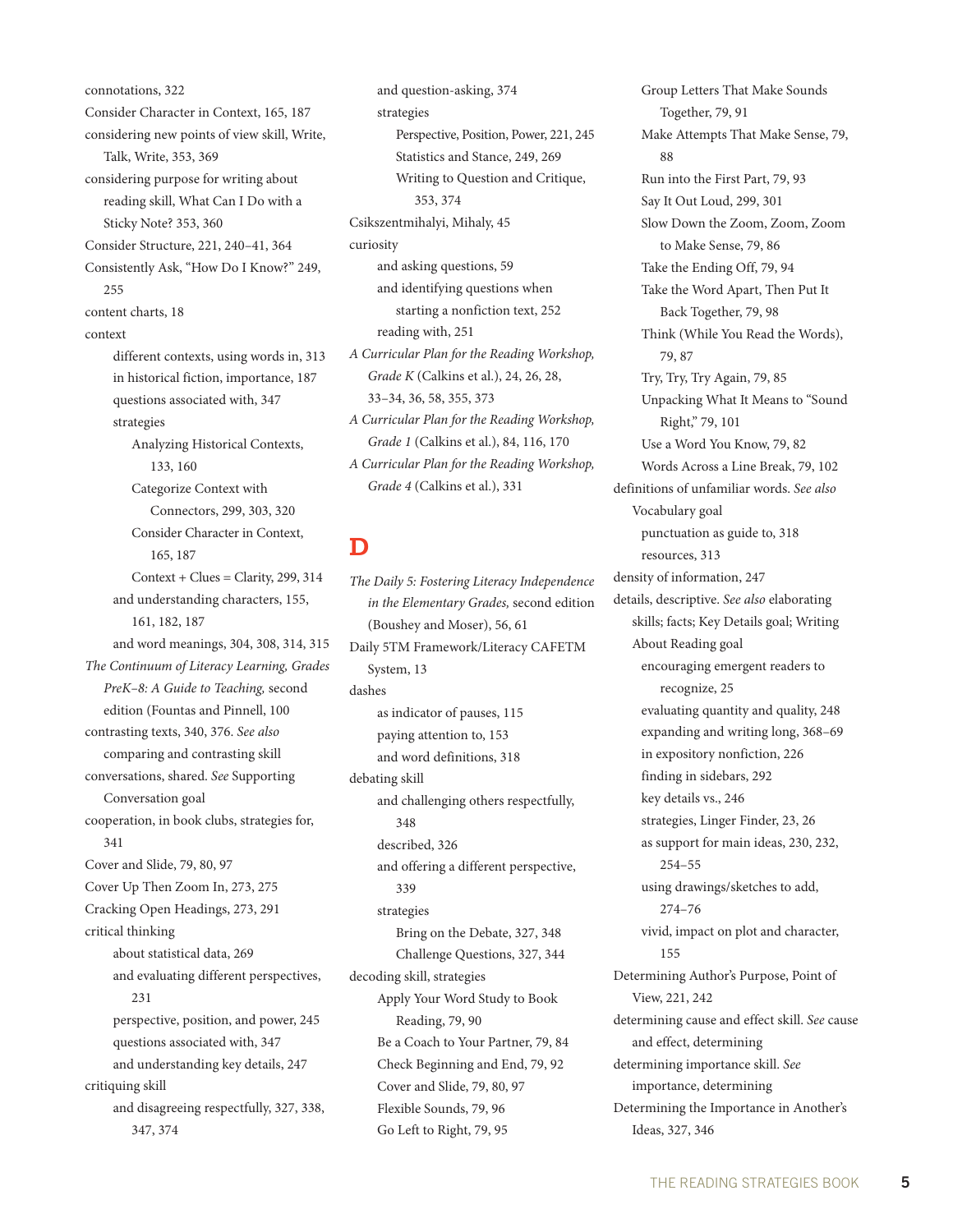connotations, 322
Consider Character in Context, 165, 187
considering new points of view skill, Write, Talk, Write, 353, 369
considering purpose for writing about reading skill, What Can I Do with a Sticky Note? 353, 360
Consider Structure, 221, 240–41, 364
Consistently Ask, "How Do I Know?" 249, 255
content charts, 18
context
- different contexts, using words in, 313
- in historical fiction, importance, 187
- questions associated with, 347
- strategies
  - Analyzing Historical Contexts, 133, 160
  - Categorize Context with Connectors, 299, 303, 320
  - Consider Character in Context, 165, 187
  - Context + Clues = Clarity, 299, 314
- and understanding characters, 155, 161, 182, 187
- and word meanings, 304, 308, 314, 315

*The Continuum of Literacy Learning, Grades PreK–8: A Guide to Teaching,* second edition (Fountas and Pinnell, 100
contrasting texts, 340, 376. *See also* comparing and contrasting skill
conversations, shared. *See* Supporting Conversation goal
cooperation, in book clubs, strategies for, 341
Cover and Slide, 79, 80, 97
Cover Up Then Zoom In, 273, 275
Cracking Open Headings, 273, 291
critical thinking
- about statistical data, 269
- and evaluating different perspectives, 231
- perspective, position, and power, 245
- questions associated with, 347
- and understanding key details, 247

critiquing skill
- and disagreeing respectfully, 327, 338, 347, 374
- and question-asking, 374
- strategies
  - Perspective, Position, Power, 221, 245
  - Statistics and Stance, 249, 269
  - Writing to Question and Critique, 353, 374

Csikszentmihalyi, Mihaly, 45
curiosity
- and asking questions, 59
- and identifying questions when starting a nonfiction text, 252
- reading with, 251

*A Curricular Plan for the Reading Workshop, Grade K* (Calkins et al.), 24, 26, 28, 33–34, 36, 58, 355, 373
*A Curricular Plan for the Reading Workshop, Grade 1* (Calkins et al.), 84, 116, 170
*A Curricular Plan for the Reading Workshop, Grade 4* (Calkins et al.), 331

# D

*The Daily 5: Fostering Literacy Independence in the Elementary Grades,* second edition (Boushey and Moser), 56, 61
Daily 5TM Framework/Literacy CAFETM System, 13
dashes
- as indicator of pauses, 115
- paying attention to, 153
- and word definitions, 318

debating skill
- and challenging others respectfully, 348
- described, 326
- and offering a different perspective, 339
- strategies
  - Bring on the Debate, 327, 348
  - Challenge Questions, 327, 344

decoding skill, strategies
- Apply Your Word Study to Book Reading, 79, 90
- Be a Coach to Your Partner, 79, 84
- Check Beginning and End, 79, 92
- Cover and Slide, 79, 80, 97
- Flexible Sounds, 79, 96
- Go Left to Right, 79, 95
- Group Letters That Make Sounds Together, 79, 91
- Make Attempts That Make Sense, 79, 88
- Run into the First Part, 79, 93
- Say It Out Loud, 299, 301
- Slow Down the Zoom, Zoom, Zoom to Make Sense, 79, 86
- Take the Ending Off, 79, 94
- Take the Word Apart, Then Put It Back Together, 79, 98
- Think (While You Read the Words), 79, 87
- Try, Try, Try Again, 79, 85
- Unpacking What It Means to "Sound Right," 79, 101
- Use a Word You Know, 79, 82
- Words Across a Line Break, 79, 102

definitions of unfamiliar words. *See also* Vocabulary goal
- punctuation as guide to, 318
- resources, 313

density of information, 247
details, descriptive. *See also* elaborating skills; facts; Key Details goal; Writing About Reading goal
- encouraging emergent readers to recognize, 25
- evaluating quantity and quality, 248
- expanding and writing long, 368–69
- in expository nonfiction, 226
- finding in sidebars, 292
- key details vs., 246
- strategies, Linger Finder, 23, 26
- as support for main ideas, 230, 232, 254–55
- using drawings/sketches to add, 274–76
- vivid, impact on plot and character, 155

Determining Author's Purpose, Point of View, 221, 242
determining cause and effect skill. *See* cause and effect, determining
determining importance skill. *See* importance, determining
Determining the Importance in Another's Ideas, 327, 346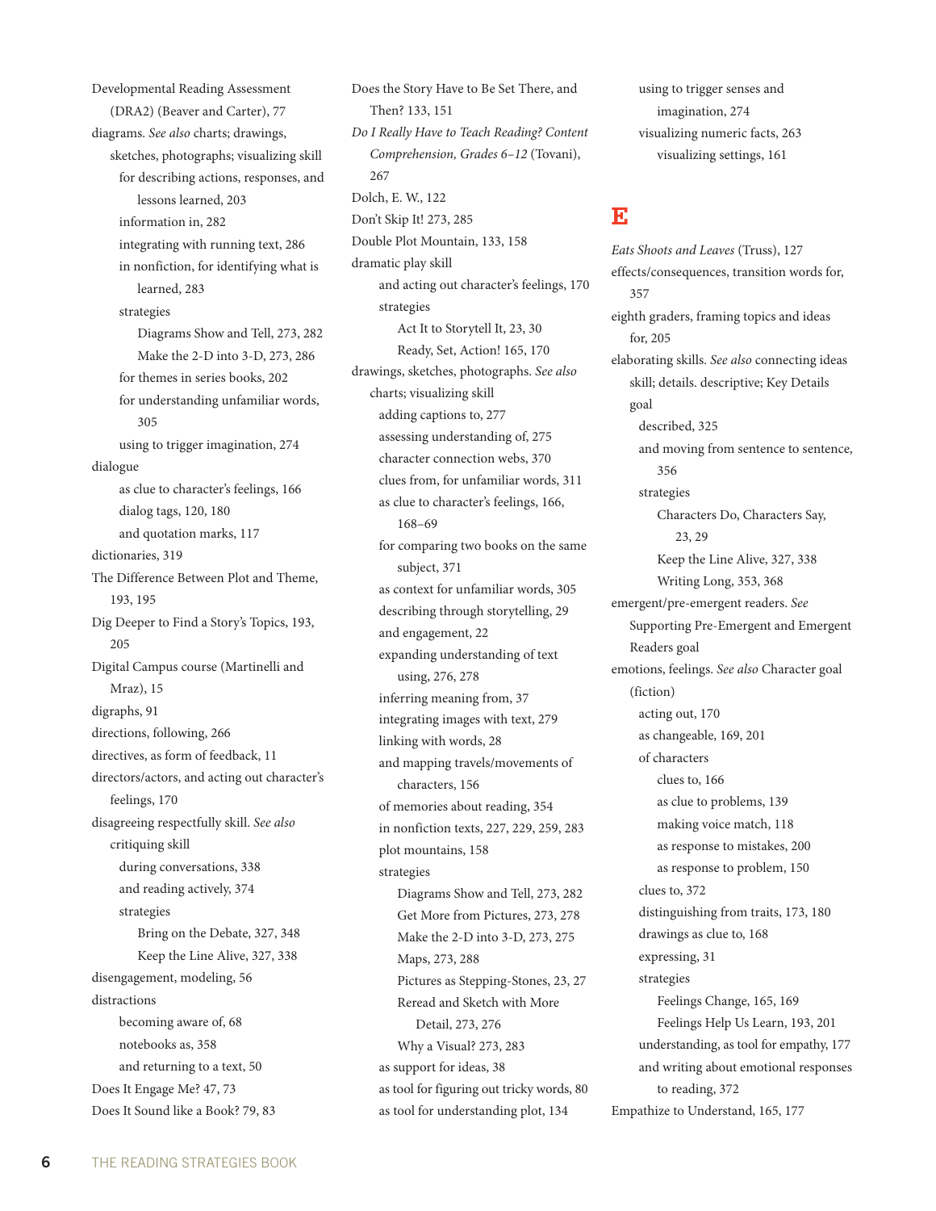Developmental Reading Assessment (DRA2) (Beaver and Carter), 77
diagrams. *See also* charts; drawings, sketches, photographs; visualizing skill
- for describing actions, responses, and lessons learned, 203
- information in, 282
- integrating with running text, 286
- in nonfiction, for identifying what is learned, 283
- strategies
  - Diagrams Show and Tell, 273, 282
  - Make the 2-D into 3-D, 273, 286
- for themes in series books, 202
- for understanding unfamiliar words, 305
- using to trigger imagination, 274

dialogue
- as clue to character's feelings, 166
- dialog tags, 120, 180
- and quotation marks, 117

dictionaries, 319
The Difference Between Plot and Theme, 193, 195
Dig Deeper to Find a Story's Topics, 193, 205
Digital Campus course (Martinelli and Mraz), 15
digraphs, 91
directions, following, 266
directives, as form of feedback, 11
directors/actors, and acting out character's feelings, 170
disagreeing respectfully skill. *See also* critiquing skill
- during conversations, 338
- and reading actively, 374
- strategies
  - Bring on the Debate, 327, 348
  - Keep the Line Alive, 327, 338

disengagement, modeling, 56
distractions
- becoming aware of, 68
- notebooks as, 358
- and returning to a text, 50

Does It Engage Me? 47, 73
Does It Sound like a Book? 79, 83
Does the Story Have to Be Set There, and Then? 133, 151
*Do I Really Have to Teach Reading? Content Comprehension, Grades 6–12* (Tovani), 267
Dolch, E. W., 122
Don't Skip It! 273, 285
Double Plot Mountain, 133, 158
dramatic play skill
- and acting out character's feelings, 170
- strategies
  - Act It to Storytell It, 23, 30
  - Ready, Set, Action! 165, 170

drawings, sketches, photographs. *See also* charts; visualizing skill
- adding captions to, 277
- assessing understanding of, 275
- character connection webs, 370
- clues from, for unfamiliar words, 311
- as clue to character's feelings, 166, 168–69
- for comparing two books on the same subject, 371
- as context for unfamiliar words, 305
- describing through storytelling, 29
- and engagement, 22
- expanding understanding of text using, 276, 278
- inferring meaning from, 37
- integrating images with text, 279
- linking with words, 28
- and mapping travels/movements of characters, 156
- of memories about reading, 354
- in nonfiction texts, 227, 229, 259, 283
- plot mountains, 158
- strategies
  - Diagrams Show and Tell, 273, 282
  - Get More from Pictures, 273, 278
  - Make the 2-D into 3-D, 273, 275
  - Maps, 273, 288
  - Pictures as Stepping-Stones, 23, 27
  - Reread and Sketch with More Detail, 273, 276
  - Why a Visual? 273, 283
- as support for ideas, 38
- as tool for figuring out tricky words, 80
- as tool for understanding plot, 134
- using to trigger senses and imagination, 274
- visualizing numeric facts, 263
  - visualizing settings, 161

## E

*Eats Shoots and Leaves* (Truss), 127
effects/consequences, transition words for, 357
eighth graders, framing topics and ideas for, 205
elaborating skills. *See also* connecting ideas skill; details. descriptive; Key Details goal
- described, 325
- and moving from sentence to sentence, 356
- strategies
  - Characters Do, Characters Say, 23, 29
  - Keep the Line Alive, 327, 338
  - Writing Long, 353, 368

emergent/pre-emergent readers. *See* Supporting Pre-Emergent and Emergent Readers goal
emotions, feelings. *See also* Character goal (fiction)
- acting out, 170
- as changeable, 169, 201
- of characters
  - clues to, 166
  - as clue to problems, 139
  - making voice match, 118
  - as response to mistakes, 200
  - as response to problem, 150
- clues to, 372
- distinguishing from traits, 173, 180
- drawings as clue to, 168
- expressing, 31
- strategies
  - Feelings Change, 165, 169
  - Feelings Help Us Learn, 193, 201
- understanding, as tool for empathy, 177
- and writing about emotional responses to reading, 372

Empathize to Understand, 165, 177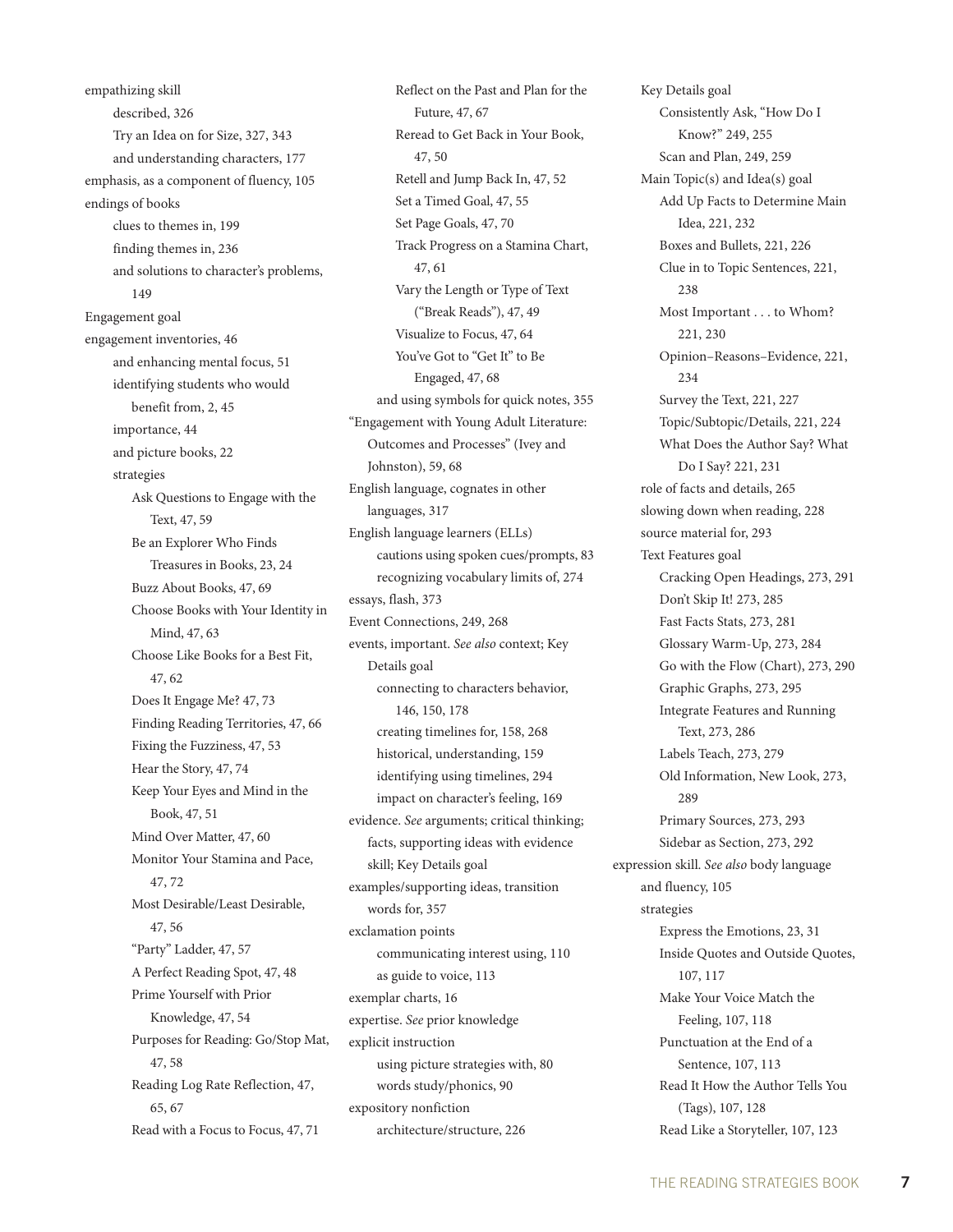empathizing skill
- described, 326
- Try an Idea on for Size, 327, 343
- and understanding characters, 177

emphasis, as a component of fluency, 105

endings of books
- clues to themes in, 199
- finding themes in, 236
- and solutions to character's problems, 149

Engagement goal

engagement inventories, 46
- and enhancing mental focus, 51
- identifying students who would benefit from, 2, 45
- importance, 44
- and picture books, 22
- strategies
  - Ask Questions to Engage with the Text, 47, 59
  - Be an Explorer Who Finds Treasures in Books, 23, 24
  - Buzz About Books, 47, 69
  - Choose Books with Your Identity in Mind, 47, 63
  - Choose Like Books for a Best Fit, 47, 62
  - Does It Engage Me? 47, 73
  - Finding Reading Territories, 47, 66
  - Fixing the Fuzziness, 47, 53
  - Hear the Story, 47, 74
  - Keep Your Eyes and Mind in the Book, 47, 51
  - Mind Over Matter, 47, 60
  - Monitor Your Stamina and Pace, 47, 72
  - Most Desirable/Least Desirable, 47, 56
  - "Party" Ladder, 47, 57
  - A Perfect Reading Spot, 47, 48
  - Prime Yourself with Prior Knowledge, 47, 54
  - Purposes for Reading: Go/Stop Mat, 47, 58
  - Reading Log Rate Reflection, 47, 65, 67
  - Read with a Focus to Focus, 47, 71
  - Reflect on the Past and Plan for the Future, 47, 67
  - Reread to Get Back in Your Book, 47, 50
  - Retell and Jump Back In, 47, 52
  - Set a Timed Goal, 47, 55
  - Set Page Goals, 47, 70
  - Track Progress on a Stamina Chart, 47, 61
  - Vary the Length or Type of Text ("Break Reads"), 47, 49
  - Visualize to Focus, 47, 64
  - You've Got to "Get It" to Be Engaged, 47, 68
- and using symbols for quick notes, 355

"Engagement with Young Adult Literature: Outcomes and Processes" (Ivey and Johnston), 59, 68

English language, cognates in other languages, 317

English language learners (ELLs)
- cautions using spoken cues/prompts, 83
- recognizing vocabulary limits of, 274

essays, flash, 373

Event Connections, 249, 268

events, important. *See also* context; Key Details goal
- connecting to characters behavior, 146, 150, 178
- creating timelines for, 158, 268
- historical, understanding, 159
- identifying using timelines, 294
- impact on character's feeling, 169

evidence. *See* arguments; critical thinking; facts, supporting ideas with evidence skill; Key Details goal

examples/supporting ideas, transition words for, 357

exclamation points
- communicating interest using, 110
- as guide to voice, 113

exemplar charts, 16

expertise. *See* prior knowledge

explicit instruction
- using picture strategies with, 80
- words study/phonics, 90

expository nonfiction
- architecture/structure, 226
- Key Details goal
  - Consistently Ask, "How Do I Know?" 249, 255
  - Scan and Plan, 249, 259
- Main Topic(s) and Idea(s) goal
  - Add Up Facts to Determine Main Idea, 221, 232
  - Boxes and Bullets, 221, 226
  - Clue in to Topic Sentences, 221, 238
  - Most Important . . . to Whom? 221, 230
  - Opinion–Reasons–Evidence, 221, 234
  - Survey the Text, 221, 227
  - Topic/Subtopic/Details, 221, 224
  - What Does the Author Say? What Do I Say? 221, 231
- role of facts and details, 265
- slowing down when reading, 228
- source material for, 293
- Text Features goal
  - Cracking Open Headings, 273, 291
  - Don't Skip It! 273, 285
  - Fast Facts Stats, 273, 281
  - Glossary Warm-Up, 273, 284
  - Go with the Flow (Chart), 273, 290
  - Graphic Graphs, 273, 295
  - Integrate Features and Running Text, 273, 286
  - Labels Teach, 273, 279
  - Old Information, New Look, 273, 289
  - Primary Sources, 273, 293
  - Sidebar as Section, 273, 292

expression skill. *See also* body language
- and fluency, 105
- strategies
  - Express the Emotions, 23, 31
  - Inside Quotes and Outside Quotes, 107, 117
  - Make Your Voice Match the Feeling, 107, 118
  - Punctuation at the End of a Sentence, 107, 113
  - Read It How the Author Tells You (Tags), 107, 128
  - Read Like a Storyteller, 107, 123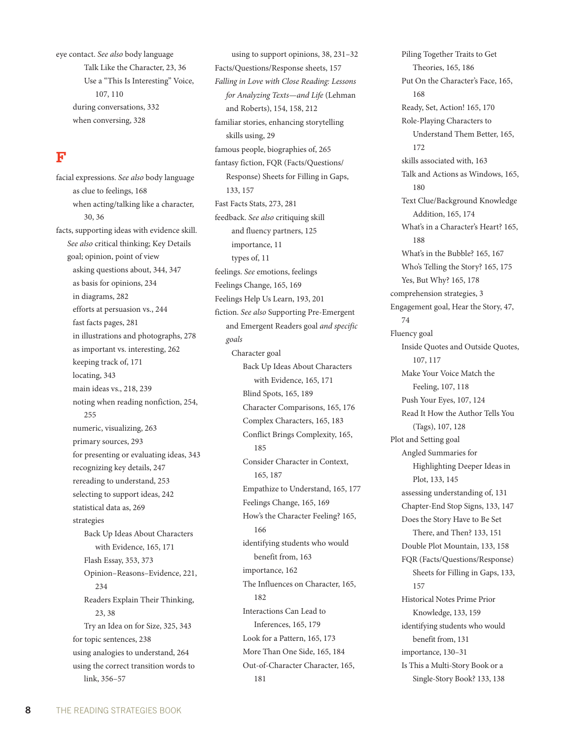eye contact. *See also* body language
- Talk Like the Character, 23, 36
- Use a "This Is Interesting" Voice, 107, 110
- during conversations, 332
- when conversing, 328

# F

facial expressions. *See also* body language
- as clue to feelings, 168
- when acting/talking like a character, 30, 36

facts, supporting ideas with evidence skill. *See also* critical thinking; Key Details goal; opinion, point of view
- asking questions about, 344, 347
- as basis for opinions, 234
- in diagrams, 282
- efforts at persuasion vs., 244
- fast facts pages, 281
- in illustrations and photographs, 278
- as important vs. interesting, 262
- keeping track of, 171
- locating, 343
- main ideas vs., 218, 239
- noting when reading nonfiction, 254, 255
- numeric, visualizing, 263
- primary sources, 293
- for presenting or evaluating ideas, 343
- recognizing key details, 247
- rereading to understand, 253
- selecting to support ideas, 242
- statistical data as, 269
- strategies
  - Back Up Ideas About Characters with Evidence, 165, 171
  - Flash Essay, 353, 373
  - Opinion–Reasons–Evidence, 221, 234
  - Readers Explain Their Thinking, 23, 38
  - Try an Idea on for Size, 325, 343
- for topic sentences, 238
- using analogies to understand, 264
- using the correct transition words to link, 356–57
- using to support opinions, 38, 231–32

Facts/Questions/Response sheets, 157

*Falling in Love with Close Reading: Lessons for Analyzing Texts—and Life* (Lehman and Roberts), 154, 158, 212

familiar stories, enhancing storytelling skills using, 29

famous people, biographies of, 265

fantasy fiction, FQR (Facts/Questions/Response) Sheets for Filling in Gaps, 133, 157

Fast Facts Stats, 273, 281

feedback. *See also* critiquing skill
- and fluency partners, 125
- importance, 11
- types of, 11

feelings. *See* emotions, feelings

Feelings Change, 165, 169

Feelings Help Us Learn, 193, 201

fiction. *See also* Supporting Pre-Emergent and Emergent Readers goal *and specific goals*
- Character goal
  - Back Up Ideas About Characters with Evidence, 165, 171
  - Blind Spots, 165, 189
  - Character Comparisons, 165, 176
  - Complex Characters, 165, 183
  - Conflict Brings Complexity, 165, 185
  - Consider Character in Context, 165, 187
  - Empathize to Understand, 165, 177
  - Feelings Change, 165, 169
  - How's the Character Feeling? 165, 166
  - identifying students who would benefit from, 163
  - importance, 162
  - The Influences on Character, 165, 182
  - Interactions Can Lead to Inferences, 165, 179
  - Look for a Pattern, 165, 173
  - More Than One Side, 165, 184
  - Out-of-Character Character, 165, 181
  - Piling Together Traits to Get Theories, 165, 186
  - Put On the Character's Face, 165, 168
  - Ready, Set, Action! 165, 170
  - Role-Playing Characters to Understand Them Better, 165, 172
  - skills associated with, 163
  - Talk and Actions as Windows, 165, 180
  - Text Clue/Background Knowledge Addition, 165, 174
  - What's in a Character's Heart? 165, 188
  - What's in the Bubble? 165, 167
  - Who's Telling the Story? 165, 175
  - Yes, But Why? 165, 178
- comprehension strategies, 3
- Engagement goal, Hear the Story, 47, 74
- Fluency goal
  - Inside Quotes and Outside Quotes, 107, 117
  - Make Your Voice Match the Feeling, 107, 118
  - Push Your Eyes, 107, 124
  - Read It How the Author Tells You (Tags), 107, 128
- Plot and Setting goal
  - Angled Summaries for Highlighting Deeper Ideas in Plot, 133, 145
  - assessing understanding of, 131
  - Chapter-End Stop Signs, 133, 147
  - Does the Story Have to Be Set There, and Then? 133, 151
  - Double Plot Mountain, 133, 158
  - FQR (Facts/Questions/Response) Sheets for Filling in Gaps, 133, 157
  - Historical Notes Prime Prior Knowledge, 133, 159
  - identifying students who would benefit from, 131
  - importance, 130–31
  - Is This a Multi-Story Book or a Single-Story Book? 133, 138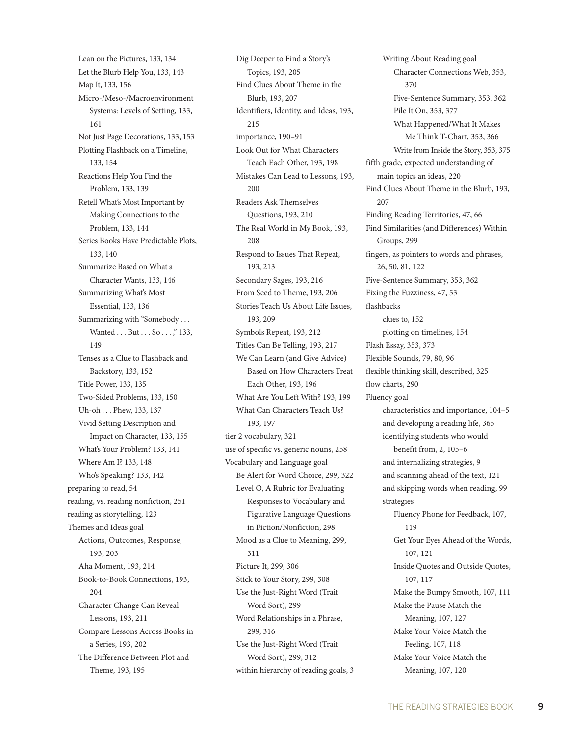- Lean on the Pictures, 133, 134
- Let the Blurb Help You, 133, 143
- Map It, 133, 156
- Micro-/Meso-/Macroenvironment Systems: Levels of Setting, 133, 161
- Not Just Page Decorations, 133, 153
- Plotting Flashback on a Timeline, 133, 154
- Reactions Help You Find the Problem, 133, 139
- Retell What's Most Important by Making Connections to the Problem, 133, 144
- Series Books Have Predictable Plots, 133, 140
- Summarize Based on What a Character Wants, 133, 146
- Summarizing What's Most Essential, 133, 136
- Summarizing with "Somebody . . . Wanted . . . But . . . So . . . ," 133, 149
- Tenses as a Clue to Flashback and Backstory, 133, 152
- Title Power, 133, 135
- Two-Sided Problems, 133, 150
- Uh-oh . . . Phew, 133, 137
- Vivid Setting Description and Impact on Character, 133, 155
- What's Your Problem? 133, 141
- Where Am I? 133, 148
- Who's Speaking? 133, 142

preparing to read, 54
reading, vs. reading nonfiction, 251
reading as storytelling, 123
Themes and Ideas goal
- Actions, Outcomes, Response, 193, 203
- Aha Moment, 193, 214
- Book-to-Book Connections, 193, 204
- Character Change Can Reveal Lessons, 193, 211
- Compare Lessons Across Books in a Series, 193, 202
- The Difference Between Plot and Theme, 193, 195
- Dig Deeper to Find a Story's Topics, 193, 205
- Find Clues About Theme in the Blurb, 193, 207
- Identifiers, Identity, and Ideas, 193, 215
- importance, 190–91
- Look Out for What Characters Teach Each Other, 193, 198
- Mistakes Can Lead to Lessons, 193, 200
- Readers Ask Themselves Questions, 193, 210
- The Real World in My Book, 193, 208
- Respond to Issues That Repeat, 193, 213
- Secondary Sages, 193, 216
- From Seed to Theme, 193, 206
- Stories Teach Us About Life Issues, 193, 209
- Symbols Repeat, 193, 212
- Titles Can Be Telling, 193, 217
- We Can Learn (and Give Advice) Based on How Characters Treat Each Other, 193, 196
- What Are You Left With? 193, 199
- What Can Characters Teach Us? 193, 197

tier 2 vocabulary, 321
use of specific vs. generic nouns, 258
Vocabulary and Language goal
- Be Alert for Word Choice, 299, 322
- Level O, A Rubric for Evaluating Responses to Vocabulary and Figurative Language Questions in Fiction/Nonfiction, 298
- Mood as a Clue to Meaning, 299, 311
- Picture It, 299, 306
- Stick to Your Story, 299, 308
- Use the Just-Right Word (Trait Word Sort), 299
- Word Relationships in a Phrase, 299, 316
- Use the Just-Right Word (Trait Word Sort), 299, 312
- within hierarchy of reading goals, 3

Writing About Reading goal
- Character Connections Web, 353, 370
- Five-Sentence Summary, 353, 362
- Pile It On, 353, 377
- What Happened/What It Makes Me Think T-Chart, 353, 366
- Write from Inside the Story, 353, 375

fifth grade, expected understanding of main topics an ideas, 220
Find Clues About Theme in the Blurb, 193, 207
Finding Reading Territories, 47, 66
Find Similarities (and Differences) Within Groups, 299
fingers, as pointers to words and phrases, 26, 50, 81, 122
Five-Sentence Summary, 353, 362
Fixing the Fuzziness, 47, 53
flashbacks
- clues to, 152
- plotting on timelines, 154

Flash Essay, 353, 373
Flexible Sounds, 79, 80, 96
flexible thinking skill, described, 325
flow charts, 290
Fluency goal
- characteristics and importance, 104–5
- and developing a reading life, 365
- identifying students who would benefit from, 2, 105–6
- and internalizing strategies, 9
- and scanning ahead of the text, 121
- and skipping words when reading, 99
- strategies
  - Fluency Phone for Feedback, 107, 119
  - Get Your Eyes Ahead of the Words, 107, 121
  - Inside Quotes and Outside Quotes, 107, 117
  - Make the Bumpy Smooth, 107, 111
  - Make the Pause Match the Meaning, 107, 127
  - Make Your Voice Match the Feeling, 107, 118
  - Make Your Voice Match the Meaning, 107, 120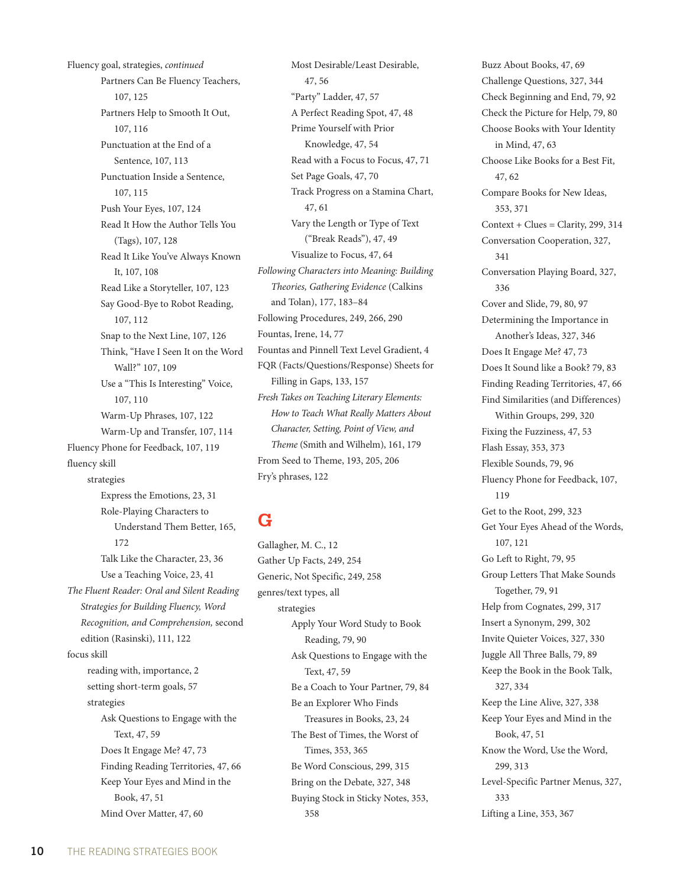Fluency goal, strategies, *continued*

- Partners Can Be Fluency Teachers, 107, 125
- Partners Help to Smooth It Out, 107, 116
- Punctuation at the End of a Sentence, 107, 113
- Punctuation Inside a Sentence, 107, 115
- Push Your Eyes, 107, 124
- Read It How the Author Tells You (Tags), 107, 128
- Read It Like You've Always Known It, 107, 108
- Read Like a Storyteller, 107, 123
- Say Good-Bye to Robot Reading, 107, 112
- Snap to the Next Line, 107, 126
- Think, "Have I Seen It on the Word Wall?" 107, 109
- Use a "This Is Interesting" Voice, 107, 110
- Warm-Up Phrases, 107, 122
- Warm-Up and Transfer, 107, 114

Fluency Phone for Feedback, 107, 119

fluency skill

- strategies
  - Express the Emotions, 23, 31
  - Role-Playing Characters to Understand Them Better, 165, 172
  - Talk Like the Character, 23, 36
  - Use a Teaching Voice, 23, 41

*The Fluent Reader: Oral and Silent Reading Strategies for Building Fluency, Word Recognition, and Comprehension,* second edition (Rasinski), 111, 122

focus skill

- reading with, importance, 2
- setting short-term goals, 57
- strategies
  - Ask Questions to Engage with the Text, 47, 59
  - Does It Engage Me? 47, 73
  - Finding Reading Territories, 47, 66
  - Keep Your Eyes and Mind in the Book, 47, 51
  - Mind Over Matter, 47, 60
  - Most Desirable/Least Desirable, 47, 56
  - "Party" Ladder, 47, 57
  - A Perfect Reading Spot, 47, 48
  - Prime Yourself with Prior Knowledge, 47, 54
  - Read with a Focus to Focus, 47, 71
  - Set Page Goals, 47, 70
  - Track Progress on a Stamina Chart, 47, 61
  - Vary the Length or Type of Text ("Break Reads"), 47, 49
  - Visualize to Focus, 47, 64

*Following Characters into Meaning: Building Theories, Gathering Evidence* (Calkins and Tolan), 177, 183–84

Following Procedures, 249, 266, 290

Fountas, Irene, 14, 77

Fountas and Pinnell Text Level Gradient, 4

FQR (Facts/Questions/Response) Sheets for Filling in Gaps, 133, 157

*Fresh Takes on Teaching Literary Elements: How to Teach What Really Matters About Character, Setting, Point of View, and Theme* (Smith and Wilhelm), 161, 179

From Seed to Theme, 193, 205, 206

Fry's phrases, 122

## G

Gallagher, M. C., 12

Gather Up Facts, 249, 254

Generic, Not Specific, 249, 258

genres/text types, all

- strategies
  - Apply Your Word Study to Book Reading, 79, 90
  - Ask Questions to Engage with the Text, 47, 59
  - Be a Coach to Your Partner, 79, 84
  - Be an Explorer Who Finds Treasures in Books, 23, 24
  - The Best of Times, the Worst of Times, 353, 365
  - Be Word Conscious, 299, 315
  - Bring on the Debate, 327, 348
  - Buying Stock in Sticky Notes, 353, 358
  - Buzz About Books, 47, 69
  - Challenge Questions, 327, 344
  - Check Beginning and End, 79, 92
  - Check the Picture for Help, 79, 80
  - Choose Books with Your Identity in Mind, 47, 63
  - Choose Like Books for a Best Fit, 47, 62
  - Compare Books for New Ideas, 353, 371
  - Context + Clues = Clarity, 299, 314
  - Conversation Cooperation, 327, 341
  - Conversation Playing Board, 327, 336
  - Cover and Slide, 79, 80, 97
  - Determining the Importance in Another's Ideas, 327, 346
  - Does It Engage Me? 47, 73
  - Does It Sound like a Book? 79, 83
  - Finding Reading Territories, 47, 66
  - Find Similarities (and Differences) Within Groups, 299, 320
  - Fixing the Fuzziness, 47, 53
  - Flash Essay, 353, 373
  - Flexible Sounds, 79, 96
  - Fluency Phone for Feedback, 107, 119
  - Get to the Root, 299, 323
  - Get Your Eyes Ahead of the Words, 107, 121
  - Go Left to Right, 79, 95
  - Group Letters That Make Sounds Together, 79, 91
  - Help from Cognates, 299, 317
  - Insert a Synonym, 299, 302
  - Invite Quieter Voices, 327, 330
  - Juggle All Three Balls, 79, 89
  - Keep the Book in the Book Talk, 327, 334
  - Keep the Line Alive, 327, 338
  - Keep Your Eyes and Mind in the Book, 47, 51
  - Know the Word, Use the Word, 299, 313
  - Level-Specific Partner Menus, 327, 333
  - Lifting a Line, 353, 367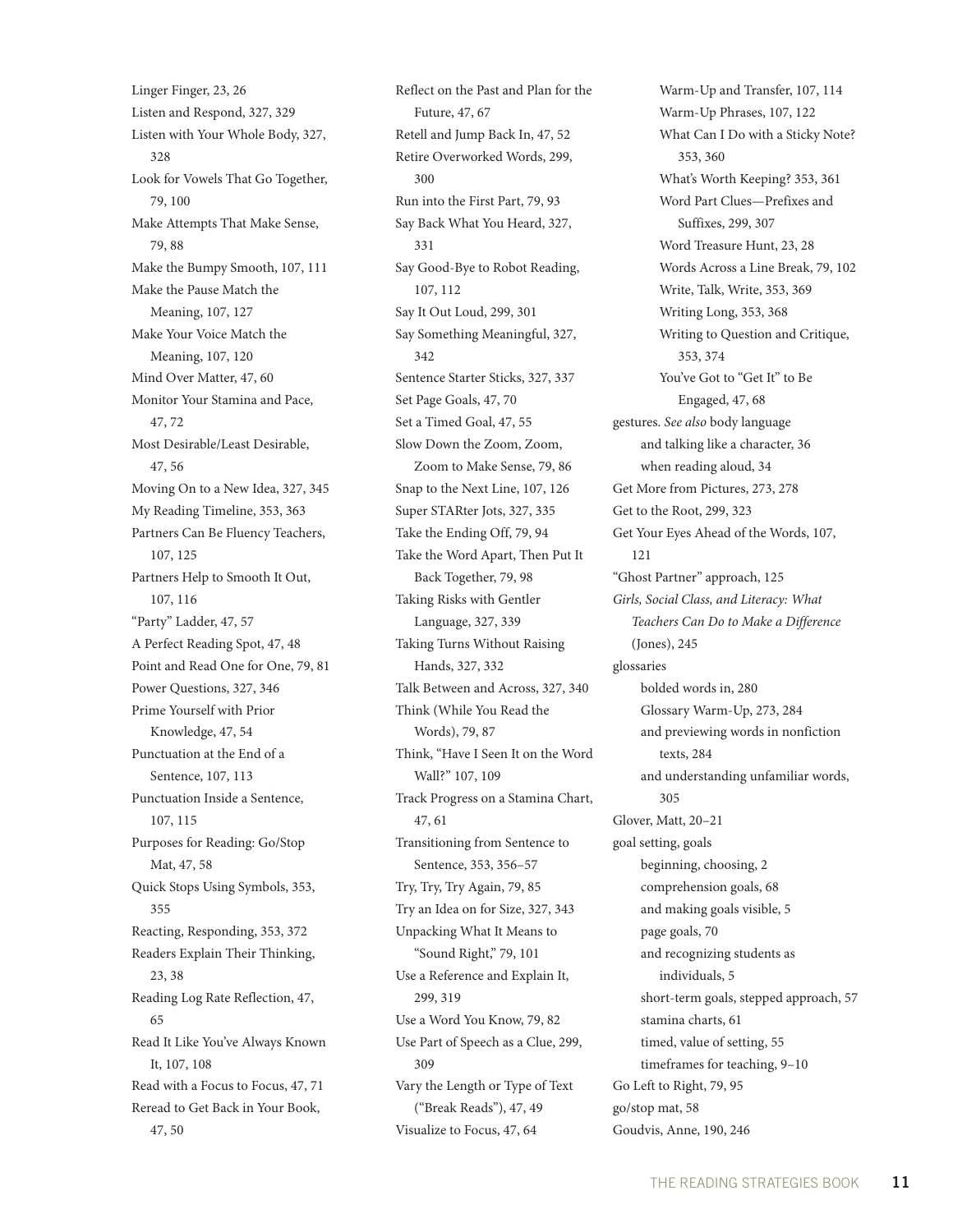Linger Finger, 23, 26
Listen and Respond, 327, 329
Listen with Your Whole Body, 327, 328
Look for Vowels That Go Together, 79, 100
Make Attempts That Make Sense, 79, 88
Make the Bumpy Smooth, 107, 111
Make the Pause Match the Meaning, 107, 127
Make Your Voice Match the Meaning, 107, 120
Mind Over Matter, 47, 60
Monitor Your Stamina and Pace, 47, 72
Most Desirable/Least Desirable, 47, 56
Moving On to a New Idea, 327, 345
My Reading Timeline, 353, 363
Partners Can Be Fluency Teachers, 107, 125
Partners Help to Smooth It Out, 107, 116
"Party" Ladder, 47, 57
A Perfect Reading Spot, 47, 48
Point and Read One for One, 79, 81
Power Questions, 327, 346
Prime Yourself with Prior Knowledge, 47, 54
Punctuation at the End of a Sentence, 107, 113
Punctuation Inside a Sentence, 107, 115
Purposes for Reading: Go/Stop Mat, 47, 58
Quick Stops Using Symbols, 353, 355
Reacting, Responding, 353, 372
Readers Explain Their Thinking, 23, 38
Reading Log Rate Reflection, 47, 65
Read It Like You've Always Known It, 107, 108
Read with a Focus to Focus, 47, 71
Reread to Get Back in Your Book, 47, 50
Reflect on the Past and Plan for the Future, 47, 67
Retell and Jump Back In, 47, 52
Retire Overworked Words, 299, 300
Run into the First Part, 79, 93
Say Back What You Heard, 327, 331
Say Good-Bye to Robot Reading, 107, 112
Say It Out Loud, 299, 301
Say Something Meaningful, 327, 342
Sentence Starter Sticks, 327, 337
Set Page Goals, 47, 70
Set a Timed Goal, 47, 55
Slow Down the Zoom, Zoom, Zoom to Make Sense, 79, 86
Snap to the Next Line, 107, 126
Super STARter Jots, 327, 335
Take the Ending Off, 79, 94
Take the Word Apart, Then Put It Back Together, 79, 98
Taking Risks with Gentler Language, 327, 339
Taking Turns Without Raising Hands, 327, 332
Talk Between and Across, 327, 340
Think (While You Read the Words), 79, 87
Think, "Have I Seen It on the Word Wall?" 107, 109
Track Progress on a Stamina Chart, 47, 61
Transitioning from Sentence to Sentence, 353, 356–57
Try, Try, Try Again, 79, 85
Try an Idea on for Size, 327, 343
Unpacking What It Means to "Sound Right," 79, 101
Use a Reference and Explain It, 299, 319
Use a Word You Know, 79, 82
Use Part of Speech as a Clue, 299, 309
Vary the Length or Type of Text ("Break Reads"), 47, 49
Visualize to Focus, 47, 64
Warm-Up and Transfer, 107, 114
Warm-Up Phrases, 107, 122
What Can I Do with a Sticky Note? 353, 360
What's Worth Keeping? 353, 361
Word Part Clues—Prefixes and Suffixes, 299, 307
Word Treasure Hunt, 23, 28
Words Across a Line Break, 79, 102
Write, Talk, Write, 353, 369
Writing Long, 353, 368
Writing to Question and Critique, 353, 374
You've Got to "Get It" to Be Engaged, 47, 68

gestures. *See also* body language
- and talking like a character, 36
- when reading aloud, 34

Get More from Pictures, 273, 278
Get to the Root, 299, 323
Get Your Eyes Ahead of the Words, 107, 121
"Ghost Partner" approach, 125
*Girls, Social Class, and Literacy: What Teachers Can Do to Make a Difference* (Jones), 245
glossaries
- bolded words in, 280
- Glossary Warm-Up, 273, 284
- and previewing words in nonfiction texts, 284
- and understanding unfamiliar words, 305

Glover, Matt, 20–21
goal setting, goals
- beginning, choosing, 2
- comprehension goals, 68
- and making goals visible, 5
- page goals, 70
- and recognizing students as individuals, 5
- short-term goals, stepped approach, 57
- stamina charts, 61
- timed, value of setting, 55
- timeframes for teaching, 9–10

Go Left to Right, 79, 95
go/stop mat, 58
Goudvis, Anne, 190, 246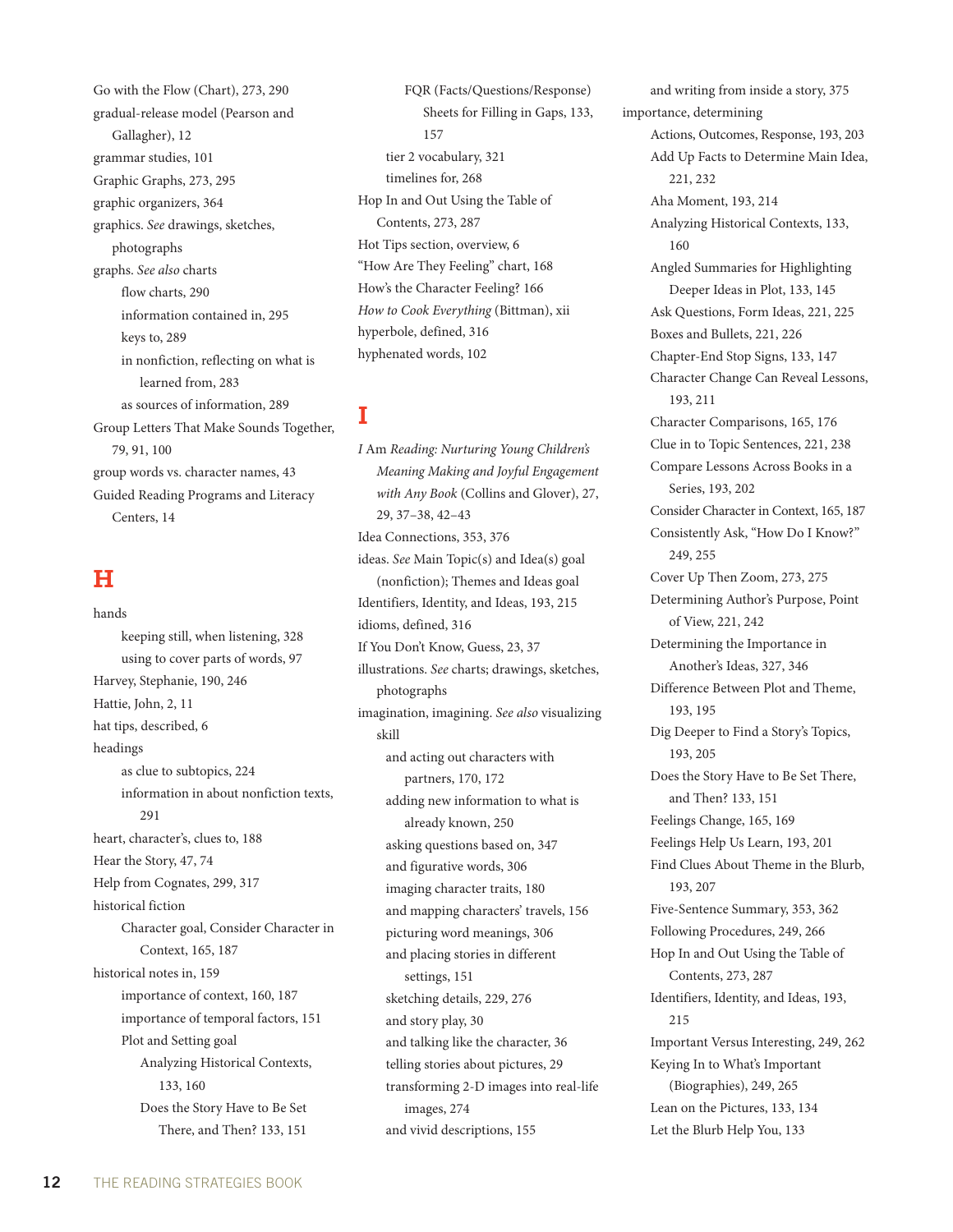Go with the Flow (Chart), 273, 290
gradual-release model (Pearson and Gallagher), 12
grammar studies, 101
Graphic Graphs, 273, 295
graphic organizers, 364
graphics. *See* drawings, sketches, photographs
graphs. *See also* charts
- flow charts, 290
- information contained in, 295
- keys to, 289
- in nonfiction, reflecting on what is learned from, 283
- as sources of information, 289

Group Letters That Make Sounds Together, 79, 91, 100
group words vs. character names, 43
Guided Reading Programs and Literacy Centers, 14

## H

hands
- keeping still, when listening, 328
- using to cover parts of words, 97

Harvey, Stephanie, 190, 246
Hattie, John, 2, 11
hat tips, described, 6
headings
- as clue to subtopics, 224
- information in about nonfiction texts, 291

heart, character's, clues to, 188
Hear the Story, 47, 74
Help from Cognates, 299, 317
historical fiction
- Character goal, Consider Character in Context, 165, 187

historical notes in, 159
- importance of context, 160, 187
- importance of temporal factors, 151
- Plot and Setting goal
  - Analyzing Historical Contexts, 133, 160
  - Does the Story Have to Be Set There, and Then? 133, 151
  - FQR (Facts/Questions/Response) Sheets for Filling in Gaps, 133, 157
- tier 2 vocabulary, 321
- timelines for, 268

Hop In and Out Using the Table of Contents, 273, 287
Hot Tips section, overview, 6
"How Are They Feeling" chart, 168
How's the Character Feeling? 166
*How to Cook Everything* (Bittman), xii
hyperbole, defined, 316
hyphenated words, 102

## I

*I* Am *Reading: Nurturing Young Children's Meaning Making and Joyful Engagement with Any Book* (Collins and Glover), 27, 29, 37–38, 42–43
Idea Connections, 353, 376
ideas. *See* Main Topic(s) and Idea(s) goal (nonfiction); Themes and Ideas goal
Identifiers, Identity, and Ideas, 193, 215
idioms, defined, 316
If You Don't Know, Guess, 23, 37
illustrations. *See* charts; drawings, sketches, photographs
imagination, imagining. *See also* visualizing skill
- and acting out characters with partners, 170, 172
- adding new information to what is already known, 250
- asking questions based on, 347
- and figurative words, 306
- imaging character traits, 180
- and mapping characters' travels, 156
- picturing word meanings, 306
- and placing stories in different settings, 151
- sketching details, 229, 276
- and story play, 30
- and talking like the character, 36
- telling stories about pictures, 29
- transforming 2-D images into real-life images, 274
- and vivid descriptions, 155
- and writing from inside a story, 375

importance, determining
- Actions, Outcomes, Response, 193, 203
- Add Up Facts to Determine Main Idea, 221, 232
- Aha Moment, 193, 214
- Analyzing Historical Contexts, 133, 160
- Angled Summaries for Highlighting Deeper Ideas in Plot, 133, 145
- Ask Questions, Form Ideas, 221, 225
- Boxes and Bullets, 221, 226
- Chapter-End Stop Signs, 133, 147
- Character Change Can Reveal Lessons, 193, 211
- Character Comparisons, 165, 176
- Clue in to Topic Sentences, 221, 238
- Compare Lessons Across Books in a Series, 193, 202
- Consider Character in Context, 165, 187
- Consistently Ask, "How Do I Know?" 249, 255
- Cover Up Then Zoom, 273, 275
- Determining Author's Purpose, Point of View, 221, 242
- Determining the Importance in Another's Ideas, 327, 346
- Difference Between Plot and Theme, 193, 195
- Dig Deeper to Find a Story's Topics, 193, 205
- Does the Story Have to Be Set There, and Then? 133, 151
- Feelings Change, 165, 169
- Feelings Help Us Learn, 193, 201
- Find Clues About Theme in the Blurb, 193, 207
- Five-Sentence Summary, 353, 362
- Following Procedures, 249, 266
- Hop In and Out Using the Table of Contents, 273, 287
- Identifiers, Identity, and Ideas, 193, 215
- Important Versus Interesting, 249, 262
- Keying In to What's Important (Biographies), 249, 265
- Lean on the Pictures, 133, 134
- Let the Blurb Help You, 133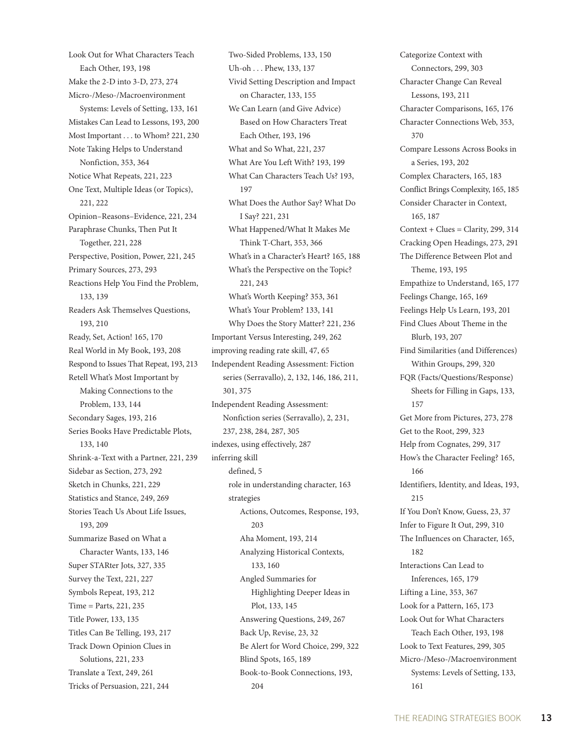Look Out for What Characters Teach Each Other, 193, 198
Make the 2-D into 3-D, 273, 274
Micro-/Meso-/Macroenvironment Systems: Levels of Setting, 133, 161
Mistakes Can Lead to Lessons, 193, 200
Most Important . . . to Whom? 221, 230
Note Taking Helps to Understand Nonfiction, 353, 364
Notice What Repeats, 221, 223
One Text, Multiple Ideas (or Topics), 221, 222
Opinion–Reasons–Evidence, 221, 234
Paraphrase Chunks, Then Put It Together, 221, 228
Perspective, Position, Power, 221, 245
Primary Sources, 273, 293
Reactions Help You Find the Problem, 133, 139
Readers Ask Themselves Questions, 193, 210
Ready, Set, Action! 165, 170
Real World in My Book, 193, 208
Respond to Issues That Repeat, 193, 213
Retell What's Most Important by Making Connections to the Problem, 133, 144
Secondary Sages, 193, 216
Series Books Have Predictable Plots, 133, 140
Shrink-a-Text with a Partner, 221, 239
Sidebar as Section, 273, 292
Sketch in Chunks, 221, 229
Statistics and Stance, 249, 269
Stories Teach Us About Life Issues, 193, 209
Summarize Based on What a Character Wants, 133, 146
Super STARter Jots, 327, 335
Survey the Text, 221, 227
Symbols Repeat, 193, 212
Time = Parts, 221, 235
Title Power, 133, 135
Titles Can Be Telling, 193, 217
Track Down Opinion Clues in Solutions, 221, 233
Translate a Text, 249, 261
Tricks of Persuasion, 221, 244
Two-Sided Problems, 133, 150
Uh-oh . . . Phew, 133, 137
Vivid Setting Description and Impact on Character, 133, 155
We Can Learn (and Give Advice) Based on How Characters Treat Each Other, 193, 196
What and So What, 221, 237
What Are You Left With? 193, 199
What Can Characters Teach Us? 193, 197
What Does the Author Say? What Do I Say? 221, 231
What Happened/What It Makes Me Think T-Chart, 353, 366
What's in a Character's Heart? 165, 188
What's the Perspective on the Topic? 221, 243
What's Worth Keeping? 353, 361
What's Your Problem? 133, 141
Why Does the Story Matter? 221, 236

Important Versus Interesting, 249, 262
improving reading rate skill, 47, 65
Independent Reading Assessment: Fiction series (Serravallo), 2, 132, 146, 186, 211, 301, 375
Independent Reading Assessment: Nonfiction series (Serravallo), 2, 231, 237, 238, 284, 287, 305
indexes, using effectively, 287
inferring skill
- defined, 5
- role in understanding character, 163
- strategies
  - Actions, Outcomes, Response, 193, 203
  - Aha Moment, 193, 214
  - Analyzing Historical Contexts, 133, 160
  - Angled Summaries for Highlighting Deeper Ideas in Plot, 133, 145
  - Answering Questions, 249, 267
  - Back Up, Revise, 23, 32
  - Be Alert for Word Choice, 299, 322
  - Blind Spots, 165, 189
  - Book-to-Book Connections, 193, 204
  - Categorize Context with Connectors, 299, 303
  - Character Change Can Reveal Lessons, 193, 211
  - Character Comparisons, 165, 176
  - Character Connections Web, 353, 370
  - Compare Lessons Across Books in a Series, 193, 202
  - Complex Characters, 165, 183
  - Conflict Brings Complexity, 165, 185
  - Consider Character in Context, 165, 187
  - Context + Clues = Clarity, 299, 314
  - Cracking Open Headings, 273, 291
  - The Difference Between Plot and Theme, 193, 195
  - Empathize to Understand, 165, 177
  - Feelings Change, 165, 169
  - Feelings Help Us Learn, 193, 201
  - Find Clues About Theme in the Blurb, 193, 207
  - Find Similarities (and Differences) Within Groups, 299, 320
  - FQR (Facts/Questions/Response) Sheets for Filling in Gaps, 133, 157
  - Get More from Pictures, 273, 278
  - Get to the Root, 299, 323
  - Help from Cognates, 299, 317
  - How's the Character Feeling? 165, 166
  - Identifiers, Identity, and Ideas, 193, 215
  - If You Don't Know, Guess, 23, 37
  - Infer to Figure It Out, 299, 310
  - The Influences on Character, 165, 182
  - Interactions Can Lead to Inferences, 165, 179
  - Lifting a Line, 353, 367
  - Look for a Pattern, 165, 173
  - Look Out for What Characters Teach Each Other, 193, 198
  - Look to Text Features, 299, 305
  - Micro-/Meso-/Macroenvironment Systems: Levels of Setting, 133, 161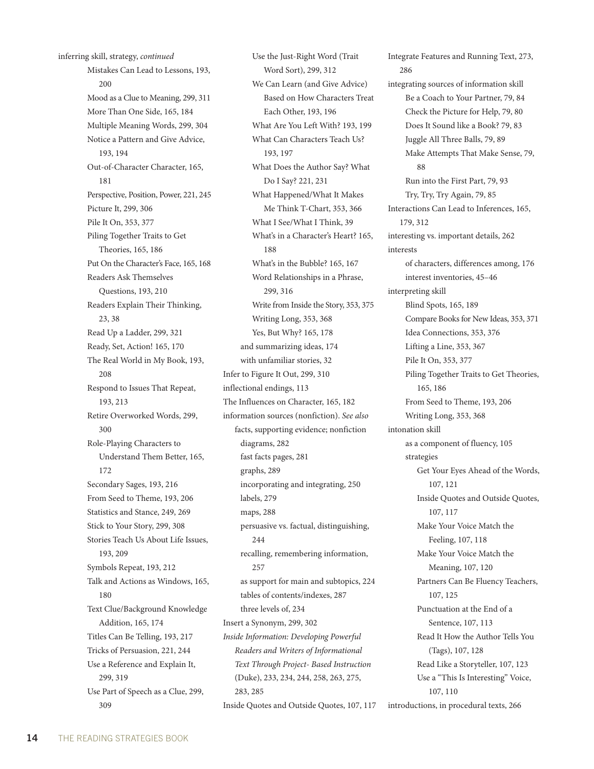inferring skill, strategy, *continued*

- Mistakes Can Lead to Lessons, 193, 200
- Mood as a Clue to Meaning, 299, 311
- More Than One Side, 165, 184
- Multiple Meaning Words, 299, 304
- Notice a Pattern and Give Advice, 193, 194
- Out-of-Character Character, 165, 181
- Perspective, Position, Power, 221, 245
- Picture It, 299, 306
- Pile It On, 353, 377
- Piling Together Traits to Get Theories, 165, 186
- Put On the Character's Face, 165, 168
- Readers Ask Themselves Questions, 193, 210
- Readers Explain Their Thinking, 23, 38
- Read Up a Ladder, 299, 321
- Ready, Set, Action! 165, 170
- The Real World in My Book, 193, 208
- Respond to Issues That Repeat, 193, 213
- Retire Overworked Words, 299, 300
- Role-Playing Characters to Understand Them Better, 165, 172
- Secondary Sages, 193, 216
- From Seed to Theme, 193, 206
- Statistics and Stance, 249, 269
- Stick to Your Story, 299, 308
- Stories Teach Us About Life Issues, 193, 209
- Symbols Repeat, 193, 212
- Talk and Actions as Windows, 165, 180
- Text Clue/Background Knowledge Addition, 165, 174
- Titles Can Be Telling, 193, 217
- Tricks of Persuasion, 221, 244
- Use a Reference and Explain It, 299, 319
- Use Part of Speech as a Clue, 299, 309
- Use the Just-Right Word (Trait Word Sort), 299, 312
- We Can Learn (and Give Advice) Based on How Characters Treat Each Other, 193, 196
- What Are You Left With? 193, 199
- What Can Characters Teach Us? 193, 197
- What Does the Author Say? What Do I Say? 221, 231
- What Happened/What It Makes Me Think T-Chart, 353, 366
- What I See/What I Think, 39
- What's in a Character's Heart? 165, 188
- What's in the Bubble? 165, 167
- Word Relationships in a Phrase, 299, 316
- Write from Inside the Story, 353, 375
- Writing Long, 353, 368
- Yes, But Why? 165, 178

  and summarizing ideas, 174
  with unfamiliar stories, 32

Infer to Figure It Out, 299, 310
inflectional endings, 113
The Influences on Character, 165, 182
information sources (nonfiction). *See also* facts, supporting evidence; nonfiction

- diagrams, 282
- fast facts pages, 281
- graphs, 289
- incorporating and integrating, 250
- labels, 279
- maps, 288
- persuasive vs. factual, distinguishing, 244
- recalling, remembering information, 257
- as support for main and subtopics, 224
- tables of contents/indexes, 287
- three levels of, 234

Insert a Synonym, 299, 302
*Inside Information: Developing Powerful Readers and Writers of Informational Text Through Project- Based Instruction* (Duke), 233, 234, 244, 258, 263, 275, 283, 285
Inside Quotes and Outside Quotes, 107, 117
Integrate Features and Running Text, 273, 286
integrating sources of information skill

- Be a Coach to Your Partner, 79, 84
- Check the Picture for Help, 79, 80
- Does It Sound like a Book? 79, 83
- Juggle All Three Balls, 79, 89
- Make Attempts That Make Sense, 79, 88
- Run into the First Part, 79, 93
- Try, Try, Try Again, 79, 85

Interactions Can Lead to Inferences, 165, 179, 312
interesting vs. important details, 262
interests

- of characters, differences among, 176
- interest inventories, 45–46

interpreting skill

- Blind Spots, 165, 189
- Compare Books for New Ideas, 353, 371
- Idea Connections, 353, 376
- Lifting a Line, 353, 367
- Pile It On, 353, 377
- Piling Together Traits to Get Theories, 165, 186
- From Seed to Theme, 193, 206
- Writing Long, 353, 368

intonation skill

- as a component of fluency, 105
- strategies
  - Get Your Eyes Ahead of the Words, 107, 121
  - Inside Quotes and Outside Quotes, 107, 117
  - Make Your Voice Match the Feeling, 107, 118
  - Make Your Voice Match the Meaning, 107, 120
  - Partners Can Be Fluency Teachers, 107, 125
  - Punctuation at the End of a Sentence, 107, 113
  - Read It How the Author Tells You (Tags), 107, 128
  - Read Like a Storyteller, 107, 123
  - Use a "This Is Interesting" Voice, 107, 110

introductions, in procedural texts, 266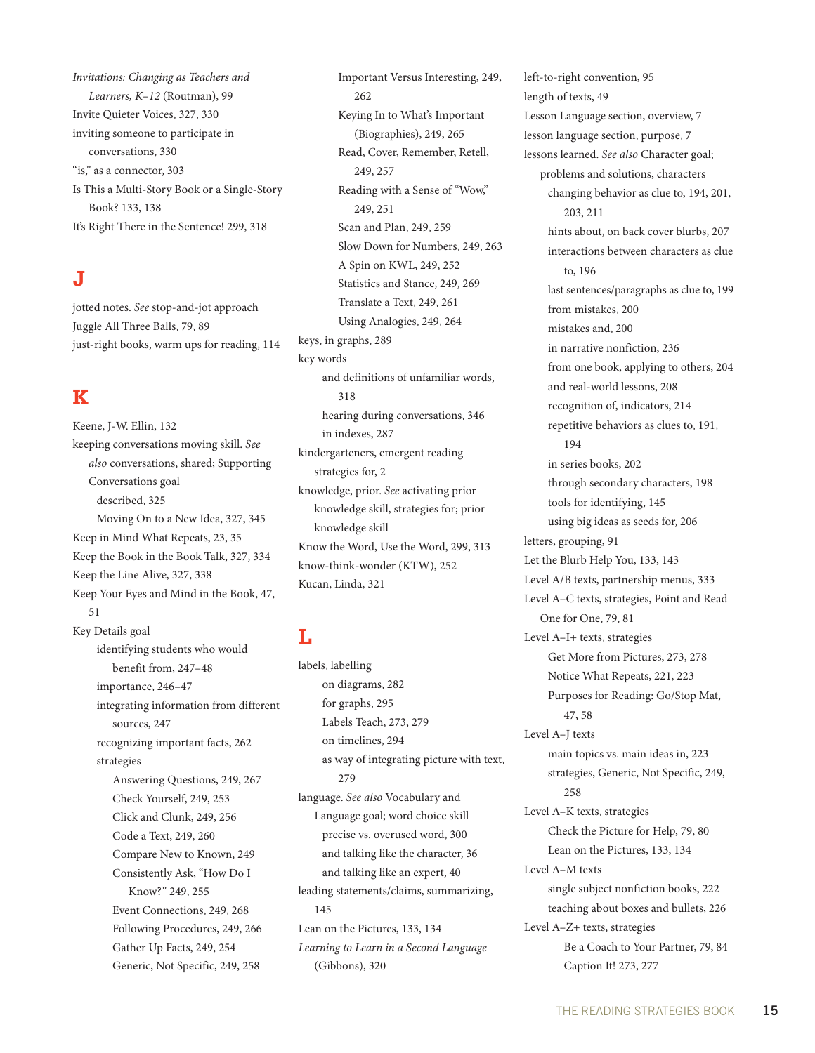*Invitations: Changing as Teachers and Learners, K–12* (Routman), 99
Invite Quieter Voices, 327, 330
inviting someone to participate in conversations, 330
"is," as a connector, 303
Is This a Multi-Story Book or a Single-Story Book? 133, 138
It's Right There in the Sentence! 299, 318

## J

jotted notes. *See* stop-and-jot approach
Juggle All Three Balls, 79, 89
just-right books, warm ups for reading, 114

## K

Keene, J-W. Ellin, 132
keeping conversations moving skill. *See also* conversations, shared; Supporting Conversations goal
- described, 325
- Moving On to a New Idea, 327, 345

Keep in Mind What Repeats, 23, 35
Keep the Book in the Book Talk, 327, 334
Keep the Line Alive, 327, 338
Keep Your Eyes and Mind in the Book, 47, 51
Key Details goal
- identifying students who would benefit from, 247–48
- importance, 246–47
- integrating information from different sources, 247
- recognizing important facts, 262
- strategies
  - Answering Questions, 249, 267
  - Check Yourself, 249, 253
  - Click and Clunk, 249, 256
  - Code a Text, 249, 260
  - Compare New to Known, 249
  - Consistently Ask, "How Do I Know?" 249, 255
  - Event Connections, 249, 268
  - Following Procedures, 249, 266
  - Gather Up Facts, 249, 254
  - Generic, Not Specific, 249, 258
  - Important Versus Interesting, 249, 262
  - Keying In to What's Important (Biographies), 249, 265
  - Read, Cover, Remember, Retell, 249, 257
  - Reading with a Sense of "Wow," 249, 251
  - Scan and Plan, 249, 259
  - Slow Down for Numbers, 249, 263
  - A Spin on KWL, 249, 252
  - Statistics and Stance, 249, 269
  - Translate a Text, 249, 261
  - Using Analogies, 249, 264

keys, in graphs, 289
key words
- and definitions of unfamiliar words, 318
- hearing during conversations, 346
- in indexes, 287

kindergarteners, emergent reading strategies for, 2
knowledge, prior. *See* activating prior knowledge skill, strategies for; prior knowledge skill
Know the Word, Use the Word, 299, 313
know-think-wonder (KTW), 252
Kucan, Linda, 321

## L

labels, labelling
- on diagrams, 282
- for graphs, 295
- Labels Teach, 273, 279
- on timelines, 294
- as way of integrating picture with text, 279

language. *See also* Vocabulary and Language goal; word choice skill
- precise vs. overused word, 300
- and talking like the character, 36
- and talking like an expert, 40

leading statements/claims, summarizing, 145
Lean on the Pictures, 133, 134
*Learning to Learn in a Second Language* (Gibbons), 320
left-to-right convention, 95
length of texts, 49
Lesson Language section, overview, 7
lesson language section, purpose, 7
lessons learned. *See also* Character goal; problems and solutions, characters
- changing behavior as clue to, 194, 201, 203, 211
- hints about, on back cover blurbs, 207
- interactions between characters as clue to, 196
- last sentences/paragraphs as clue to, 199
- from mistakes, 200
- mistakes and, 200
- in narrative nonfiction, 236
- from one book, applying to others, 204
- and real-world lessons, 208
- recognition of, indicators, 214
- repetitive behaviors as clues to, 191, 194
- in series books, 202
- through secondary characters, 198
- tools for identifying, 145
- using big ideas as seeds for, 206

letters, grouping, 91
Let the Blurb Help You, 133, 143
Level A/B texts, partnership menus, 333
Level A–C texts, strategies, Point and Read One for One, 79, 81
Level A–I+ texts, strategies
- Get More from Pictures, 273, 278
- Notice What Repeats, 221, 223
- Purposes for Reading: Go/Stop Mat, 47, 58

Level A–J texts
- main topics vs. main ideas in, 223
- strategies, Generic, Not Specific, 249, 258

Level A–K texts, strategies
- Check the Picture for Help, 79, 80
- Lean on the Pictures, 133, 134

Level A–M texts
- single subject nonfiction books, 222
- teaching about boxes and bullets, 226

Level A–Z+ texts, strategies
- Be a Coach to Your Partner, 79, 84
- Caption It! 273, 277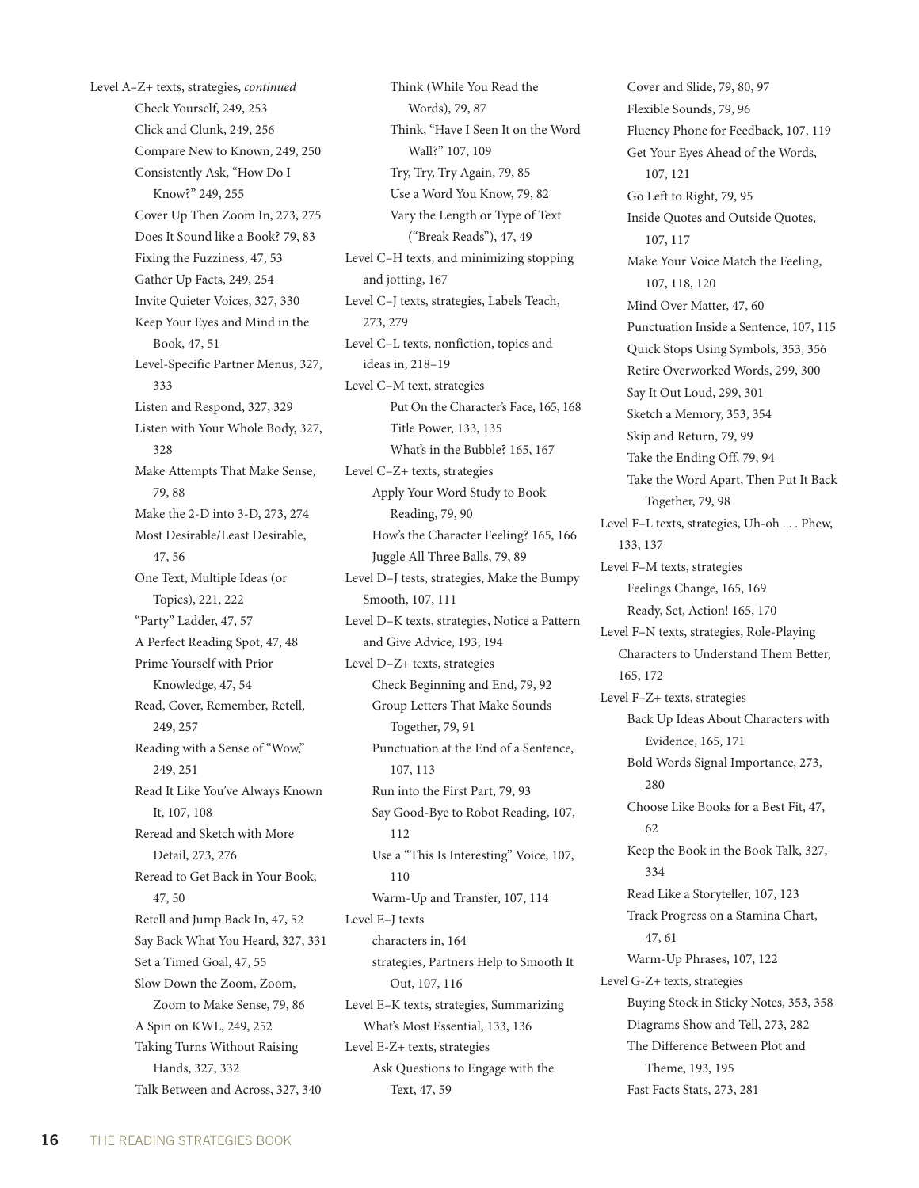Level A–Z+ texts, strategies, *continued*
- Check Yourself, 249, 253
- Click and Clunk, 249, 256
- Compare New to Known, 249, 250
- Consistently Ask, "How Do I Know?" 249, 255
- Cover Up Then Zoom In, 273, 275
- Does It Sound like a Book? 79, 83
- Fixing the Fuzziness, 47, 53
- Gather Up Facts, 249, 254
- Invite Quieter Voices, 327, 330
- Keep Your Eyes and Mind in the Book, 47, 51
- Level-Specific Partner Menus, 327, 333
- Listen and Respond, 327, 329
- Listen with Your Whole Body, 327, 328
- Make Attempts That Make Sense, 79, 88
- Make the 2-D into 3-D, 273, 274
- Most Desirable/Least Desirable, 47, 56
- One Text, Multiple Ideas (or Topics), 221, 222
- "Party" Ladder, 47, 57
- A Perfect Reading Spot, 47, 48
- Prime Yourself with Prior Knowledge, 47, 54
- Read, Cover, Remember, Retell, 249, 257
- Reading with a Sense of "Wow," 249, 251
- Read It Like You've Always Known It, 107, 108
- Reread and Sketch with More Detail, 273, 276
- Reread to Get Back in Your Book, 47, 50
- Retell and Jump Back In, 47, 52
- Say Back What You Heard, 327, 331
- Set a Timed Goal, 47, 55
- Slow Down the Zoom, Zoom, Zoom to Make Sense, 79, 86
- A Spin on KWL, 249, 252
- Taking Turns Without Raising Hands, 327, 332
- Talk Between and Across, 327, 340
- Think (While You Read the Words), 79, 87
- Think, "Have I Seen It on the Word Wall?" 107, 109
- Try, Try, Try Again, 79, 85
- Use a Word You Know, 79, 82
- Vary the Length or Type of Text ("Break Reads"), 47, 49

Level C–H texts, and minimizing stopping and jotting, 167

Level C–J texts, strategies, Labels Teach, 273, 279

Level C–L texts, nonfiction, topics and ideas in, 218–19

Level C–M text, strategies
- Put On the Character's Face, 165, 168
- Title Power, 133, 135
- What's in the Bubble? 165, 167

Level C–Z+ texts, strategies
- Apply Your Word Study to Book Reading, 79, 90
- How's the Character Feeling? 165, 166
- Juggle All Three Balls, 79, 89

Level D–J tests, strategies, Make the Bumpy Smooth, 107, 111

Level D–K texts, strategies, Notice a Pattern and Give Advice, 193, 194

Level D–Z+ texts, strategies
- Check Beginning and End, 79, 92
- Group Letters That Make Sounds Together, 79, 91
- Punctuation at the End of a Sentence, 107, 113
- Run into the First Part, 79, 93
- Say Good-Bye to Robot Reading, 107, 112
- Use a "This Is Interesting" Voice, 107, 110
- Warm-Up and Transfer, 107, 114

Level E–J texts
- characters in, 164
- strategies, Partners Help to Smooth It Out, 107, 116

Level E–K texts, strategies, Summarizing What's Most Essential, 133, 136

Level E-Z+ texts, strategies
- Ask Questions to Engage with the Text, 47, 59
- Cover and Slide, 79, 80, 97
- Flexible Sounds, 79, 96
- Fluency Phone for Feedback, 107, 119
- Get Your Eyes Ahead of the Words, 107, 121
- Go Left to Right, 79, 95
- Inside Quotes and Outside Quotes, 107, 117
- Make Your Voice Match the Feeling, 107, 118, 120
- Mind Over Matter, 47, 60
- Punctuation Inside a Sentence, 107, 115
- Quick Stops Using Symbols, 353, 356
- Retire Overworked Words, 299, 300
- Say It Out Loud, 299, 301
- Sketch a Memory, 353, 354
- Skip and Return, 79, 99
- Take the Ending Off, 79, 94
- Take the Word Apart, Then Put It Back Together, 79, 98

Level F–L texts, strategies, Uh-oh . . . Phew, 133, 137

Level F–M texts, strategies
- Feelings Change, 165, 169
- Ready, Set, Action! 165, 170

Level F–N texts, strategies, Role-Playing Characters to Understand Them Better, 165, 172

Level F–Z+ texts, strategies
- Back Up Ideas About Characters with Evidence, 165, 171
- Bold Words Signal Importance, 273, 280
- Choose Like Books for a Best Fit, 47, 62
- Keep the Book in the Book Talk, 327, 334
- Read Like a Storyteller, 107, 123
- Track Progress on a Stamina Chart, 47, 61
- Warm-Up Phrases, 107, 122

Level G-Z+ texts, strategies
- Buying Stock in Sticky Notes, 353, 358
- Diagrams Show and Tell, 273, 282
- The Difference Between Plot and Theme, 193, 195
- Fast Facts Stats, 273, 281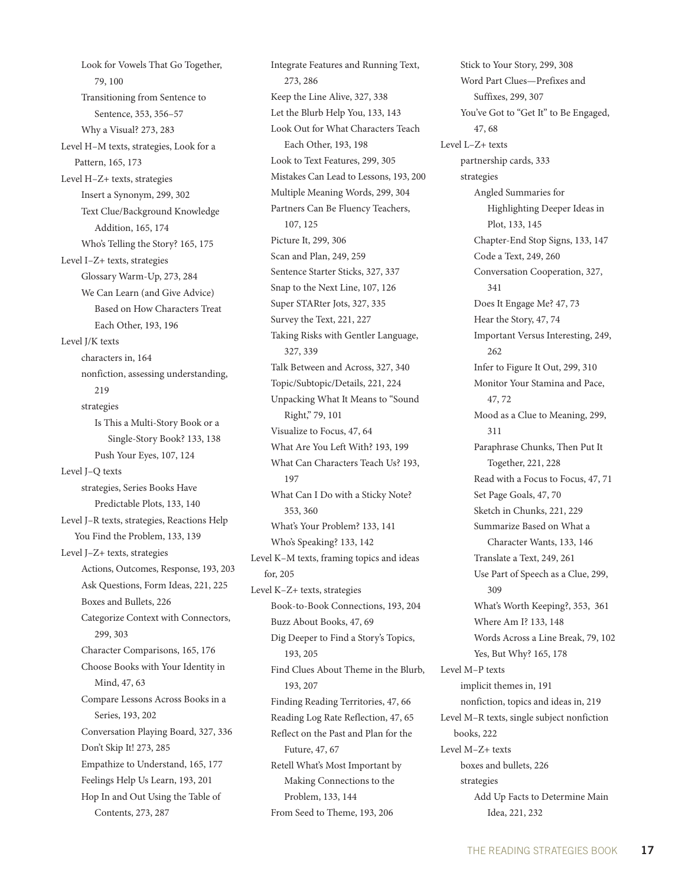Look for Vowels That Go Together, 79, 100
Transitioning from Sentence to Sentence, 353, 356–57
Why a Visual? 273, 283

Level H–M texts, strategies, Look for a Pattern, 165, 173

Level H–Z+ texts, strategies
Insert a Synonym, 299, 302
Text Clue/Background Knowledge Addition, 165, 174
Who's Telling the Story? 165, 175

Level I–Z+ texts, strategies
Glossary Warm-Up, 273, 284
We Can Learn (and Give Advice) Based on How Characters Treat Each Other, 193, 196

Level J/K texts
characters in, 164
nonfiction, assessing understanding, 219
strategies
Is This a Multi-Story Book or a Single-Story Book? 133, 138
Push Your Eyes, 107, 124

Level J–Q texts
strategies, Series Books Have Predictable Plots, 133, 140

Level J–R texts, strategies, Reactions Help You Find the Problem, 133, 139

Level J–Z+ texts, strategies
Actions, Outcomes, Response, 193, 203
Ask Questions, Form Ideas, 221, 225
Boxes and Bullets, 226
Categorize Context with Connectors, 299, 303
Character Comparisons, 165, 176
Choose Books with Your Identity in Mind, 47, 63
Compare Lessons Across Books in a Series, 193, 202
Conversation Playing Board, 327, 336
Don't Skip It! 273, 285
Empathize to Understand, 165, 177
Feelings Help Us Learn, 193, 201
Hop In and Out Using the Table of Contents, 273, 287
Integrate Features and Running Text, 273, 286
Keep the Line Alive, 327, 338
Let the Blurb Help You, 133, 143
Look Out for What Characters Teach Each Other, 193, 198
Look to Text Features, 299, 305
Mistakes Can Lead to Lessons, 193, 200
Multiple Meaning Words, 299, 304
Partners Can Be Fluency Teachers, 107, 125
Picture It, 299, 306
Scan and Plan, 249, 259
Sentence Starter Sticks, 327, 337
Snap to the Next Line, 107, 126
Super STARter Jots, 327, 335
Survey the Text, 221, 227
Taking Risks with Gentler Language, 327, 339
Talk Between and Across, 327, 340
Topic/Subtopic/Details, 221, 224
Unpacking What It Means to "Sound Right," 79, 101
Visualize to Focus, 47, 64
What Are You Left With? 193, 199
What Can Characters Teach Us? 193, 197
What Can I Do with a Sticky Note? 353, 360
What's Your Problem? 133, 141
Who's Speaking? 133, 142

Level K–M texts, framing topics and ideas for, 205

Level K–Z+ texts, strategies
Book-to-Book Connections, 193, 204
Buzz About Books, 47, 69
Dig Deeper to Find a Story's Topics, 193, 205
Find Clues About Theme in the Blurb, 193, 207
Finding Reading Territories, 47, 66
Reading Log Rate Reflection, 47, 65
Reflect on the Past and Plan for the Future, 47, 67
Retell What's Most Important by Making Connections to the Problem, 133, 144
From Seed to Theme, 193, 206
Stick to Your Story, 299, 308
Word Part Clues—Prefixes and Suffixes, 299, 307
You've Got to "Get It" to Be Engaged, 47, 68

Level L–Z+ texts
partnership cards, 333
strategies
Angled Summaries for Highlighting Deeper Ideas in Plot, 133, 145
Chapter-End Stop Signs, 133, 147
Code a Text, 249, 260
Conversation Cooperation, 327, 341
Does It Engage Me? 47, 73
Hear the Story, 47, 74
Important Versus Interesting, 249, 262
Infer to Figure It Out, 299, 310
Monitor Your Stamina and Pace, 47, 72
Mood as a Clue to Meaning, 299, 311
Paraphrase Chunks, Then Put It Together, 221, 228
Read with a Focus to Focus, 47, 71
Set Page Goals, 47, 70
Sketch in Chunks, 221, 229
Summarize Based on What a Character Wants, 133, 146
Translate a Text, 249, 261
Use Part of Speech as a Clue, 299, 309
What's Worth Keeping?, 353, 361
Where Am I? 133, 148
Words Across a Line Break, 79, 102
Yes, But Why? 165, 178

Level M–P texts
implicit themes in, 191
nonfiction, topics and ideas in, 219

Level M–R texts, single subject nonfiction books, 222

Level M–Z+ texts
boxes and bullets, 226
strategies
Add Up Facts to Determine Main Idea, 221, 232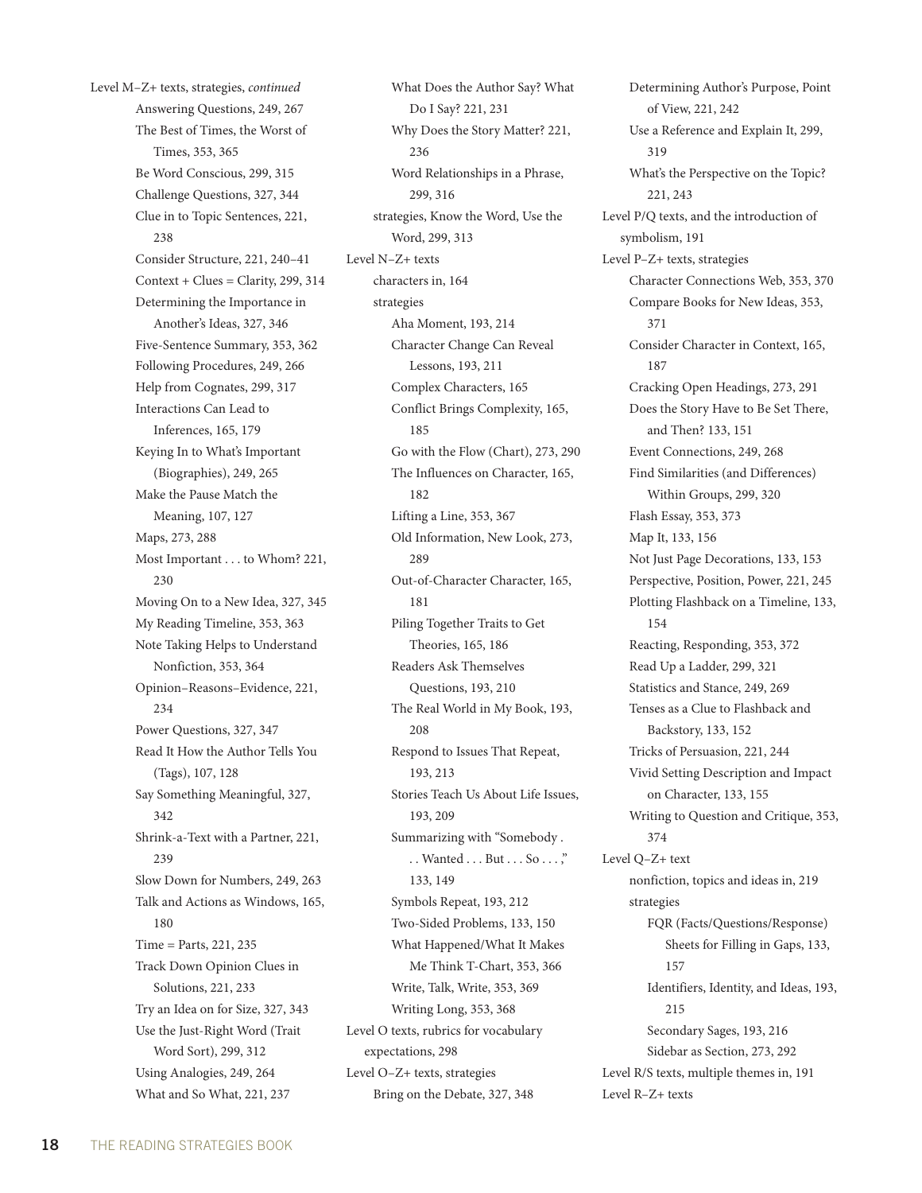Level M–Z+ texts, strategies, *continued*
- Answering Questions, 249, 267
- The Best of Times, the Worst of Times, 353, 365
- Be Word Conscious, 299, 315
- Challenge Questions, 327, 344
- Clue in to Topic Sentences, 221, 238
- Consider Structure, 221, 240–41
- Context + Clues = Clarity, 299, 314
- Determining the Importance in Another's Ideas, 327, 346
- Five-Sentence Summary, 353, 362
- Following Procedures, 249, 266
- Help from Cognates, 299, 317
- Interactions Can Lead to Inferences, 165, 179
- Keying In to What's Important (Biographies), 249, 265
- Make the Pause Match the Meaning, 107, 127
- Maps, 273, 288
- Most Important . . . to Whom? 221, 230
- Moving On to a New Idea, 327, 345
- My Reading Timeline, 353, 363
- Note Taking Helps to Understand Nonfiction, 353, 364
- Opinion–Reasons–Evidence, 221, 234
- Power Questions, 327, 347
- Read It How the Author Tells You (Tags), 107, 128
- Say Something Meaningful, 327, 342
- Shrink-a-Text with a Partner, 221, 239
- Slow Down for Numbers, 249, 263
- Talk and Actions as Windows, 165, 180
- Time = Parts, 221, 235
- Track Down Opinion Clues in Solutions, 221, 233
- Try an Idea on for Size, 327, 343
- Use the Just-Right Word (Trait Word Sort), 299, 312
- Using Analogies, 249, 264
- What and So What, 221, 237
- What Does the Author Say? What Do I Say? 221, 231
- Why Does the Story Matter? 221, 236
- Word Relationships in a Phrase, 299, 316

strategies, Know the Word, Use the Word, 299, 313

Level N–Z+ texts
- characters in, 164
- strategies
  - Aha Moment, 193, 214
  - Character Change Can Reveal Lessons, 193, 211
  - Complex Characters, 165
  - Conflict Brings Complexity, 165, 185
  - Go with the Flow (Chart), 273, 290
  - The Influences on Character, 165, 182
  - Lifting a Line, 353, 367
  - Old Information, New Look, 273, 289
  - Out-of-Character Character, 165, 181
  - Piling Together Traits to Get Theories, 165, 186
  - Readers Ask Themselves Questions, 193, 210
  - The Real World in My Book, 193, 208
  - Respond to Issues That Repeat, 193, 213
  - Stories Teach Us About Life Issues, 193, 209
  - Summarizing with "Somebody . . . Wanted . . . But . . . So . . . ," 133, 149
  - Symbols Repeat, 193, 212
  - Two-Sided Problems, 133, 150
  - What Happened/What It Makes Me Think T-Chart, 353, 366
  - Write, Talk, Write, 353, 369
  - Writing Long, 353, 368

Level O texts, rubrics for vocabulary expectations, 298

Level O–Z+ texts, strategies
- Bring on the Debate, 327, 348
- Determining Author's Purpose, Point of View, 221, 242
- Use a Reference and Explain It, 299, 319
- What's the Perspective on the Topic? 221, 243

Level P/Q texts, and the introduction of symbolism, 191

Level P–Z+ texts, strategies
- Character Connections Web, 353, 370
- Compare Books for New Ideas, 353, 371
- Consider Character in Context, 165, 187
- Cracking Open Headings, 273, 291
- Does the Story Have to Be Set There, and Then? 133, 151
- Event Connections, 249, 268
- Find Similarities (and Differences) Within Groups, 299, 320
- Flash Essay, 353, 373
- Map It, 133, 156
- Not Just Page Decorations, 133, 153
- Perspective, Position, Power, 221, 245
- Plotting Flashback on a Timeline, 133, 154
- Reacting, Responding, 353, 372
- Read Up a Ladder, 299, 321
- Statistics and Stance, 249, 269
- Tenses as a Clue to Flashback and Backstory, 133, 152
- Tricks of Persuasion, 221, 244
- Vivid Setting Description and Impact on Character, 133, 155
- Writing to Question and Critique, 353, 374

Level Q–Z+ text
- nonfiction, topics and ideas in, 219
- strategies
  - FQR (Facts/Questions/Response) Sheets for Filling in Gaps, 133, 157
  - Identifiers, Identity, and Ideas, 193, 215
  - Secondary Sages, 193, 216
  - Sidebar as Section, 273, 292

Level R/S texts, multiple themes in, 191

Level R–Z+ texts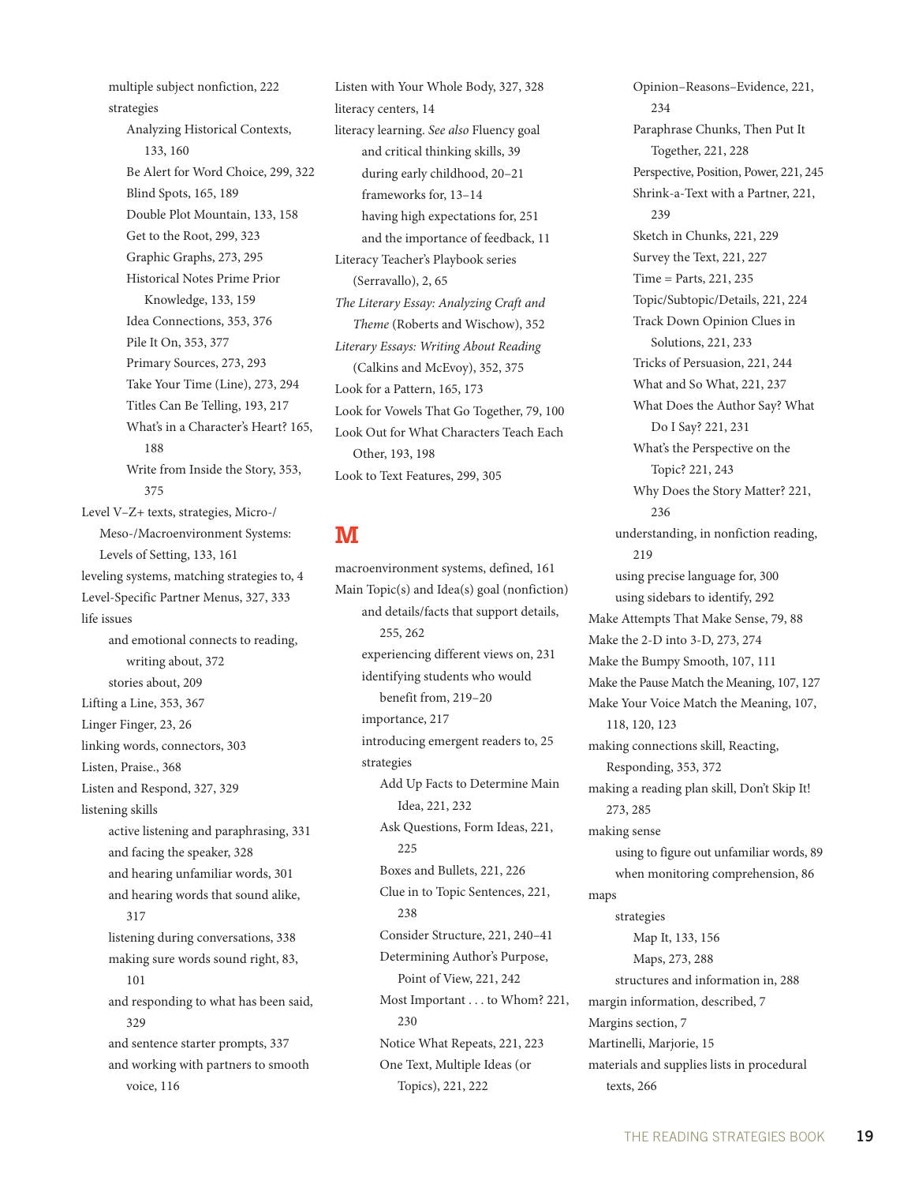multiple subject nonfiction, 222
strategies
Analyzing Historical Contexts, 133, 160
Be Alert for Word Choice, 299, 322
Blind Spots, 165, 189
Double Plot Mountain, 133, 158
Get to the Root, 299, 323
Graphic Graphs, 273, 295
Historical Notes Prime Prior Knowledge, 133, 159
Idea Connections, 353, 376
Pile It On, 353, 377
Primary Sources, 273, 293
Take Your Time (Line), 273, 294
Titles Can Be Telling, 193, 217
What's in a Character's Heart? 165, 188
Write from Inside the Story, 353, 375

Level V–Z+ texts, strategies, Micro-/Meso-/Macroenvironment Systems: Levels of Setting, 133, 161
leveling systems, matching strategies to, 4
Level-Specific Partner Menus, 327, 333
life issues
and emotional connects to reading, writing about, 372
stories about, 209
Lifting a Line, 353, 367
Linger Finger, 23, 26
linking words, connectors, 303
Listen, Praise., 368
Listen and Respond, 327, 329
listening skills
active listening and paraphrasing, 331
and facing the speaker, 328
and hearing unfamiliar words, 301
and hearing words that sound alike, 317
listening during conversations, 338
making sure words sound right, 83, 101
and responding to what has been said, 329
and sentence starter prompts, 337
and working with partners to smooth voice, 116

Listen with Your Whole Body, 327, 328
literacy centers, 14
literacy learning. *See also* Fluency goal
and critical thinking skills, 39
during early childhood, 20–21
frameworks for, 13–14
having high expectations for, 251
and the importance of feedback, 11
Literacy Teacher's Playbook series (Serravallo), 2, 65
*The Literary Essay: Analyzing Craft and Theme* (Roberts and Wischow), 352
*Literary Essays: Writing About Reading* (Calkins and McEvoy), 352, 375
Look for a Pattern, 165, 173
Look for Vowels That Go Together, 79, 100
Look Out for What Characters Teach Each Other, 193, 198
Look to Text Features, 299, 305

## M

macroenvironment systems, defined, 161
Main Topic(s) and Idea(s) goal (nonfiction)
and details/facts that support details, 255, 262
experiencing different views on, 231
identifying students who would benefit from, 219–20
importance, 217
introducing emergent readers to, 25
strategies
Add Up Facts to Determine Main Idea, 221, 232
Ask Questions, Form Ideas, 221, 225
Boxes and Bullets, 221, 226
Clue in to Topic Sentences, 221, 238
Consider Structure, 221, 240–41
Determining Author's Purpose, Point of View, 221, 242
Most Important . . . to Whom? 221, 230
Notice What Repeats, 221, 223
One Text, Multiple Ideas (or Topics), 221, 222
Opinion–Reasons–Evidence, 221, 234
Paraphrase Chunks, Then Put It Together, 221, 228
Perspective, Position, Power, 221, 245
Shrink-a-Text with a Partner, 221, 239
Sketch in Chunks, 221, 229
Survey the Text, 221, 227
Time = Parts, 221, 235
Topic/Subtopic/Details, 221, 224
Track Down Opinion Clues in Solutions, 221, 233
Tricks of Persuasion, 221, 244
What and So What, 221, 237
What Does the Author Say? What Do I Say? 221, 231
What's the Perspective on the Topic? 221, 243
Why Does the Story Matter? 221, 236
understanding, in nonfiction reading, 219
using precise language for, 300
using sidebars to identify, 292
Make Attempts That Make Sense, 79, 88
Make the 2-D into 3-D, 273, 274
Make the Bumpy Smooth, 107, 111
Make the Pause Match the Meaning, 107, 127
Make Your Voice Match the Meaning, 107, 118, 120, 123
making connections skill, Reacting, Responding, 353, 372
making a reading plan skill, Don't Skip It! 273, 285
making sense
using to figure out unfamiliar words, 89
when monitoring comprehension, 86
maps
strategies
Map It, 133, 156
Maps, 273, 288
structures and information in, 288
margin information, described, 7
Margins section, 7
Martinelli, Marjorie, 15
materials and supplies lists in procedural texts, 266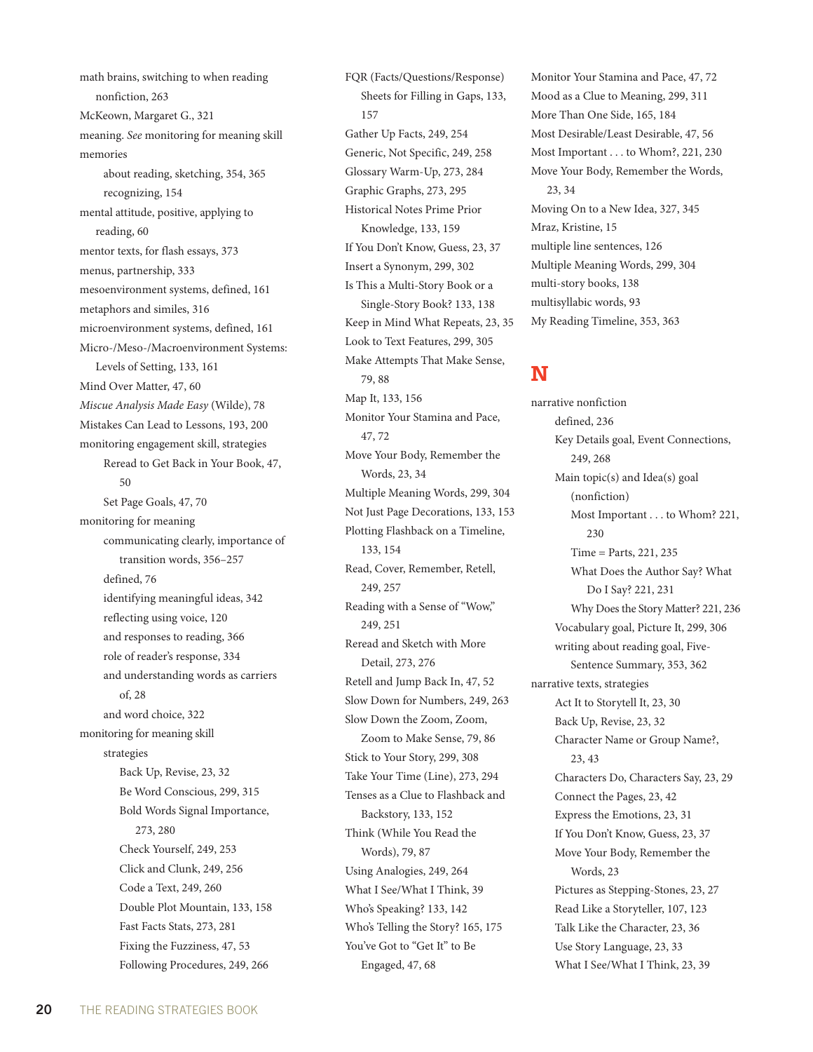math brains, switching to when reading nonfiction, 263
McKeown, Margaret G., 321
meaning. *See* monitoring for meaning skill
memories
  - about reading, sketching, 354, 365
  - recognizing, 154

mental attitude, positive, applying to reading, 60
mentor texts, for flash essays, 373
menus, partnership, 333
mesoenvironment systems, defined, 161
metaphors and similes, 316
microenvironment systems, defined, 161
Micro-/Meso-/Macroenvironment Systems: Levels of Setting, 133, 161
Mind Over Matter, 47, 60
*Miscue Analysis Made Easy* (Wilde), 78
Mistakes Can Lead to Lessons, 193, 200
monitoring engagement skill, strategies
  - Reread to Get Back in Your Book, 47, 50
  - Set Page Goals, 47, 70

monitoring for meaning
  - communicating clearly, importance of transition words, 356–257
  - defined, 76
  - identifying meaningful ideas, 342
  - reflecting using voice, 120
  - and responses to reading, 366
  - role of reader's response, 334
  - and understanding words as carriers of, 28
  - and word choice, 322

monitoring for meaning skill
  - strategies
    - Back Up, Revise, 23, 32
    - Be Word Conscious, 299, 315
    - Bold Words Signal Importance, 273, 280
    - Check Yourself, 249, 253
    - Click and Clunk, 249, 256
    - Code a Text, 249, 260
    - Double Plot Mountain, 133, 158
    - Fast Facts Stats, 273, 281
    - Fixing the Fuzziness, 47, 53
    - Following Procedures, 249, 266
    - FQR (Facts/Questions/Response) Sheets for Filling in Gaps, 133, 157
    - Gather Up Facts, 249, 254
    - Generic, Not Specific, 249, 258
    - Glossary Warm-Up, 273, 284
    - Graphic Graphs, 273, 295
    - Historical Notes Prime Prior Knowledge, 133, 159
    - If You Don't Know, Guess, 23, 37
    - Insert a Synonym, 299, 302
    - Is This a Multi-Story Book or a Single-Story Book? 133, 138
    - Keep in Mind What Repeats, 23, 35
    - Look to Text Features, 299, 305
    - Make Attempts That Make Sense, 79, 88
    - Map It, 133, 156
    - Monitor Your Stamina and Pace, 47, 72
    - Move Your Body, Remember the Words, 23, 34
    - Multiple Meaning Words, 299, 304
    - Not Just Page Decorations, 133, 153
    - Plotting Flashback on a Timeline, 133, 154
    - Read, Cover, Remember, Retell, 249, 257
    - Reading with a Sense of "Wow," 249, 251
    - Reread and Sketch with More Detail, 273, 276
    - Retell and Jump Back In, 47, 52
    - Slow Down for Numbers, 249, 263
    - Slow Down the Zoom, Zoom, Zoom to Make Sense, 79, 86
    - Stick to Your Story, 299, 308
    - Take Your Time (Line), 273, 294
    - Tenses as a Clue to Flashback and Backstory, 133, 152
    - Think (While You Read the Words), 79, 87
    - Using Analogies, 249, 264
    - What I See/What I Think, 39
    - Who's Speaking? 133, 142
    - Who's Telling the Story? 165, 175
    - You've Got to "Get It" to Be Engaged, 47, 68

Monitor Your Stamina and Pace, 47, 72
Mood as a Clue to Meaning, 299, 311
More Than One Side, 165, 184
Most Desirable/Least Desirable, 47, 56
Most Important . . . to Whom?, 221, 230
Move Your Body, Remember the Words, 23, 34
Moving On to a New Idea, 327, 345
Mraz, Kristine, 15
multiple line sentences, 126
Multiple Meaning Words, 299, 304
multi-story books, 138
multisyllabic words, 93
My Reading Timeline, 353, 363

## N

narrative nonfiction
  - defined, 236
  - Key Details goal, Event Connections, 249, 268
  - Main topic(s) and Idea(s) goal (nonfiction)
    - Most Important . . . to Whom? 221, 230
    - Time = Parts, 221, 235
    - What Does the Author Say? What Do I Say? 221, 231
    - Why Does the Story Matter? 221, 236
  - Vocabulary goal, Picture It, 299, 306
  - writing about reading goal, Five-Sentence Summary, 353, 362

narrative texts, strategies
  - Act It to Storytell It, 23, 30
  - Back Up, Revise, 23, 32
  - Character Name or Group Name?, 23, 43
  - Characters Do, Characters Say, 23, 29
  - Connect the Pages, 23, 42
  - Express the Emotions, 23, 31
  - If You Don't Know, Guess, 23, 37
  - Move Your Body, Remember the Words, 23
  - Pictures as Stepping-Stones, 23, 27
  - Read Like a Storyteller, 107, 123
  - Talk Like the Character, 23, 36
  - Use Story Language, 23, 33
  - What I See/What I Think, 23, 39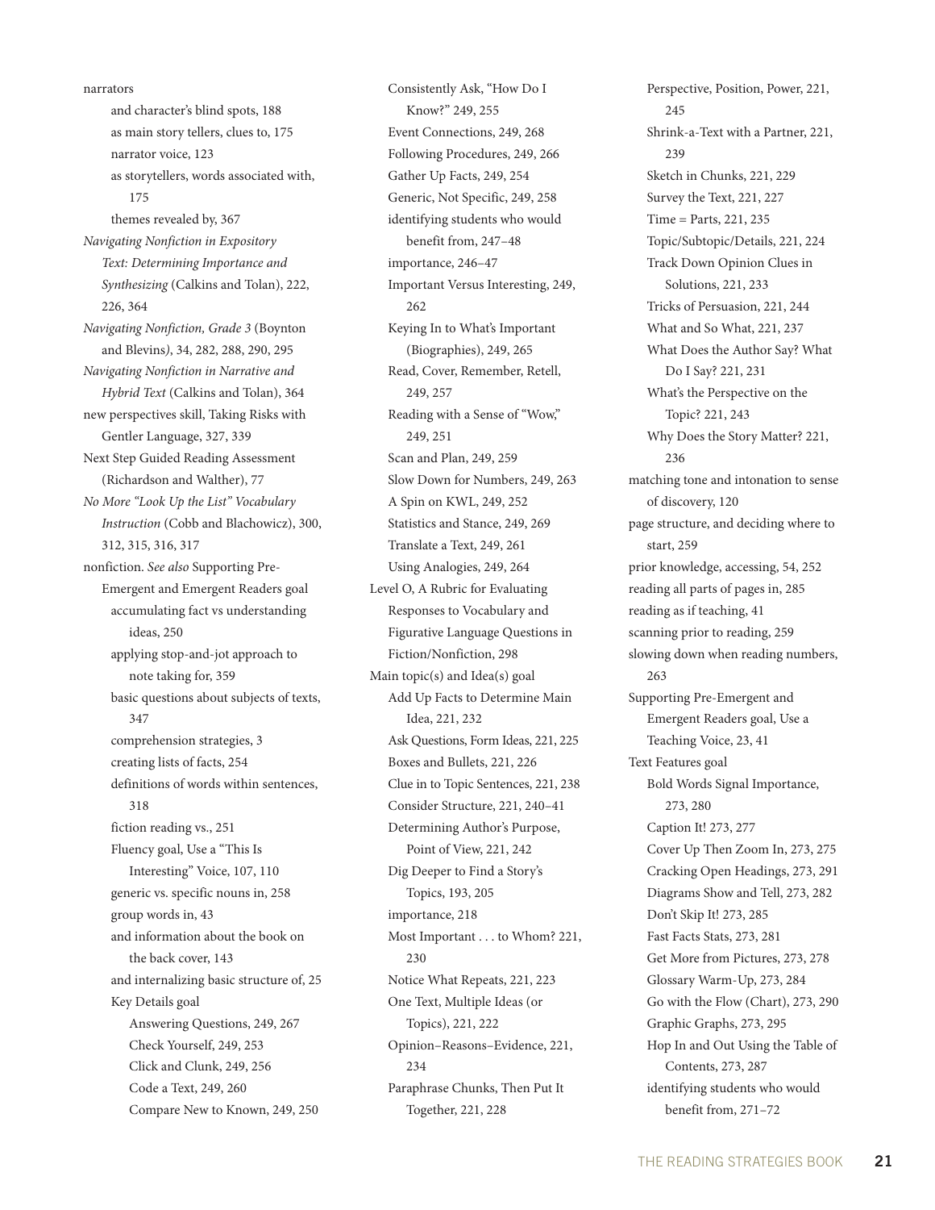narrators
  - and character's blind spots, 188
  - as main story tellers, clues to, 175
  - narrator voice, 123
  - as storytellers, words associated with, 175
  - themes revealed by, 367

*Navigating Nonfiction in Expository Text: Determining Importance and Synthesizing* (Calkins and Tolan), 222, 226, 364

*Navigating Nonfiction, Grade 3* (Boynton and Blevins), 34, 282, 288, 290, 295

*Navigating Nonfiction in Narrative and Hybrid Text* (Calkins and Tolan), 364

new perspectives skill, Taking Risks with Gentler Language, 327, 339

Next Step Guided Reading Assessment (Richardson and Walther), 77

*No More "Look Up the List" Vocabulary Instruction* (Cobb and Blachowicz), 300, 312, 315, 316, 317

nonfiction. *See also* Supporting Pre-Emergent and Emergent Readers goal
  - accumulating fact vs understanding ideas, 250
  - applying stop-and-jot approach to note taking for, 359
  - basic questions about subjects of texts, 347
  - comprehension strategies, 3
  - creating lists of facts, 254
  - definitions of words within sentences, 318
  - fiction reading vs., 251
  - Fluency goal, Use a "This Is Interesting" Voice, 107, 110
  - generic vs. specific nouns in, 258
  - group words in, 43
  - and information about the book on the back cover, 143
  - and internalizing basic structure of, 25
  - Key Details goal
    - Answering Questions, 249, 267
    - Check Yourself, 249, 253
    - Click and Clunk, 249, 256
    - Code a Text, 249, 260
    - Compare New to Known, 249, 250
    - Consistently Ask, "How Do I Know?" 249, 255
    - Event Connections, 249, 268
    - Following Procedures, 249, 266
    - Gather Up Facts, 249, 254
    - Generic, Not Specific, 249, 258
    - identifying students who would benefit from, 247–48
    - importance, 246–47
    - Important Versus Interesting, 249, 262
    - Keying In to What's Important (Biographies), 249, 265
    - Read, Cover, Remember, Retell, 249, 257
    - Reading with a Sense of "Wow," 249, 251
    - Scan and Plan, 249, 259
    - Slow Down for Numbers, 249, 263
    - A Spin on KWL, 249, 252
    - Statistics and Stance, 249, 269
    - Translate a Text, 249, 261
    - Using Analogies, 249, 264
  - Level O, A Rubric for Evaluating Responses to Vocabulary and Figurative Language Questions in Fiction/Nonfiction, 298
  - Main topic(s) and Idea(s) goal
    - Add Up Facts to Determine Main Idea, 221, 232
    - Ask Questions, Form Ideas, 221, 225
    - Boxes and Bullets, 221, 226
    - Clue in to Topic Sentences, 221, 238
    - Consider Structure, 221, 240–41
    - Determining Author's Purpose, Point of View, 221, 242
    - Dig Deeper to Find a Story's Topics, 193, 205
    - importance, 218
    - Most Important . . . to Whom? 221, 230
    - Notice What Repeats, 221, 223
    - One Text, Multiple Ideas (or Topics), 221, 222
    - Opinion–Reasons–Evidence, 221, 234
    - Paraphrase Chunks, Then Put It Together, 221, 228
    - Perspective, Position, Power, 221, 245
    - Shrink-a-Text with a Partner, 221, 239
    - Sketch in Chunks, 221, 229
    - Survey the Text, 221, 227
    - Time = Parts, 221, 235
    - Topic/Subtopic/Details, 221, 224
    - Track Down Opinion Clues in Solutions, 221, 233
    - Tricks of Persuasion, 221, 244
    - What and So What, 221, 237
    - What Does the Author Say? What Do I Say? 221, 231
    - What's the Perspective on the Topic? 221, 243
    - Why Does the Story Matter? 221, 236
  - matching tone and intonation to sense of discovery, 120
  - page structure, and deciding where to start, 259
  - prior knowledge, accessing, 54, 252
  - reading all parts of pages in, 285
  - reading as if teaching, 41
  - scanning prior to reading, 259
  - slowing down when reading numbers, 263
  - Supporting Pre-Emergent and Emergent Readers goal, Use a Teaching Voice, 23, 41
  - Text Features goal
    - Bold Words Signal Importance, 273, 280
    - Caption It! 273, 277
    - Cover Up Then Zoom In, 273, 275
    - Cracking Open Headings, 273, 291
    - Diagrams Show and Tell, 273, 282
    - Don't Skip It! 273, 285
    - Fast Facts Stats, 273, 281
    - Get More from Pictures, 273, 278
    - Glossary Warm-Up, 273, 284
    - Go with the Flow (Chart), 273, 290
    - Graphic Graphs, 273, 295
    - Hop In and Out Using the Table of Contents, 273, 287
    - identifying students who would benefit from, 271–72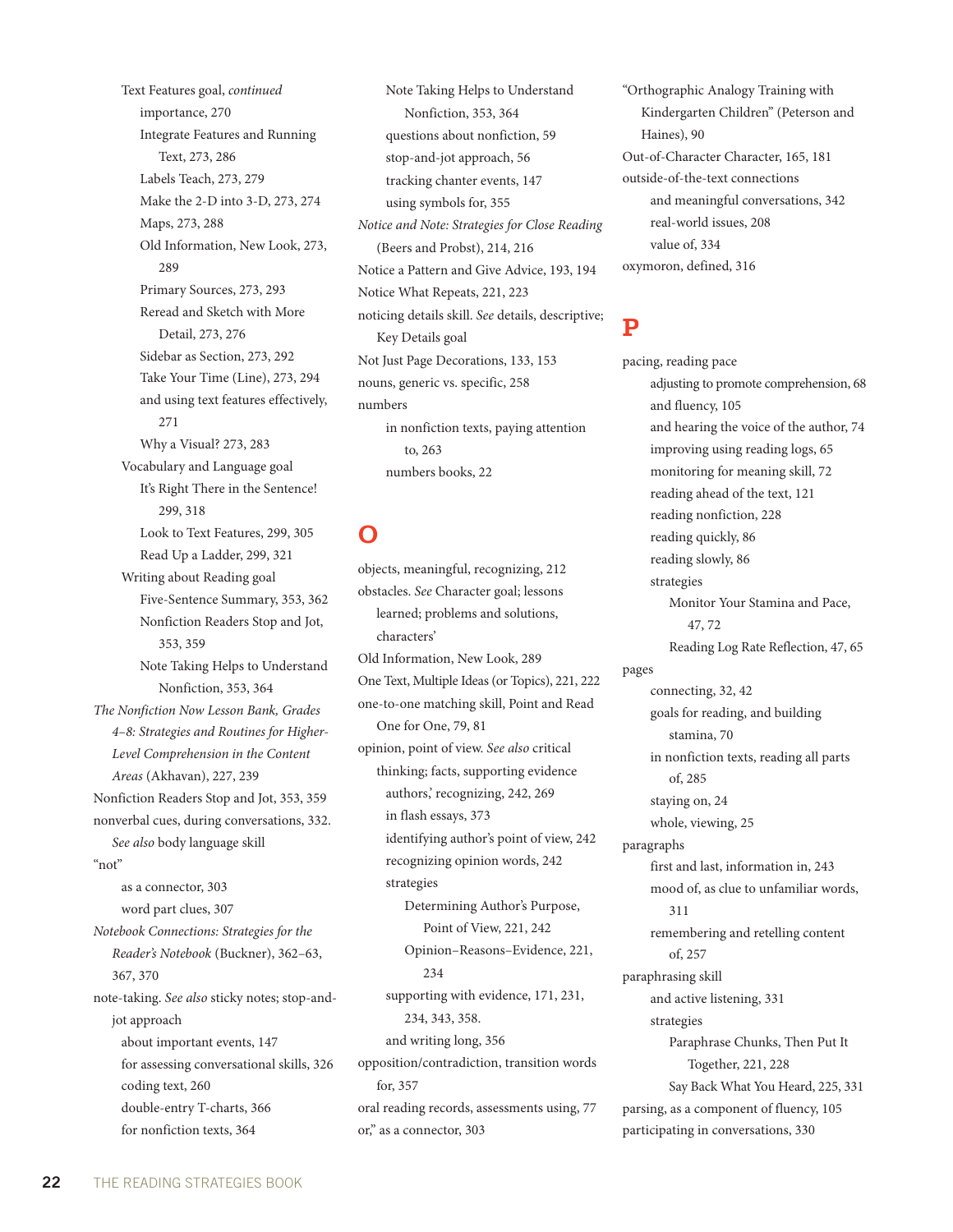Text Features goal, *continued*
- importance, 270
- Integrate Features and Running Text, 273, 286
- Labels Teach, 273, 279
- Make the 2-D into 3-D, 273, 274
- Maps, 273, 288
- Old Information, New Look, 273, 289
- Primary Sources, 273, 293
- Reread and Sketch with More Detail, 273, 276
- Sidebar as Section, 273, 292
- Take Your Time (Line), 273, 294
- and using text features effectively, 271
- Why a Visual? 273, 283

Vocabulary and Language goal
- It's Right There in the Sentence! 299, 318
- Look to Text Features, 299, 305
- Read Up a Ladder, 299, 321

Writing about Reading goal
- Five-Sentence Summary, 353, 362
- Nonfiction Readers Stop and Jot, 353, 359
- Note Taking Helps to Understand Nonfiction, 353, 364

*The Nonfiction Now Lesson Bank, Grades 4–8: Strategies and Routines for Higher-Level Comprehension in the Content Areas* (Akhavan), 227, 239

Nonfiction Readers Stop and Jot, 353, 359

nonverbal cues, during conversations, 332. *See also* body language skill

"not"
- as a connector, 303
- word part clues, 307

*Notebook Connections: Strategies for the Reader's Notebook* (Buckner), 362–63, 367, 370

note-taking. *See also* sticky notes; stop-and-jot approach
- about important events, 147
- for assessing conversational skills, 326
- coding text, 260
- double-entry T-charts, 366
- for nonfiction texts, 364
- Note Taking Helps to Understand Nonfiction, 353, 364
- questions about nonfiction, 59
- stop-and-jot approach, 56
- tracking chanter events, 147
- using symbols for, 355

*Notice and Note: Strategies for Close Reading* (Beers and Probst), 214, 216

Notice a Pattern and Give Advice, 193, 194

Notice What Repeats, 221, 223

noticing details skill. *See* details, descriptive; Key Details goal

Not Just Page Decorations, 133, 153

nouns, generic vs. specific, 258

numbers
- in nonfiction texts, paying attention to, 263
- numbers books, 22

## O

objects, meaningful, recognizing, 212

obstacles. *See* Character goal; lessons learned; problems and solutions, characters'

Old Information, New Look, 289

One Text, Multiple Ideas (or Topics), 221, 222

one-to-one matching skill, Point and Read One for One, 79, 81

opinion, point of view. *See also* critical thinking; facts, supporting evidence
- authors', recognizing, 242, 269
- in flash essays, 373
- identifying author's point of view, 242
- recognizing opinion words, 242
- strategies
  - Determining Author's Purpose, Point of View, 221, 242
  - Opinion–Reasons–Evidence, 221, 234
- supporting with evidence, 171, 231, 234, 343, 358.
- and writing long, 356

opposition/contradiction, transition words for, 357

oral reading records, assessments using, 77

or," as a connector, 303

"Orthographic Analogy Training with Kindergarten Children" (Peterson and Haines), 90

Out-of-Character Character, 165, 181

outside-of-the-text connections
- and meaningful conversations, 342
- real-world issues, 208
- value of, 334

oxymoron, defined, 316

## P

pacing, reading pace
- adjusting to promote comprehension, 68
- and fluency, 105
- and hearing the voice of the author, 74
- improving using reading logs, 65
- monitoring for meaning skill, 72
- reading ahead of the text, 121
- reading nonfiction, 228
- reading quickly, 86
- reading slowly, 86
- strategies
  - Monitor Your Stamina and Pace, 47, 72
  - Reading Log Rate Reflection, 47, 65

pages
- connecting, 32, 42
- goals for reading, and building stamina, 70
- in nonfiction texts, reading all parts of, 285
- staying on, 24
- whole, viewing, 25

paragraphs
- first and last, information in, 243
- mood of, as clue to unfamiliar words, 311
- remembering and retelling content of, 257

paraphrasing skill
- and active listening, 331
- strategies
  - Paraphrase Chunks, Then Put It Together, 221, 228
  - Say Back What You Heard, 225, 331

parsing, as a component of fluency, 105

participating in conversations, 330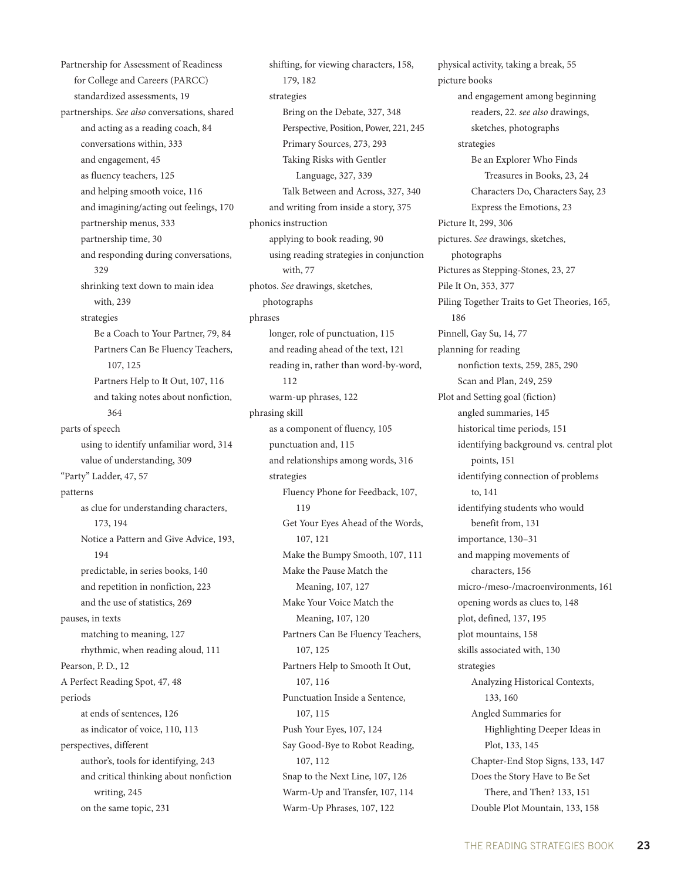Partnership for Assessment of Readiness for College and Careers (PARCC) standardized assessments, 19
partnerships. *See also* conversations, shared
- and acting as a reading coach, 84
- conversations within, 333
- and engagement, 45
- as fluency teachers, 125
- and helping smooth voice, 116
- and imagining/acting out feelings, 170
- partnership menus, 333
- partnership time, 30
- and responding during conversations, 329
- shrinking text down to main idea with, 239
- strategies
  - Be a Coach to Your Partner, 79, 84
  - Partners Can Be Fluency Teachers, 107, 125
  - Partners Help to It Out, 107, 116
  - and taking notes about nonfiction, 364

parts of speech
- using to identify unfamiliar word, 314
- value of understanding, 309

"Party" Ladder, 47, 57
patterns
- as clue for understanding characters, 173, 194
- Notice a Pattern and Give Advice, 193, 194
- predictable, in series books, 140
- and repetition in nonfiction, 223
- and the use of statistics, 269

pauses, in texts
- matching to meaning, 127
- rhythmic, when reading aloud, 111

Pearson, P. D., 12
A Perfect Reading Spot, 47, 48
periods
- at ends of sentences, 126
- as indicator of voice, 110, 113

perspectives, different
- author's, tools for identifying, 243
- and critical thinking about nonfiction writing, 245
- on the same topic, 231
- shifting, for viewing characters, 158, 179, 182
- strategies
  - Bring on the Debate, 327, 348
  - Perspective, Position, Power, 221, 245
  - Primary Sources, 273, 293
  - Taking Risks with Gentler Language, 327, 339
  - Talk Between and Across, 327, 340
- and writing from inside a story, 375

phonics instruction
- applying to book reading, 90
- using reading strategies in conjunction with, 77

photos. *See* drawings, sketches, photographs
phrases
- longer, role of punctuation, 115
- and reading ahead of the text, 121
- reading in, rather than word-by-word, 112
- warm-up phrases, 122

phrasing skill
- as a component of fluency, 105
- punctuation and, 115
- and relationships among words, 316
- strategies
  - Fluency Phone for Feedback, 107, 119
  - Get Your Eyes Ahead of the Words, 107, 121
  - Make the Bumpy Smooth, 107, 111
  - Make the Pause Match the Meaning, 107, 127
  - Make Your Voice Match the Meaning, 107, 120
  - Partners Can Be Fluency Teachers, 107, 125
  - Partners Help to Smooth It Out, 107, 116
  - Punctuation Inside a Sentence, 107, 115
  - Push Your Eyes, 107, 124
  - Say Good-Bye to Robot Reading, 107, 112
  - Snap to the Next Line, 107, 126
  - Warm-Up and Transfer, 107, 114
  - Warm-Up Phrases, 107, 122

physical activity, taking a break, 55
picture books
- and engagement among beginning readers, 22. *see also* drawings, sketches, photographs
- strategies
  - Be an Explorer Who Finds Treasures in Books, 23, 24
  - Characters Do, Characters Say, 23
  - Express the Emotions, 23

Picture It, 299, 306
pictures. *See* drawings, sketches, photographs
Pictures as Stepping-Stones, 23, 27
Pile It On, 353, 377
Piling Together Traits to Get Theories, 165, 186
Pinnell, Gay Su, 14, 77
planning for reading
- nonfiction texts, 259, 285, 290
- Scan and Plan, 249, 259

Plot and Setting goal (fiction)
- angled summaries, 145
- historical time periods, 151
- identifying background vs. central plot points, 151
- identifying connection of problems to, 141
- identifying students who would benefit from, 131
- importance, 130–31
- and mapping movements of characters, 156
- micro-/meso-/macroenvironments, 161
- opening words as clues to, 148
- plot, defined, 137, 195
- plot mountains, 158
- skills associated with, 130
- strategies
  - Analyzing Historical Contexts, 133, 160
  - Angled Summaries for Highlighting Deeper Ideas in Plot, 133, 145
  - Chapter-End Stop Signs, 133, 147
  - Does the Story Have to Be Set There, and Then? 133, 151
  - Double Plot Mountain, 133, 158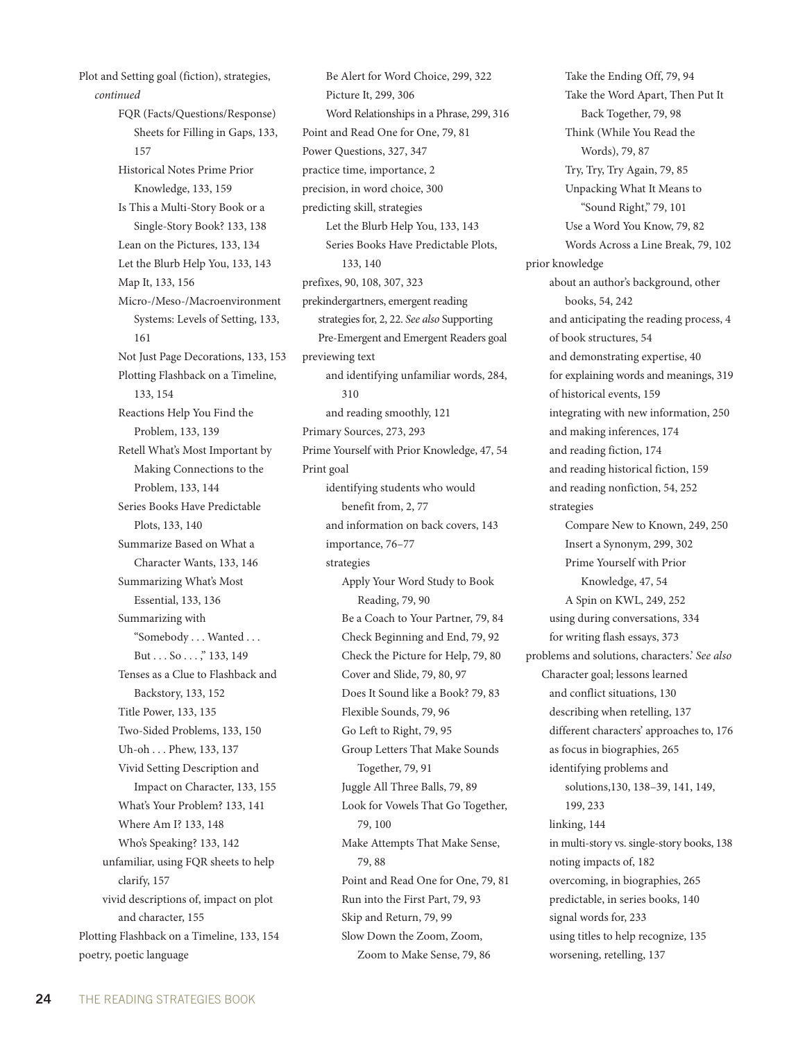Plot and Setting goal (fiction), strategies, *continued*

- FQR (Facts/Questions/Response) Sheets for Filling in Gaps, 133, 157
- Historical Notes Prime Prior Knowledge, 133, 159
- Is This a Multi-Story Book or a Single-Story Book? 133, 138
- Lean on the Pictures, 133, 134
- Let the Blurb Help You, 133, 143
- Map It, 133, 156
- Micro-/Meso-/Macroenvironment Systems: Levels of Setting, 133, 161
- Not Just Page Decorations, 133, 153
- Plotting Flashback on a Timeline, 133, 154
- Reactions Help You Find the Problem, 133, 139
- Retell What's Most Important by Making Connections to the Problem, 133, 144
- Series Books Have Predictable Plots, 133, 140
- Summarize Based on What a Character Wants, 133, 146
- Summarizing What's Most Essential, 133, 136
- Summarizing with "Somebody . . . Wanted . . . But . . . So . . . ," 133, 149
- Tenses as a Clue to Flashback and Backstory, 133, 152
- Title Power, 133, 135
- Two-Sided Problems, 133, 150
- Uh-oh . . . Phew, 133, 137
- Vivid Setting Description and Impact on Character, 133, 155
- What's Your Problem? 133, 141
- Where Am I? 133, 148
- Who's Speaking? 133, 142

unfamiliar, using FQR sheets to help clarify, 157

vivid descriptions of, impact on plot and character, 155

Plotting Flashback on a Timeline, 133, 154

poetry, poetic language

- Be Alert for Word Choice, 299, 322
- Picture It, 299, 306
- Word Relationships in a Phrase, 299, 316

Point and Read One for One, 79, 81

Power Questions, 327, 347

practice time, importance, 2

precision, in word choice, 300

predicting skill, strategies

- Let the Blurb Help You, 133, 143
- Series Books Have Predictable Plots, 133, 140

prefixes, 90, 108, 307, 323

prekindergartners, emergent reading strategies for, 2, 22. *See also* Supporting Pre-Emergent and Emergent Readers goal

previewing text

- and identifying unfamiliar words, 284, 310
- and reading smoothly, 121

Primary Sources, 273, 293

Prime Yourself with Prior Knowledge, 47, 54

Print goal

- identifying students who would benefit from, 2, 77
- and information on back covers, 143
- importance, 76–77
- strategies
  - Apply Your Word Study to Book Reading, 79, 90
  - Be a Coach to Your Partner, 79, 84
  - Check Beginning and End, 79, 92
  - Check the Picture for Help, 79, 80
  - Cover and Slide, 79, 80, 97
  - Does It Sound like a Book? 79, 83
  - Flexible Sounds, 79, 96
  - Go Left to Right, 79, 95
  - Group Letters That Make Sounds Together, 79, 91
  - Juggle All Three Balls, 79, 89
  - Look for Vowels That Go Together, 79, 100
  - Make Attempts That Make Sense, 79, 88
  - Point and Read One for One, 79, 81
  - Run into the First Part, 79, 93
  - Skip and Return, 79, 99
  - Slow Down the Zoom, Zoom, Zoom to Make Sense, 79, 86
  - Take the Ending Off, 79, 94
  - Take the Word Apart, Then Put It Back Together, 79, 98
  - Think (While You Read the Words), 79, 87
  - Try, Try, Try Again, 79, 85
  - Unpacking What It Means to "Sound Right," 79, 101
  - Use a Word You Know, 79, 82
  - Words Across a Line Break, 79, 102

prior knowledge

- about an author's background, other books, 54, 242
- and anticipating the reading process, 4
- of book structures, 54
- and demonstrating expertise, 40
- for explaining words and meanings, 319
- of historical events, 159
- integrating with new information, 250
- and making inferences, 174
- and reading fiction, 174
- and reading historical fiction, 159
- and reading nonfiction, 54, 252
- strategies
  - Compare New to Known, 249, 250
  - Insert a Synonym, 299, 302
  - Prime Yourself with Prior Knowledge, 47, 54
  - A Spin on KWL, 249, 252
- using during conversations, 334
- for writing flash essays, 373

problems and solutions, characters'. *See also* Character goal; lessons learned

- and conflict situations, 130
- describing when retelling, 137
- different characters' approaches to, 176
- as focus in biographies, 265
- identifying problems and solutions,130, 138–39, 141, 149, 199, 233
- linking, 144
- in multi-story vs. single-story books, 138
- noting impacts of, 182
- overcoming, in biographies, 265
- predictable, in series books, 140
- signal words for, 233
- using titles to help recognize, 135
- worsening, retelling, 137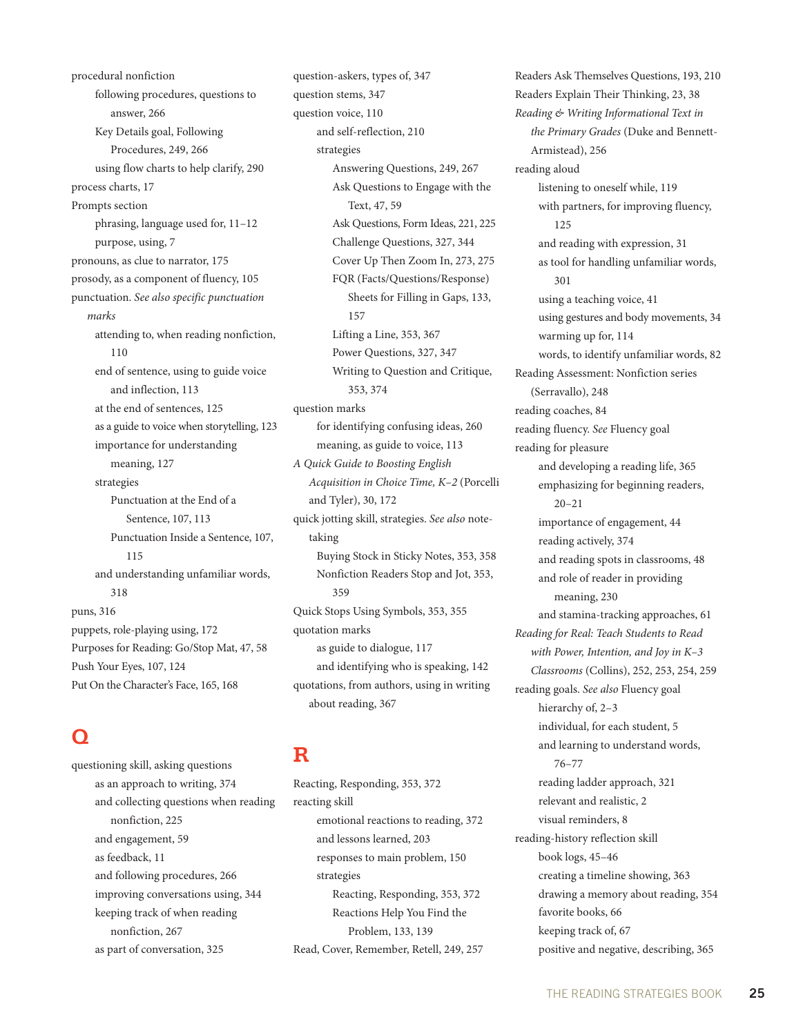procedural nonfiction
- following procedures, questions to answer, 266
- Key Details goal, Following Procedures, 249, 266
- using flow charts to help clarify, 290

process charts, 17

Prompts section
- phrasing, language used for, 11–12
- purpose, using, 7

pronouns, as clue to narrator, 175

prosody, as a component of fluency, 105

punctuation. *See also specific punctuation marks*
- attending to, when reading nonfiction, 110
- end of sentence, using to guide voice and inflection, 113
- at the end of sentences, 125
- as a guide to voice when storytelling, 123
- importance for understanding meaning, 127
- strategies
  - Punctuation at the End of a Sentence, 107, 113
  - Punctuation Inside a Sentence, 107, 115
- and understanding unfamiliar words, 318

puns, 316

puppets, role-playing using, 172

Purposes for Reading: Go/Stop Mat, 47, 58

Push Your Eyes, 107, 124

Put On the Character's Face, 165, 168

## Q

questioning skill, asking questions
- as an approach to writing, 374
- and collecting questions when reading nonfiction, 225
- and engagement, 59
- as feedback, 11
- and following procedures, 266
- improving conversations using, 344
- keeping track of when reading nonfiction, 267
- as part of conversation, 325

question-askers, types of, 347

question stems, 347

question voice, 110
- and self-reflection, 210
- strategies
  - Answering Questions, 249, 267
  - Ask Questions to Engage with the Text, 47, 59
  - Ask Questions, Form Ideas, 221, 225
  - Challenge Questions, 327, 344
  - Cover Up Then Zoom In, 273, 275
  - FQR (Facts/Questions/Response) Sheets for Filling in Gaps, 133, 157
  - Lifting a Line, 353, 367
  - Power Questions, 327, 347
  - Writing to Question and Critique, 353, 374

question marks
- for identifying confusing ideas, 260
- meaning, as guide to voice, 113

*A Quick Guide to Boosting English Acquisition in Choice Time, K–2* (Porcelli and Tyler), 30, 172

quick jotting skill, strategies. *See also* note-taking
- Buying Stock in Sticky Notes, 353, 358
- Nonfiction Readers Stop and Jot, 353, 359

Quick Stops Using Symbols, 353, 355

quotation marks
- as guide to dialogue, 117
- and identifying who is speaking, 142

quotations, from authors, using in writing about reading, 367

## R

Reacting, Responding, 353, 372

reacting skill
- emotional reactions to reading, 372
- and lessons learned, 203
- responses to main problem, 150
- strategies
  - Reacting, Responding, 353, 372
  - Reactions Help You Find the Problem, 133, 139

Read, Cover, Remember, Retell, 249, 257

Readers Ask Themselves Questions, 193, 210

Readers Explain Their Thinking, 23, 38

*Reading & Writing Informational Text in the Primary Grades* (Duke and Bennett-Armistead), 256

reading aloud
- listening to oneself while, 119
- with partners, for improving fluency, 125
- and reading with expression, 31
- as tool for handling unfamiliar words, 301
- using a teaching voice, 41
- using gestures and body movements, 34
- warming up for, 114
- words, to identify unfamiliar words, 82

Reading Assessment: Nonfiction series (Serravallo), 248

reading coaches, 84

reading fluency. *See* Fluency goal

reading for pleasure
- and developing a reading life, 365
- emphasizing for beginning readers, 20–21
- importance of engagement, 44
- reading actively, 374
- and reading spots in classrooms, 48
- and role of reader in providing meaning, 230
- and stamina-tracking approaches, 61

*Reading for Real: Teach Students to Read with Power, Intention, and Joy in K–3 Classrooms* (Collins), 252, 253, 254, 259

reading goals. *See also* Fluency goal
- hierarchy of, 2–3
- individual, for each student, 5
- and learning to understand words, 76–77
- reading ladder approach, 321
- relevant and realistic, 2
- visual reminders, 8

reading-history reflection skill
- book logs, 45–46
- creating a timeline showing, 363
- drawing a memory about reading, 354
- favorite books, 66
- keeping track of, 67
- positive and negative, describing, 365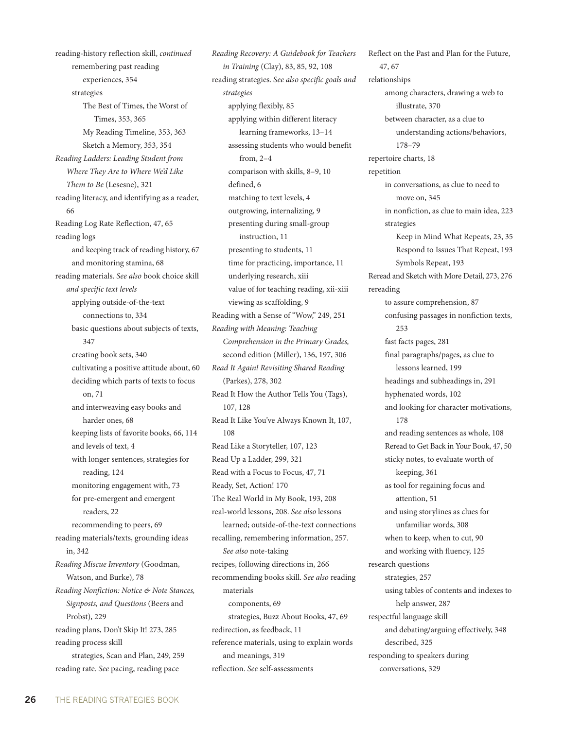reading-history reflection skill, *continued*
- remembering past reading experiences, 354
- strategies
  - The Best of Times, the Worst of Times, 353, 365
  - My Reading Timeline, 353, 363
  - Sketch a Memory, 353, 354

*Reading Ladders: Leading Student from Where They Are to Where We'd Like Them to Be* (Lesesne), 321

reading literacy, and identifying as a reader, 66

Reading Log Rate Reflection, 47, 65

reading logs
- and keeping track of reading history, 67
- and monitoring stamina, 68

reading materials. *See also* book choice skill *and specific text levels*
- applying outside-of-the-text connections to, 334
- basic questions about subjects of texts, 347
- creating book sets, 340
- cultivating a positive attitude about, 60
- deciding which parts of texts to focus on, 71
- and interweaving easy books and harder ones, 68
- keeping lists of favorite books, 66, 114
- and levels of text, 4
- with longer sentences, strategies for reading, 124
- monitoring engagement with, 73
- for pre-emergent and emergent readers, 22
- recommending to peers, 69

reading materials/texts, grounding ideas in, 342

*Reading Miscue Inventory* (Goodman, Watson, and Burke), 78

*Reading Nonfiction: Notice & Note Stances, Signposts, and Questions* (Beers and Probst), 229

reading plans, Don't Skip It! 273, 285

reading process skill
- strategies, Scan and Plan, 249, 259

reading rate. *See* pacing, reading pace

*Reading Recovery: A Guidebook for Teachers in Training* (Clay), 83, 85, 92, 108

reading strategies. *See also specific goals and strategies*
- applying flexibly, 85
- applying within different literacy learning frameworks, 13–14
- assessing students who would benefit from, 2–4
- comparison with skills, 8–9, 10
- defined, 6
- matching to text levels, 4
- outgrowing, internalizing, 9
- presenting during small-group instruction, 11
- presenting to students, 11
- time for practicing, importance, 11
- underlying research, xiii
- value of for teaching reading, xii-xiii
- viewing as scaffolding, 9

Reading with a Sense of "Wow," 249, 251

*Reading with Meaning: Teaching Comprehension in the Primary Grades,* second edition (Miller), 136, 197, 306

*Read It Again! Revisiting Shared Reading* (Parkes), 278, 302

Read It How the Author Tells You (Tags), 107, 128

Read It Like You've Always Known It, 107, 108

Read Like a Storyteller, 107, 123

Read Up a Ladder, 299, 321

Read with a Focus to Focus, 47, 71

Ready, Set, Action! 170

The Real World in My Book, 193, 208

real-world lessons, 208. *See also* lessons learned; outside-of-the-text connections

recalling, remembering information, 257. *See also* note-taking

recipes, following directions in, 266

recommending books skill. *See also* reading materials
- components, 69
- strategies, Buzz About Books, 47, 69

redirection, as feedback, 11

reference materials, using to explain words and meanings, 319

reflection. *See* self-assessments

Reflect on the Past and Plan for the Future, 47, 67

relationships
- among characters, drawing a web to illustrate, 370
- between character, as a clue to understanding actions/behaviors, 178–79

repertoire charts, 18

repetition
- in conversations, as clue to need to move on, 345
- in nonfiction, as clue to main idea, 223
- strategies
  - Keep in Mind What Repeats, 23, 35
  - Respond to Issues That Repeat, 193
  - Symbols Repeat, 193

Reread and Sketch with More Detail, 273, 276

rereading
- to assure comprehension, 87
- confusing passages in nonfiction texts, 253
- fast facts pages, 281
- final paragraphs/pages, as clue to lessons learned, 199
- headings and subheadings in, 291
- hyphenated words, 102
- and looking for character motivations, 178
- and reading sentences as whole, 108
- Reread to Get Back in Your Book, 47, 50
- sticky notes, to evaluate worth of keeping, 361
- as tool for regaining focus and attention, 51
- and using storylines as clues for unfamiliar words, 308
- when to keep, when to cut, 90
- and working with fluency, 125

research questions
- strategies, 257
- using tables of contents and indexes to help answer, 287

respectful language skill
- and debating/arguing effectively, 348
- described, 325

responding to speakers during conversations, 329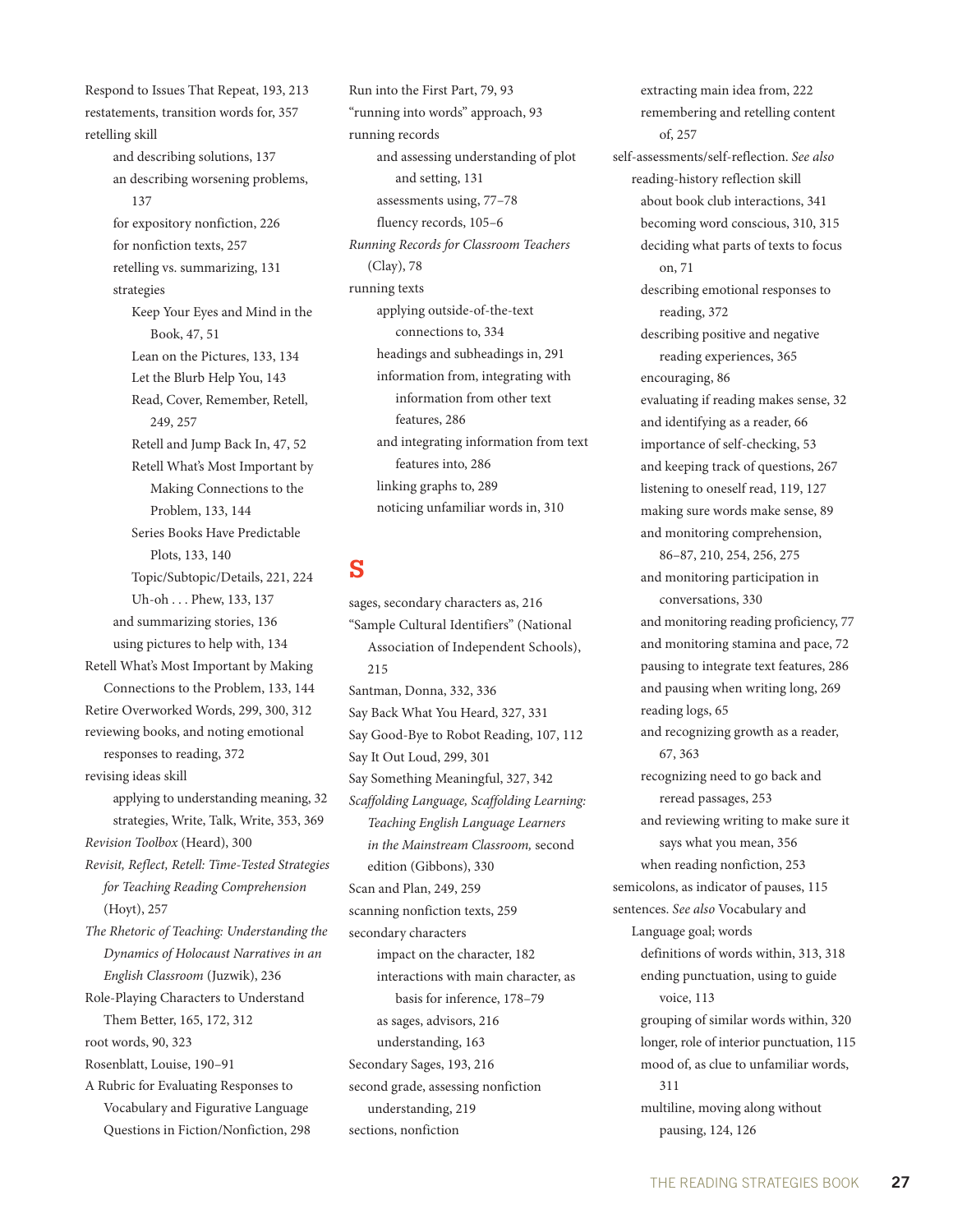Respond to Issues That Repeat, 193, 213
restatements, transition words for, 357
retelling skill
- and describing solutions, 137
- an describing worsening problems, 137
- for expository nonfiction, 226
- for nonfiction texts, 257
- retelling vs. summarizing, 131
- strategies
  - Keep Your Eyes and Mind in the Book, 47, 51
  - Lean on the Pictures, 133, 134
  - Let the Blurb Help You, 143
  - Read, Cover, Remember, Retell, 249, 257
  - Retell and Jump Back In, 47, 52
  - Retell What's Most Important by Making Connections to the Problem, 133, 144
  - Series Books Have Predictable Plots, 133, 140
  - Topic/Subtopic/Details, 221, 224
  - Uh-oh . . . Phew, 133, 137
- and summarizing stories, 136
- using pictures to help with, 134

Retell What's Most Important by Making Connections to the Problem, 133, 144
Retire Overworked Words, 299, 300, 312
reviewing books, and noting emotional responses to reading, 372
revising ideas skill
- applying to understanding meaning, 32
- strategies, Write, Talk, Write, 353, 369

*Revision Toolbox* (Heard), 300
*Revisit, Reflect, Retell: Time-Tested Strategies for Teaching Reading Comprehension* (Hoyt), 257
*The Rhetoric of Teaching: Understanding the Dynamics of Holocaust Narratives in an English Classroom* (Juzwik), 236
Role-Playing Characters to Understand Them Better, 165, 172, 312
root words, 90, 323
Rosenblatt, Louise, 190–91
A Rubric for Evaluating Responses to Vocabulary and Figurative Language Questions in Fiction/Nonfiction, 298
Run into the First Part, 79, 93
"running into words" approach, 93
running records
- and assessing understanding of plot and setting, 131
- assessments using, 77–78
- fluency records, 105–6

*Running Records for Classroom Teachers* (Clay), 78
running texts
- applying outside-of-the-text connections to, 334
- headings and subheadings in, 291
- information from, integrating with information from other text features, 286
- and integrating information from text features into, 286
- linking graphs to, 289
- noticing unfamiliar words in, 310

## S

sages, secondary characters as, 216
"Sample Cultural Identifiers" (National Association of Independent Schools), 215
Santman, Donna, 332, 336
Say Back What You Heard, 327, 331
Say Good-Bye to Robot Reading, 107, 112
Say It Out Loud, 299, 301
Say Something Meaningful, 327, 342
*Scaffolding Language, Scaffolding Learning: Teaching English Language Learners in the Mainstream Classroom,* second edition (Gibbons), 330
Scan and Plan, 249, 259
scanning nonfiction texts, 259
secondary characters
- impact on the character, 182
- interactions with main character, as basis for inference, 178–79
- as sages, advisors, 216
- understanding, 163

Secondary Sages, 193, 216
second grade, assessing nonfiction understanding, 219
sections, nonfiction
- extracting main idea from, 222
- remembering and retelling content of, 257

self-assessments/self-reflection. *See also* reading-history reflection skill
- about book club interactions, 341
- becoming word conscious, 310, 315
- deciding what parts of texts to focus on, 71
- describing emotional responses to reading, 372
- describing positive and negative reading experiences, 365
- encouraging, 86
- evaluating if reading makes sense, 32
- and identifying as a reader, 66
- importance of self-checking, 53
- and keeping track of questions, 267
- listening to oneself read, 119, 127
- making sure words make sense, 89
- and monitoring comprehension, 86–87, 210, 254, 256, 275
- and monitoring participation in conversations, 330
- and monitoring reading proficiency, 77
- and monitoring stamina and pace, 72
- pausing to integrate text features, 286
- and pausing when writing long, 269
- reading logs, 65
- and recognizing growth as a reader, 67, 363
- recognizing need to go back and reread passages, 253
- and reviewing writing to make sure it says what you mean, 356
- when reading nonfiction, 253

semicolons, as indicator of pauses, 115
sentences. *See also* Vocabulary and Language goal; words
- definitions of words within, 313, 318
- ending punctuation, using to guide voice, 113
- grouping of similar words within, 320
- longer, role of interior punctuation, 115
- mood of, as clue to unfamiliar words, 311
- multiline, moving along without pausing, 124, 126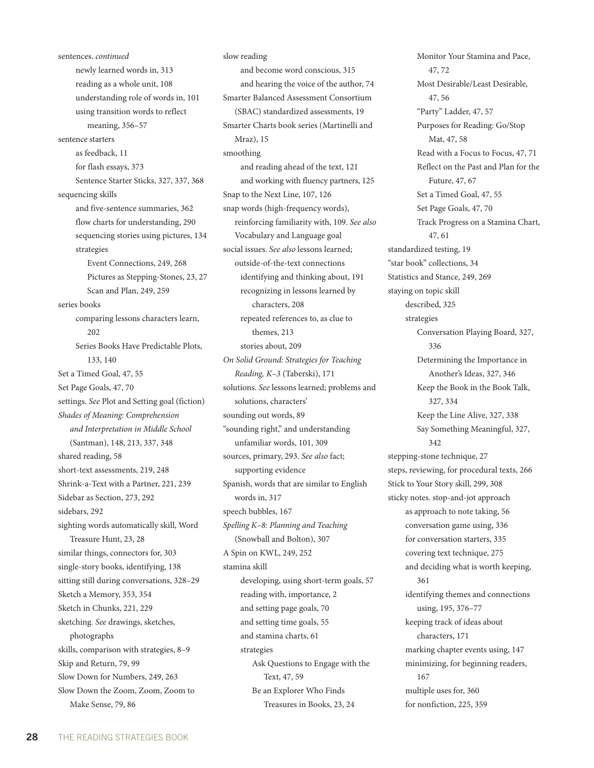sentences. *continued*
- newly learned words in, 313
- reading as a whole unit, 108
- understanding role of words in, 101
- using transition words to reflect meaning, 356–57

sentence starters
- as feedback, 11
- for flash essays, 373
- Sentence Starter Sticks, 327, 337, 368

sequencing skills
- and five-sentence summaries, 362
- flow charts for understanding, 290
- sequencing stories using pictures, 134
- strategies
  - Event Connections, 249, 268
  - Pictures as Stepping-Stones, 23, 27
  - Scan and Plan, 249, 259

series books
- comparing lessons characters learn, 202
- Series Books Have Predictable Plots, 133, 140

Set a Timed Goal, 47, 55

Set Page Goals, 47, 70

settings. *See* Plot and Setting goal (fiction)

*Shades of Meaning: Comprehension and Interpretation in Middle School* (Santman), 148, 213, 337, 348

shared reading, 58

short-text assessments, 219, 248

Shrink-a-Text with a Partner, 221, 239

Sidebar as Section, 273, 292

sidebars, 292

sighting words automatically skill, Word Treasure Hunt, 23, 28

similar things, connectors for, 303

single-story books, identifying, 138

sitting still during conversations, 328–29

Sketch a Memory, 353, 354

Sketch in Chunks, 221, 229

sketching. *See* drawings, sketches, photographs

skills, comparison with strategies, 8–9

Skip and Return, 79, 99

Slow Down for Numbers, 249, 263

Slow Down the Zoom, Zoom, Zoom to Make Sense, 79, 86

slow reading
- and become word conscious, 315
- and hearing the voice of the author, 74

Smarter Balanced Assessment Consortium (SBAC) standardized assessments, 19

Smarter Charts book series (Martinelli and Mraz), 15

smoothing
- and reading ahead of the text, 121
- and working with fluency partners, 125

Snap to the Next Line, 107, 126

snap words (high-frequency words), reinforcing familiarity with, 109. *See also* Vocabulary and Language goal

social issues. *See also* lessons learned;
- outside-of-the-text connections
- identifying and thinking about, 191
- recognizing in lessons learned by characters, 208
- repeated references to, as clue to themes, 213
- stories about, 209

*On Solid Ground: Strategies for Teaching Reading, K–3* (Taberski), 171

solutions. *See* lessons learned; problems and solutions, characters'

sounding out words, 89

"sounding right," and understanding unfamiliar words, 101, 309

sources, primary, 293. *See also* fact; supporting evidence

Spanish, words that are similar to English words in, 317

speech bubbles, 167

*Spelling K–8: Planning and Teaching* (Snowball and Bolton), 307

A Spin on KWL, 249, 252

stamina skill
- developing, using short-term goals, 57
- reading with, importance, 2
- and setting page goals, 70
- and setting time goals, 55
- and stamina charts, 61
- strategies
  - Ask Questions to Engage with the Text, 47, 59
  - Be an Explorer Who Finds Treasures in Books, 23, 24
  - Monitor Your Stamina and Pace, 47, 72
  - Most Desirable/Least Desirable, 47, 56
  - "Party" Ladder, 47, 57
  - Purposes for Reading: Go/Stop Mat, 47, 58
  - Read with a Focus to Focus, 47, 71
  - Reflect on the Past and Plan for the Future, 47, 67
  - Set a Timed Goal, 47, 55
  - Set Page Goals, 47, 70
  - Track Progress on a Stamina Chart, 47, 61

standardized testing, 19

"star book" collections, 34

Statistics and Stance, 249, 269

staying on topic skill
- described, 325
- strategies
  - Conversation Playing Board, 327, 336
  - Determining the Importance in Another's Ideas, 327, 346
  - Keep the Book in the Book Talk, 327, 334
  - Keep the Line Alive, 327, 338
  - Say Something Meaningful, 327, 342

stepping-stone technique, 27

steps, reviewing, for procedural texts, 266

Stick to Your Story skill, 299, 308

sticky notes. stop-and-jot approach
- as approach to note taking, 56
- conversation game using, 336
- for conversation starters, 335
- covering text technique, 275
- and deciding what is worth keeping, 361
- identifying themes and connections using, 195, 376–77
- keeping track of ideas about characters, 171
- marking chapter events using, 147
- minimizing, for beginning readers, 167
- multiple uses for, 360
- for nonfiction, 225, 359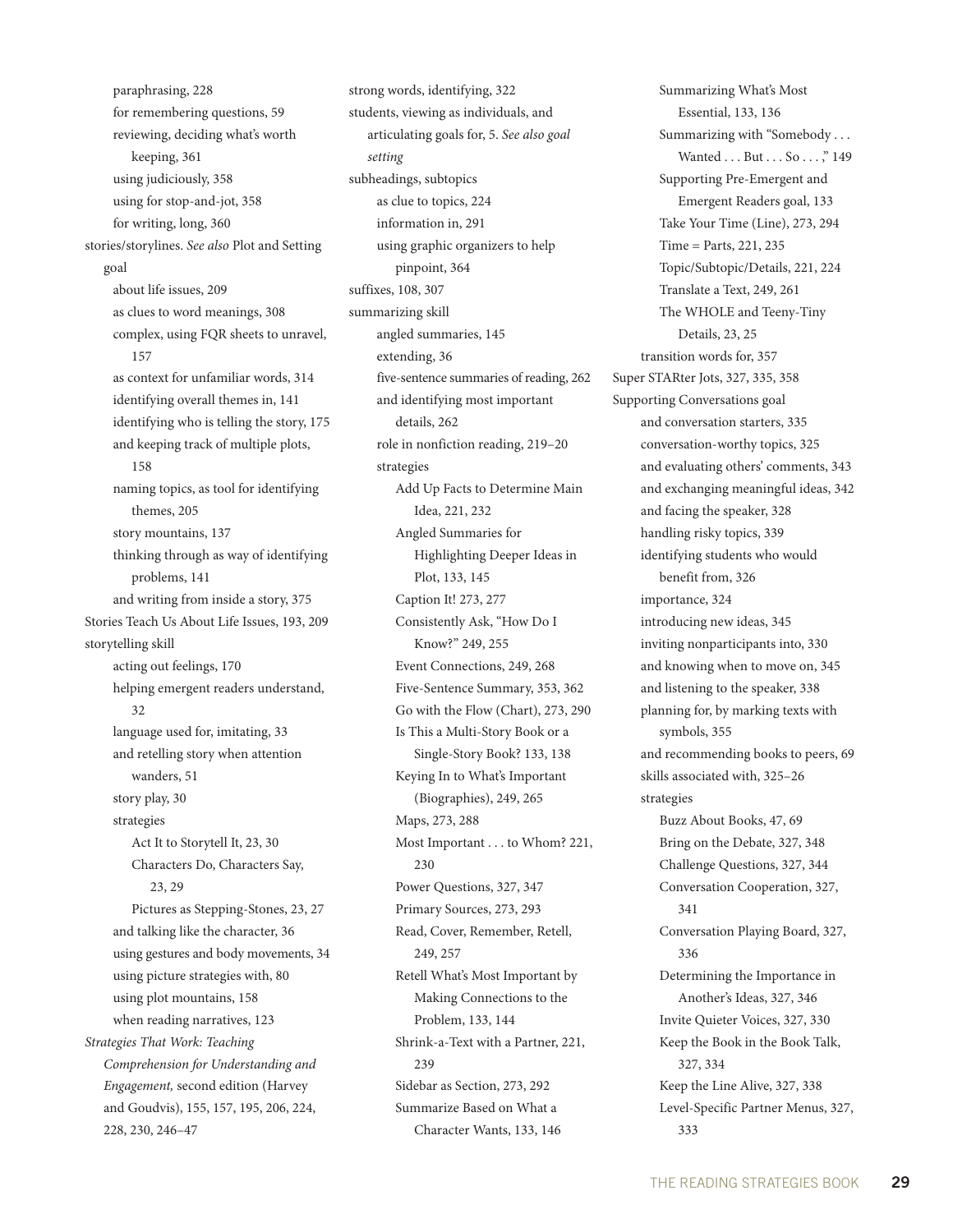- paraphrasing, 228
  - for remembering questions, 59
  - reviewing, deciding what's worth keeping, 361
  - using judiciously, 358
  - using for stop-and-jot, 358
  - for writing, long, 360
- stories/storylines. *See also* Plot and Setting goal
  - about life issues, 209
  - as clues to word meanings, 308
  - complex, using FQR sheets to unravel, 157
  - as context for unfamiliar words, 314
  - identifying overall themes in, 141
  - identifying who is telling the story, 175
  - and keeping track of multiple plots, 158
  - naming topics, as tool for identifying themes, 205
  - story mountains, 137
  - thinking through as way of identifying problems, 141
  - and writing from inside a story, 375
- Stories Teach Us About Life Issues, 193, 209
- storytelling skill
  - acting out feelings, 170
  - helping emergent readers understand, 32
  - language used for, imitating, 33
  - and retelling story when attention wanders, 51
  - story play, 30
  - strategies
    - Act It to Storytell It, 23, 30
    - Characters Do, Characters Say, 23, 29
    - Pictures as Stepping-Stones, 23, 27
  - and talking like the character, 36
  - using gestures and body movements, 34
  - using picture strategies with, 80
  - using plot mountains, 158
  - when reading narratives, 123
- *Strategies That Work: Teaching Comprehension for Understanding and Engagement,* second edition (Harvey and Goudvis), 155, 157, 195, 206, 224, 228, 230, 246–47
- strong words, identifying, 322
- students, viewing as individuals, and articulating goals for, 5. *See also goal setting*
- subheadings, subtopics
  - as clue to topics, 224
  - information in, 291
  - using graphic organizers to help pinpoint, 364
- suffixes, 108, 307
- summarizing skill
  - angled summaries, 145
  - extending, 36
  - five-sentence summaries of reading, 262
  - and identifying most important details, 262
  - role in nonfiction reading, 219–20
  - strategies
    - Add Up Facts to Determine Main Idea, 221, 232
    - Angled Summaries for Highlighting Deeper Ideas in Plot, 133, 145
    - Caption It! 273, 277
    - Consistently Ask, "How Do I Know?" 249, 255
    - Event Connections, 249, 268
    - Five-Sentence Summary, 353, 362
    - Go with the Flow (Chart), 273, 290
    - Is This a Multi-Story Book or a Single-Story Book? 133, 138
    - Keying In to What's Important (Biographies), 249, 265
    - Maps, 273, 288
    - Most Important . . . to Whom? 221, 230
    - Power Questions, 327, 347
    - Primary Sources, 273, 293
    - Read, Cover, Remember, Retell, 249, 257
    - Retell What's Most Important by Making Connections to the Problem, 133, 144
    - Shrink-a-Text with a Partner, 221, 239
    - Sidebar as Section, 273, 292
    - Summarize Based on What a Character Wants, 133, 146
    - Summarizing What's Most Essential, 133, 136
    - Summarizing with "Somebody . . . Wanted . . . But . . . So . . . ," 149
    - Supporting Pre-Emergent and Emergent Readers goal, 133
    - Take Your Time (Line), 273, 294
    - Time = Parts, 221, 235
    - Topic/Subtopic/Details, 221, 224
    - Translate a Text, 249, 261
    - The WHOLE and Teeny-Tiny Details, 23, 25
  - transition words for, 357
- Super STARter Jots, 327, 335, 358
- Supporting Conversations goal
  - and conversation starters, 335
  - conversation-worthy topics, 325
  - and evaluating others' comments, 343
  - and exchanging meaningful ideas, 342
  - and facing the speaker, 328
  - handling risky topics, 339
  - identifying students who would benefit from, 326
  - importance, 324
  - introducing new ideas, 345
  - inviting nonparticipants into, 330
  - and knowing when to move on, 345
  - and listening to the speaker, 338
  - planning for, by marking texts with symbols, 355
  - and recommending books to peers, 69
  - skills associated with, 325–26
  - strategies
    - Buzz About Books, 47, 69
    - Bring on the Debate, 327, 348
    - Challenge Questions, 327, 344
    - Conversation Cooperation, 327, 341
    - Conversation Playing Board, 327, 336
    - Determining the Importance in Another's Ideas, 327, 346
    - Invite Quieter Voices, 327, 330
    - Keep the Book in the Book Talk, 327, 334
    - Keep the Line Alive, 327, 338
    - Level-Specific Partner Menus, 327, 333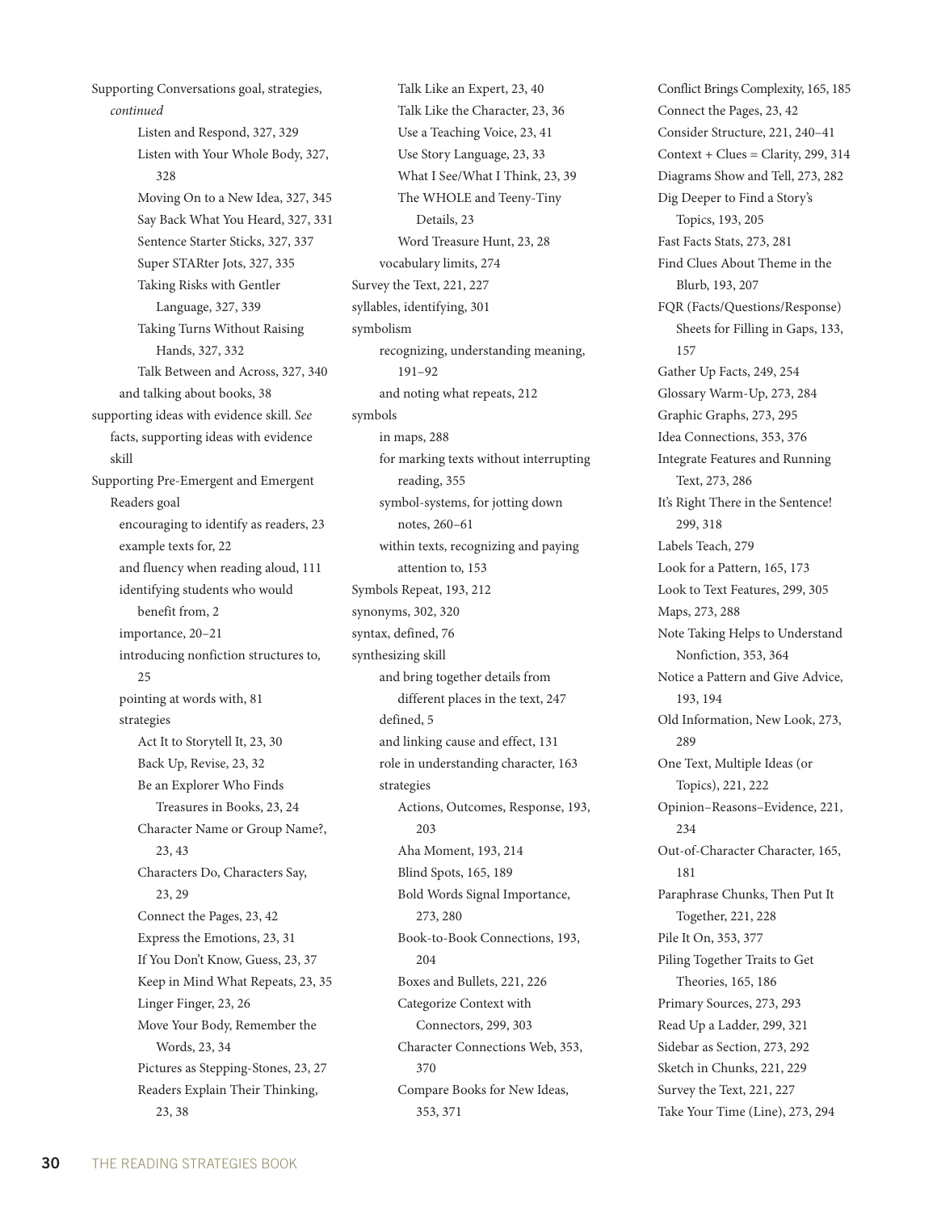Supporting Conversations goal, strategies, *continued*
- Listen and Respond, 327, 329
- Listen with Your Whole Body, 327, 328
- Moving On to a New Idea, 327, 345
- Say Back What You Heard, 327, 331
- Sentence Starter Sticks, 327, 337
- Super STARter Jots, 327, 335
- Taking Risks with Gentler Language, 327, 339
- Taking Turns Without Raising Hands, 327, 332
- Talk Between and Across, 327, 340

and talking about books, 38

supporting ideas with evidence skill. *See* facts, supporting ideas with evidence skill

Supporting Pre-Emergent and Emergent Readers goal
- encouraging to identify as readers, 23
- example texts for, 22
- and fluency when reading aloud, 111
- identifying students who would benefit from, 2
- importance, 20–21
- introducing nonfiction structures to, 25
- pointing at words with, 81
- strategies
  - Act It to Storytell It, 23, 30
  - Back Up, Revise, 23, 32
  - Be an Explorer Who Finds Treasures in Books, 23, 24
  - Character Name or Group Name?, 23, 43
  - Characters Do, Characters Say, 23, 29
  - Connect the Pages, 23, 42
  - Express the Emotions, 23, 31
  - If You Don't Know, Guess, 23, 37
  - Keep in Mind What Repeats, 23, 35
  - Linger Finger, 23, 26
  - Move Your Body, Remember the Words, 23, 34
  - Pictures as Stepping-Stones, 23, 27
  - Readers Explain Their Thinking, 23, 38
  - Talk Like an Expert, 23, 40
  - Talk Like the Character, 23, 36
  - Use a Teaching Voice, 23, 41
  - Use Story Language, 23, 33
  - What I See/What I Think, 23, 39
  - The WHOLE and Teeny-Tiny Details, 23
  - Word Treasure Hunt, 23, 28
- vocabulary limits, 274

Survey the Text, 221, 227

syllables, identifying, 301

symbolism
- recognizing, understanding meaning, 191–92
- and noting what repeats, 212

symbols
- in maps, 288
- for marking texts without interrupting reading, 355
- symbol-systems, for jotting down notes, 260–61
- within texts, recognizing and paying attention to, 153

Symbols Repeat, 193, 212

synonyms, 302, 320

syntax, defined, 76

synthesizing skill
- and bring together details from different places in the text, 247
- defined, 5
- and linking cause and effect, 131
- role in understanding character, 163
- strategies
  - Actions, Outcomes, Response, 193, 203
  - Aha Moment, 193, 214
  - Blind Spots, 165, 189
  - Bold Words Signal Importance, 273, 280
  - Book-to-Book Connections, 193, 204
  - Boxes and Bullets, 221, 226
  - Categorize Context with Connectors, 299, 303
  - Character Connections Web, 353, 370
  - Compare Books for New Ideas, 353, 371
  - Conflict Brings Complexity, 165, 185
  - Connect the Pages, 23, 42
  - Consider Structure, 221, 240–41
  - Context + Clues = Clarity, 299, 314
  - Diagrams Show and Tell, 273, 282
  - Dig Deeper to Find a Story's Topics, 193, 205
  - Fast Facts Stats, 273, 281
  - Find Clues About Theme in the Blurb, 193, 207
  - FQR (Facts/Questions/Response) Sheets for Filling in Gaps, 133, 157
  - Gather Up Facts, 249, 254
  - Glossary Warm-Up, 273, 284
  - Graphic Graphs, 273, 295
  - Idea Connections, 353, 376
  - Integrate Features and Running Text, 273, 286
  - It's Right There in the Sentence! 299, 318
  - Labels Teach, 279
  - Look for a Pattern, 165, 173
  - Look to Text Features, 299, 305
  - Maps, 273, 288
  - Note Taking Helps to Understand Nonfiction, 353, 364
  - Notice a Pattern and Give Advice, 193, 194
  - Old Information, New Look, 273, 289
  - One Text, Multiple Ideas (or Topics), 221, 222
  - Opinion–Reasons–Evidence, 221, 234
  - Out-of-Character Character, 165, 181
  - Paraphrase Chunks, Then Put It Together, 221, 228
  - Pile It On, 353, 377
  - Piling Together Traits to Get Theories, 165, 186
  - Primary Sources, 273, 293
  - Read Up a Ladder, 299, 321
  - Sidebar as Section, 273, 292
  - Sketch in Chunks, 221, 229
  - Survey the Text, 221, 227
  - Take Your Time (Line), 273, 294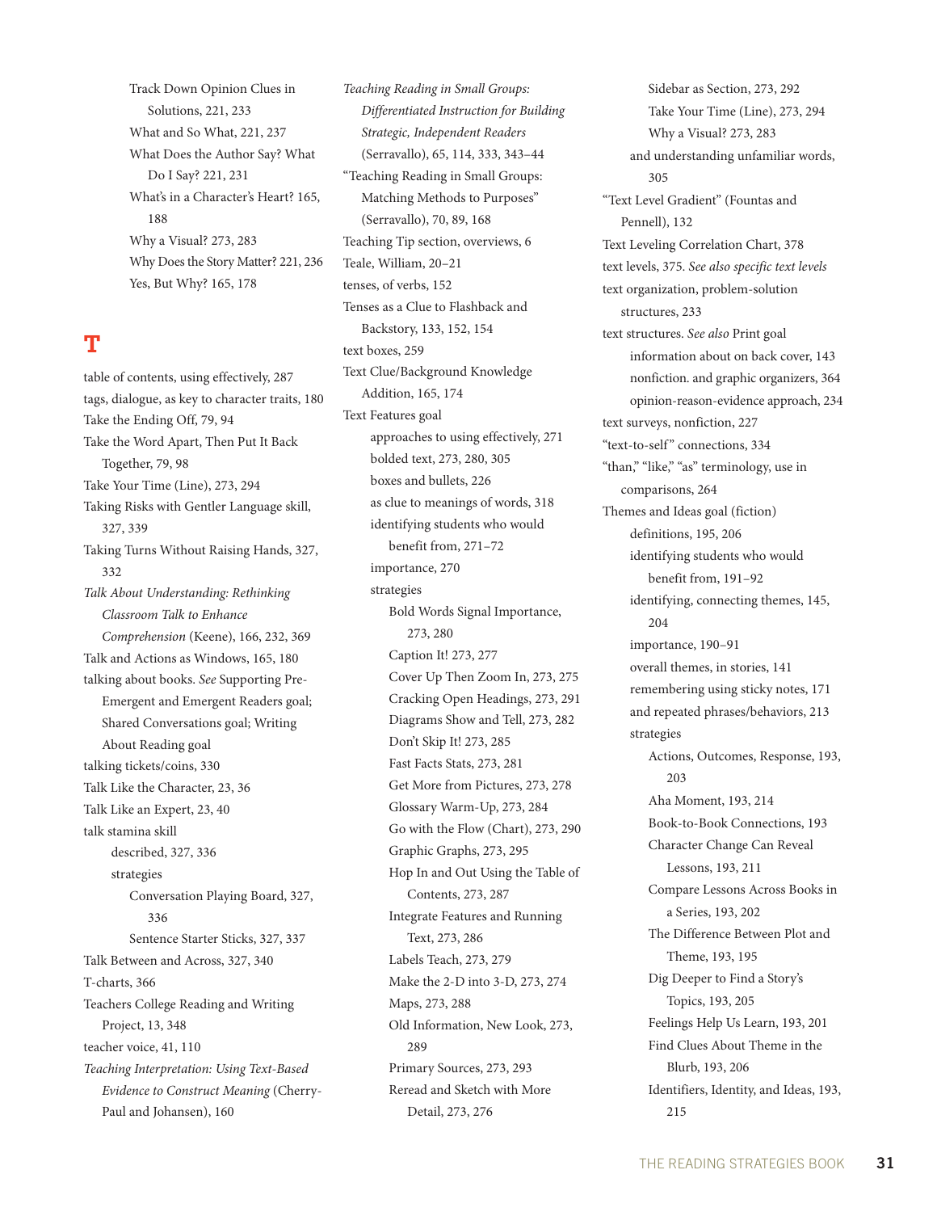Track Down Opinion Clues in Solutions, 221, 233
What and So What, 221, 237
What Does the Author Say? What Do I Say? 221, 231
What's in a Character's Heart? 165, 188
Why a Visual? 273, 283
Why Does the Story Matter? 221, 236
Yes, But Why? 165, 178

## T

table of contents, using effectively, 287
tags, dialogue, as key to character traits, 180
Take the Ending Off, 79, 94
Take the Word Apart, Then Put It Back Together, 79, 98
Take Your Time (Line), 273, 294
Taking Risks with Gentler Language skill, 327, 339
Taking Turns Without Raising Hands, 327, 332
*Talk About Understanding: Rethinking Classroom Talk to Enhance Comprehension* (Keene), 166, 232, 369
Talk and Actions as Windows, 165, 180
talking about books. *See* Supporting Pre-Emergent and Emergent Readers goal; Shared Conversations goal; Writing About Reading goal
talking tickets/coins, 330
Talk Like the Character, 23, 36
Talk Like an Expert, 23, 40
talk stamina skill
- described, 327, 336
- strategies
  - Conversation Playing Board, 327, 336
  - Sentence Starter Sticks, 327, 337

Talk Between and Across, 327, 340
T-charts, 366
Teachers College Reading and Writing Project, 13, 348
teacher voice, 41, 110
*Teaching Interpretation: Using Text-Based Evidence to Construct Meaning* (Cherry-Paul and Johansen), 160
*Teaching Reading in Small Groups: Differentiated Instruction for Building Strategic, Independent Readers* (Serravallo), 65, 114, 333, 343–44
"Teaching Reading in Small Groups: Matching Methods to Purposes" (Serravallo), 70, 89, 168
Teaching Tip section, overviews, 6
Teale, William, 20–21
tenses, of verbs, 152
Tenses as a Clue to Flashback and Backstory, 133, 152, 154
text boxes, 259
Text Clue/Background Knowledge Addition, 165, 174
Text Features goal
- approaches to using effectively, 271
- bolded text, 273, 280, 305
- boxes and bullets, 226
- as clue to meanings of words, 318
- identifying students who would benefit from, 271–72
- importance, 270
- strategies
  - Bold Words Signal Importance, 273, 280
  - Caption It! 273, 277
  - Cover Up Then Zoom In, 273, 275
  - Cracking Open Headings, 273, 291
  - Diagrams Show and Tell, 273, 282
  - Don't Skip It! 273, 285
  - Fast Facts Stats, 273, 281
  - Get More from Pictures, 273, 278
  - Glossary Warm-Up, 273, 284
  - Go with the Flow (Chart), 273, 290
  - Graphic Graphs, 273, 295
  - Hop In and Out Using the Table of Contents, 273, 287
  - Integrate Features and Running Text, 273, 286
  - Labels Teach, 273, 279
  - Make the 2-D into 3-D, 273, 274
  - Maps, 273, 288
  - Old Information, New Look, 273, 289
  - Primary Sources, 273, 293
  - Reread and Sketch with More Detail, 273, 276
  - Sidebar as Section, 273, 292
  - Take Your Time (Line), 273, 294
  - Why a Visual? 273, 283
- and understanding unfamiliar words, 305

"Text Level Gradient" (Fountas and Pennell), 132
Text Leveling Correlation Chart, 378
text levels, 375. *See also specific text levels*
text organization, problem-solution structures, 233
text structures. *See also* Print goal
- information about on back cover, 143
- nonfiction. and graphic organizers, 364
- opinion-reason-evidence approach, 234

text surveys, nonfiction, 227
"text-to-self" connections, 334
"than," "like," "as" terminology, use in comparisons, 264
Themes and Ideas goal (fiction)
- definitions, 195, 206
- identifying students who would benefit from, 191–92
- identifying, connecting themes, 145, 204
- importance, 190–91
- overall themes, in stories, 141
- remembering using sticky notes, 171
- and repeated phrases/behaviors, 213
- strategies
  - Actions, Outcomes, Response, 193, 203
  - Aha Moment, 193, 214
  - Book-to-Book Connections, 193
  - Character Change Can Reveal Lessons, 193, 211
  - Compare Lessons Across Books in a Series, 193, 202
  - The Difference Between Plot and Theme, 193, 195
  - Dig Deeper to Find a Story's Topics, 193, 205
  - Feelings Help Us Learn, 193, 201
  - Find Clues About Theme in the Blurb, 193, 206
  - Identifiers, Identity, and Ideas, 193, 215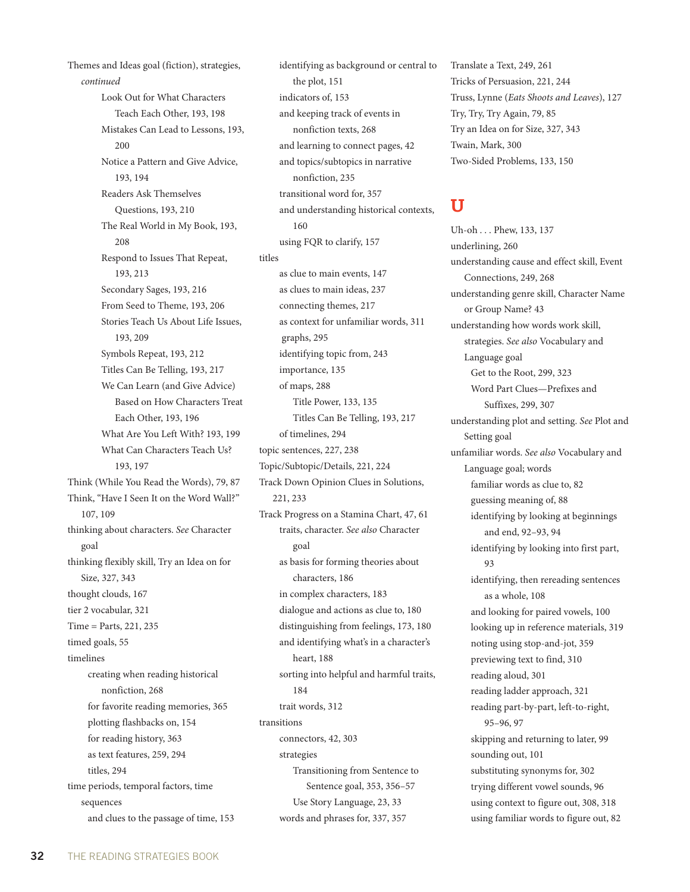Themes and Ideas goal (fiction), strategies, *continued*
- Look Out for What Characters Teach Each Other, 193, 198
- Mistakes Can Lead to Lessons, 193, 200
- Notice a Pattern and Give Advice, 193, 194
- Readers Ask Themselves Questions, 193, 210
- The Real World in My Book, 193, 208
- Respond to Issues That Repeat, 193, 213
- Secondary Sages, 193, 216
- From Seed to Theme, 193, 206
- Stories Teach Us About Life Issues, 193, 209
- Symbols Repeat, 193, 212
- Titles Can Be Telling, 193, 217
- We Can Learn (and Give Advice) Based on How Characters Treat Each Other, 193, 196
- What Are You Left With? 193, 199
- What Can Characters Teach Us? 193, 197

Think (While You Read the Words), 79, 87
Think, "Have I Seen It on the Word Wall?" 107, 109
thinking about characters. *See* Character goal
thinking flexibly skill, Try an Idea on for Size, 327, 343
thought clouds, 167
tier 2 vocabular, 321
Time = Parts, 221, 235
timed goals, 55
timelines
- creating when reading historical nonfiction, 268
- for favorite reading memories, 365
- plotting flashbacks on, 154
- for reading history, 363
- as text features, 259, 294
- titles, 294

time periods, temporal factors, time sequences
- and clues to the passage of time, 153
- identifying as background or central to the plot, 151
- indicators of, 153
- and keeping track of events in nonfiction texts, 268
- and learning to connect pages, 42
- and topics/subtopics in narrative nonfiction, 235
- transitional word for, 357
- and understanding historical contexts, 160
- using FQR to clarify, 157

titles
- as clue to main events, 147
- as clues to main ideas, 237
- connecting themes, 217
- as context for unfamiliar words, 311
- graphs, 295
- identifying topic from, 243
- importance, 135
- of maps, 288
  - Title Power, 133, 135
  - Titles Can Be Telling, 193, 217
- of timelines, 294

topic sentences, 227, 238
Topic/Subtopic/Details, 221, 224
Track Down Opinion Clues in Solutions, 221, 233
Track Progress on a Stamina Chart, 47, 61
- traits, character. *See also* Character goal
- as basis for forming theories about characters, 186
- in complex characters, 183
- dialogue and actions as clue to, 180
- distinguishing from feelings, 173, 180
- and identifying what's in a character's heart, 188
- sorting into helpful and harmful traits, 184
- trait words, 312

transitions
- connectors, 42, 303
- strategies
  - Transitioning from Sentence to Sentence goal, 353, 356–57
  - Use Story Language, 23, 33
- words and phrases for, 337, 357

Translate a Text, 249, 261
Tricks of Persuasion, 221, 244
Truss, Lynne (*Eats Shoots and Leaves*), 127
Try, Try, Try Again, 79, 85
Try an Idea on for Size, 327, 343
Twain, Mark, 300
Two-Sided Problems, 133, 150

## U

Uh-oh . . . Phew, 133, 137
underlining, 260
understanding cause and effect skill, Event Connections, 249, 268
understanding genre skill, Character Name or Group Name? 43
understanding how words work skill, strategies. *See also* Vocabulary and Language goal
- Get to the Root, 299, 323
- Word Part Clues—Prefixes and Suffixes, 299, 307

understanding plot and setting. *See* Plot and Setting goal
unfamiliar words. *See also* Vocabulary and Language goal; words
- familiar words as clue to, 82
- guessing meaning of, 88
- identifying by looking at beginnings and end, 92–93, 94
- identifying by looking into first part, 93
- identifying, then rereading sentences as a whole, 108
- and looking for paired vowels, 100
- looking up in reference materials, 319
- noting using stop-and-jot, 359
- previewing text to find, 310
- reading aloud, 301
- reading ladder approach, 321
- reading part-by-part, left-to-right, 95–96, 97
- skipping and returning to later, 99
- sounding out, 101
- substituting synonyms for, 302
- trying different vowel sounds, 96
- using context to figure out, 308, 318
- using familiar words to figure out, 82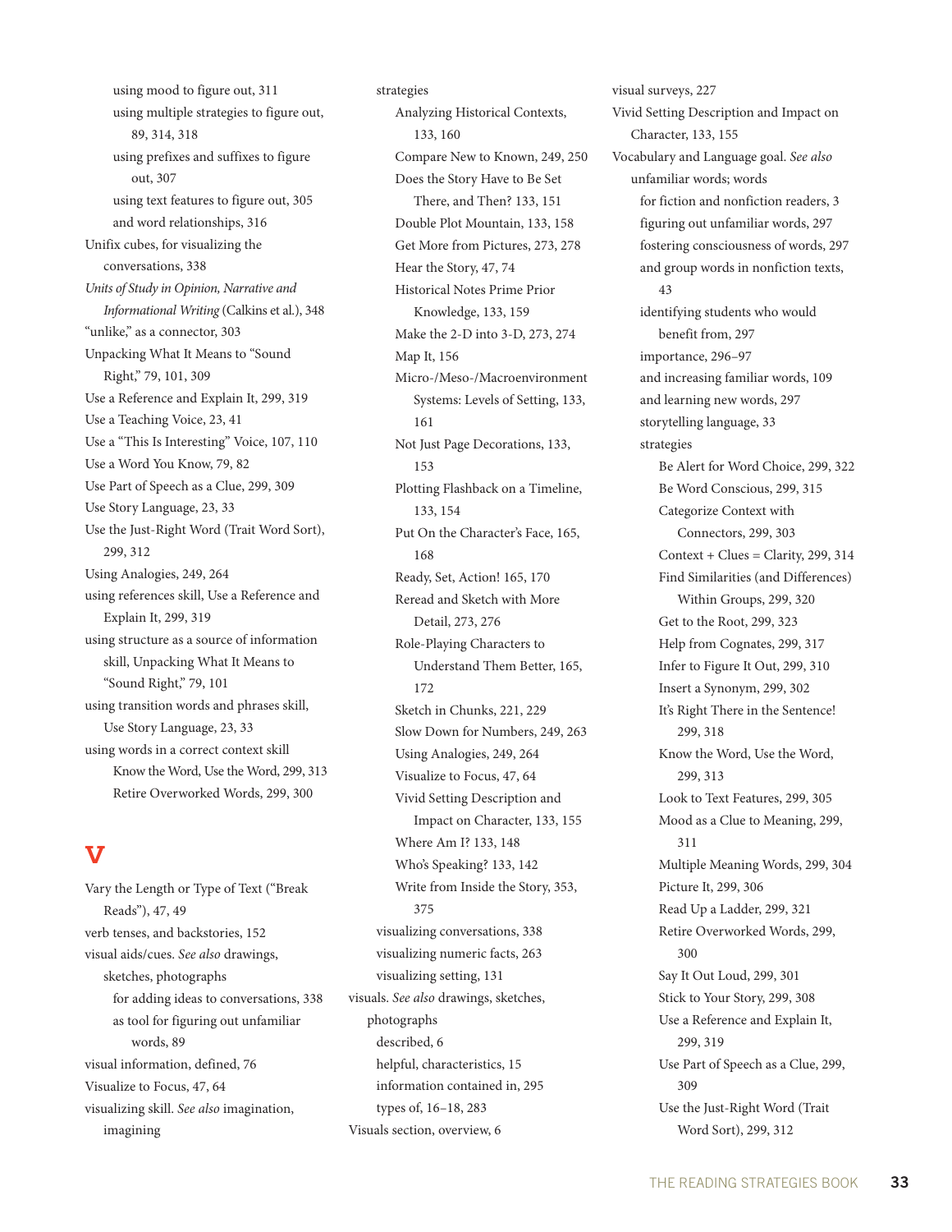using mood to figure out, 311
using multiple strategies to figure out, 89, 314, 318
using prefixes and suffixes to figure out, 307
using text features to figure out, 305
and word relationships, 316

Unifix cubes, for visualizing the conversations, 338
*Units of Study in Opinion, Narrative and Informational Writing* (Calkins et al.), 348
"unlike," as a connector, 303
Unpacking What It Means to "Sound Right," 79, 101, 309
Use a Reference and Explain It, 299, 319
Use a Teaching Voice, 23, 41
Use a "This Is Interesting" Voice, 107, 110
Use a Word You Know, 79, 82
Use Part of Speech as a Clue, 299, 309
Use Story Language, 23, 33
Use the Just-Right Word (Trait Word Sort), 299, 312
Using Analogies, 249, 264
using references skill, Use a Reference and Explain It, 299, 319
using structure as a source of information skill, Unpacking What It Means to "Sound Right," 79, 101
using transition words and phrases skill, Use Story Language, 23, 33
using words in a correct context skill
Know the Word, Use the Word, 299, 313
Retire Overworked Words, 299, 300

# V

Vary the Length or Type of Text ("Break Reads"), 47, 49
verb tenses, and backstories, 152
visual aids/cues. *See also* drawings, sketches, photographs
for adding ideas to conversations, 338
as tool for figuring out unfamiliar words, 89
visual information, defined, 76
Visualize to Focus, 47, 64
visualizing skill. *See also* imagination, imagining
strategies
Analyzing Historical Contexts, 133, 160
Compare New to Known, 249, 250
Does the Story Have to Be Set There, and Then? 133, 151
Double Plot Mountain, 133, 158
Get More from Pictures, 273, 278
Hear the Story, 47, 74
Historical Notes Prime Prior Knowledge, 133, 159
Make the 2-D into 3-D, 273, 274
Map It, 156
Micro-/Meso-/Macroenvironment Systems: Levels of Setting, 133, 161
Not Just Page Decorations, 133, 153
Plotting Flashback on a Timeline, 133, 154
Put On the Character's Face, 165, 168
Ready, Set, Action! 165, 170
Reread and Sketch with More Detail, 273, 276
Role-Playing Characters to Understand Them Better, 165, 172
Sketch in Chunks, 221, 229
Slow Down for Numbers, 249, 263
Using Analogies, 249, 264
Visualize to Focus, 47, 64
Vivid Setting Description and Impact on Character, 133, 155
Where Am I? 133, 148
Who's Speaking? 133, 142
Write from Inside the Story, 353, 375
visualizing conversations, 338
visualizing numeric facts, 263
visualizing setting, 131
visuals. *See also* drawings, sketches, photographs
described, 6
helpful, characteristics, 15
information contained in, 295
types of, 16–18, 283
Visuals section, overview, 6
visual surveys, 227
Vivid Setting Description and Impact on Character, 133, 155
Vocabulary and Language goal. *See also* unfamiliar words; words
for fiction and nonfiction readers, 3
figuring out unfamiliar words, 297
fostering consciousness of words, 297
and group words in nonfiction texts, 43
identifying students who would benefit from, 297
importance, 296–97
and increasing familiar words, 109
and learning new words, 297
storytelling language, 33
strategies
Be Alert for Word Choice, 299, 322
Be Word Conscious, 299, 315
Categorize Context with Connectors, 299, 303
Context + Clues = Clarity, 299, 314
Find Similarities (and Differences) Within Groups, 299, 320
Get to the Root, 299, 323
Help from Cognates, 299, 317
Infer to Figure It Out, 299, 310
Insert a Synonym, 299, 302
It's Right There in the Sentence! 299, 318
Know the Word, Use the Word, 299, 313
Look to Text Features, 299, 305
Mood as a Clue to Meaning, 299, 311
Multiple Meaning Words, 299, 304
Picture It, 299, 306
Read Up a Ladder, 299, 321
Retire Overworked Words, 299, 300
Say It Out Loud, 299, 301
Stick to Your Story, 299, 308
Use a Reference and Explain It, 299, 319
Use Part of Speech as a Clue, 299, 309
Use the Just-Right Word (Trait Word Sort), 299, 312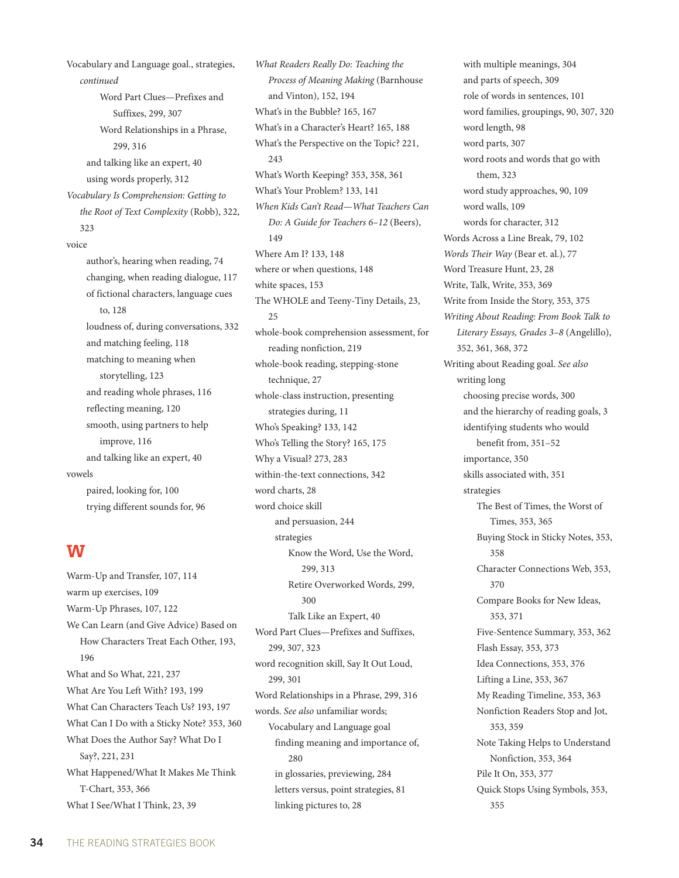Vocabulary and Language goal., strategies, *continued*
- Word Part Clues—Prefixes and Suffixes, 299, 307
- Word Relationships in a Phrase, 299, 316
- and talking like an expert, 40
- using words properly, 312

*Vocabulary Is Comprehension: Getting to the Root of Text Complexity* (Robb), 322, 323

voice
- author's, hearing when reading, 74
- changing, when reading dialogue, 117
- of fictional characters, language cues to, 128
- loudness of, during conversations, 332
- and matching feeling, 118
- matching to meaning when storytelling, 123
- and reading whole phrases, 116
- reflecting meaning, 120
- smooth, using partners to help improve, 116
- and talking like an expert, 40

vowels
- paired, looking for, 100
- trying different sounds for, 96

## W

Warm-Up and Transfer, 107, 114

warm up exercises, 109

Warm-Up Phrases, 107, 122

We Can Learn (and Give Advice) Based on How Characters Treat Each Other, 193, 196

What and So What, 221, 237

What Are You Left With? 193, 199

What Can Characters Teach Us? 193, 197

What Can I Do with a Sticky Note? 353, 360

What Does the Author Say? What Do I Say?, 221, 231

What Happened/What It Makes Me Think T-Chart, 353, 366

What I See/What I Think, 23, 39

*What Readers Really Do: Teaching the Process of Meaning Making* (Barnhouse and Vinton), 152, 194

What's in the Bubble? 165, 167

What's in a Character's Heart? 165, 188

What's the Perspective on the Topic? 221, 243

What's Worth Keeping? 353, 358, 361

What's Your Problem? 133, 141

*When Kids Can't Read—What Teachers Can Do: A Guide for Teachers 6–12* (Beers), 149

Where Am I? 133, 148

where or when questions, 148

white spaces, 153

The WHOLE and Teeny-Tiny Details, 23, 25

whole-book comprehension assessment, for reading nonfiction, 219

whole-book reading, stepping-stone technique, 27

whole-class instruction, presenting strategies during, 11

Who's Speaking? 133, 142

Who's Telling the Story? 165, 175

Why a Visual? 273, 283

within-the-text connections, 342

word charts, 28

word choice skill
- and persuasion, 244
- strategies
  - Know the Word, Use the Word, 299, 313
  - Retire Overworked Words, 299, 300
  - Talk Like an Expert, 40

Word Part Clues—Prefixes and Suffixes, 299, 307, 323

word recognition skill, Say It Out Loud, 299, 301

Word Relationships in a Phrase, 299, 316

words. *See also* unfamiliar words; Vocabulary and Language goal
- finding meaning and importance of, 280
- in glossaries, previewing, 284
- letters versus, point strategies, 81
- linking pictures to, 28
- with multiple meanings, 304
- and parts of speech, 309
- role of words in sentences, 101
- word families, groupings, 90, 307, 320
- word length, 98
- word parts, 307
- word roots and words that go with them, 323
- word study approaches, 90, 109
- word walls, 109
- words for character, 312

Words Across a Line Break, 79, 102

*Words Their Way* (Bear et. al.), 77

Word Treasure Hunt, 23, 28

Write, Talk, Write, 353, 369

Write from Inside the Story, 353, 375

*Writing About Reading: From Book Talk to Literary Essays, Grades 3–8* (Angelillo), 352, 361, 368, 372

Writing about Reading goal. *See also* writing long
- choosing precise words, 300
- and the hierarchy of reading goals, 3
- identifying students who would benefit from, 351–52
- importance, 350
- skills associated with, 351
- strategies
  - The Best of Times, the Worst of Times, 353, 365
  - Buying Stock in Sticky Notes, 353, 358
  - Character Connections Web, 353, 370
  - Compare Books for New Ideas, 353, 371
  - Five-Sentence Summary, 353, 362
  - Flash Essay, 353, 373
  - Idea Connections, 353, 376
  - Lifting a Line, 353, 367
  - My Reading Timeline, 353, 363
  - Nonfiction Readers Stop and Jot, 353, 359
  - Note Taking Helps to Understand Nonfiction, 353, 364
  - Pile It On, 353, 377
  - Quick Stops Using Symbols, 353, 355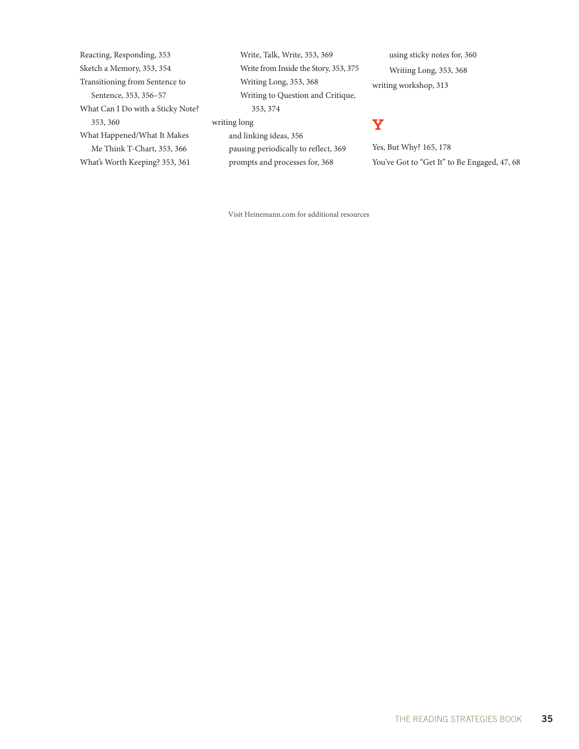Reacting, Responding, 353
Sketch a Memory, 353, 354
Transitioning from Sentence to Sentence, 353, 356–57
What Can I Do with a Sticky Note? 353, 360
What Happened/What It Makes Me Think T-Chart, 353, 366
What's Worth Keeping? 353, 361
Write, Talk, Write, 353, 369
Write from Inside the Story, 353, 375
Writing Long, 353, 368
Writing to Question and Critique, 353, 374

writing long
- and linking ideas, 356
- pausing periodically to reflect, 369
- prompts and processes for, 368
- using sticky notes for, 360
- Writing Long, 353, 368

writing workshop, 313

## Y

Yes, But Why? 165, 178
You've Got to "Get It" to Be Engaged, 47, 68

Visit Heinemann.com for additional resources